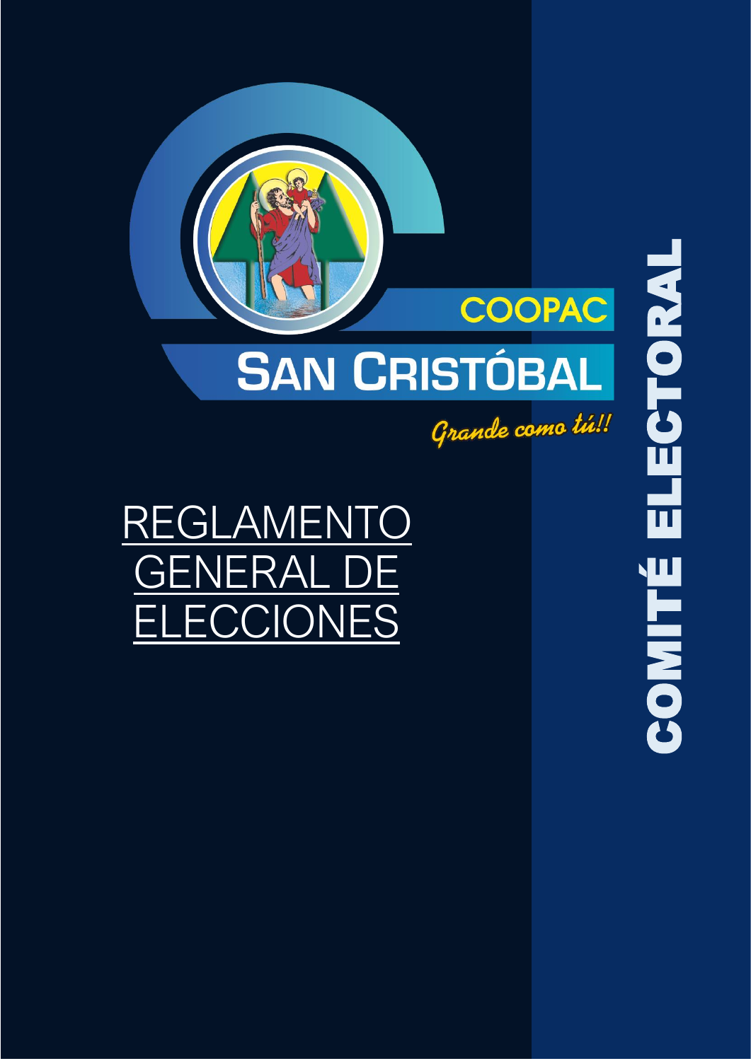COOPAC

# SAN CRISTÓBAL

*Grande como tú!!*

# REGLAMENTO GENERAL DE ELECCIONES

**COMITÉ ELECTORAL**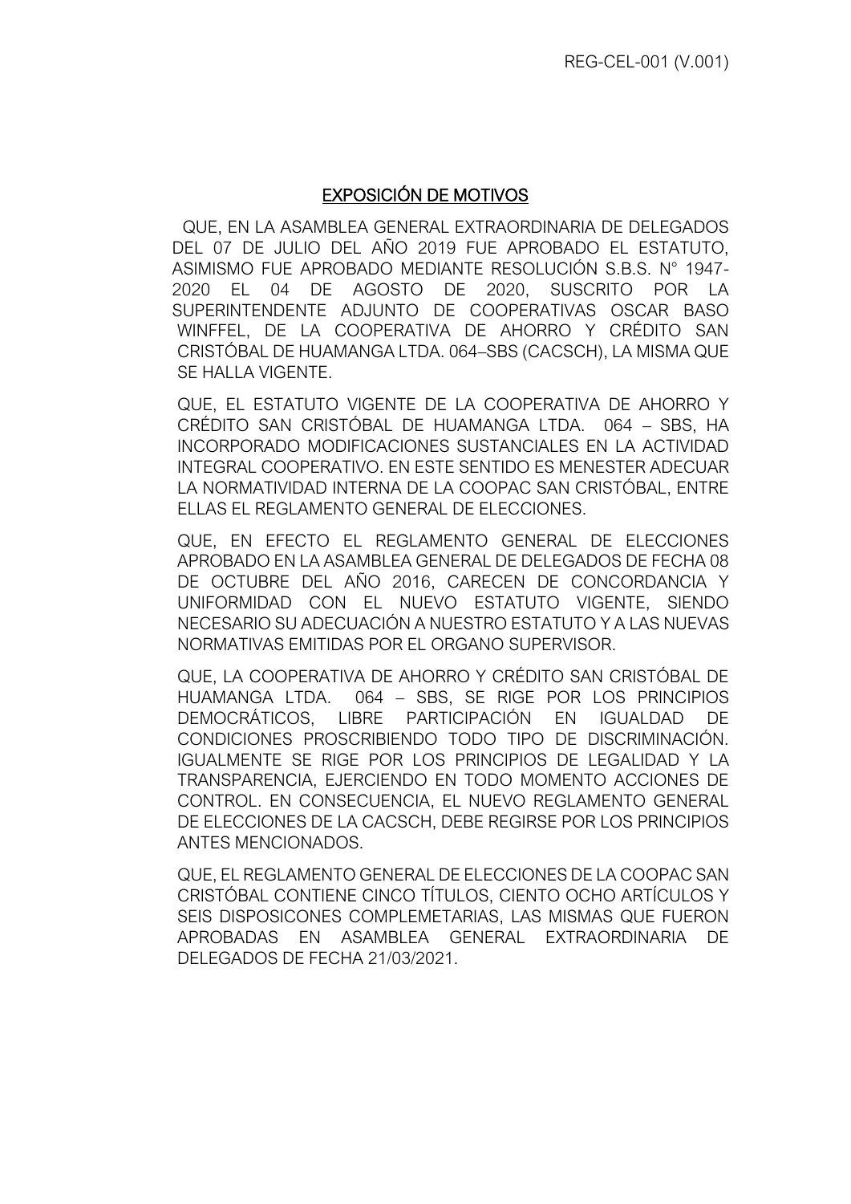## EXPOSICIÓN DE MOTIVOS

QUE, EN LA ASAMBLEA GENERAL EXTRAORDINARIA DE DELEGADOS DEL 07 DE JULIO DEL AÑO 2019 FUE APROBADO EL ESTATUTO, ASIMISMO FUE APROBADO MEDIANTE RESOLUCIÓN S.B.S. N° 1947-2020 EL 04 DE AGOSTO DE 2020, SUSCRITO POR LA SUPERINTENDENTE ADJUNTO DE COOPERATIVAS OSCAR BASO WINFFEL, DE LA COOPERATIVA DE AHORRO Y CRÉDITO SAN CRISTÓBAL DE HUAMANGA LTDA. 064–SBS (CACSCH), LA MISMA QUE SE HALLA VIGENTE.

QUE, EL ESTATUTO VIGENTE DE LA COOPERATIVA DE AHORRO Y CRÉDITO SAN CRISTÓBAL DE HUAMANGA LTDA. 064 – SBS, HA INCORPORADO MODIFICACIONES SUSTANCIALES EN LA ACTIVIDAD INTEGRAL COOPERATIVO. EN ESTE SENTIDO ES MENESTER ADECUAR LA NORMATIVIDAD INTERNA DE LA COOPAC SAN CRISTÓBAL, ENTRE ELLAS EL REGLAMENTO GENERAL DE ELECCIONES.

QUE, EN EFECTO EL REGLAMENTO GENERAL DE ELECCIONES APROBADO EN LA ASAMBLEA GENERAL DE DELEGADOS DE FECHA 08 DE OCTUBRE DEL AÑO 2016, CARECEN DE CONCORDANCIA Y UNIFORMIDAD CON EL NUEVO ESTATUTO VIGENTE, SIENDO NECESARIO SU ADECUACIÓN A NUESTRO ESTATUTO Y A LAS NUEVAS NORMATIVAS EMITIDAS POR EL ORGANO SUPERVISOR.

QUE, LA COOPERATIVA DE AHORRO Y CRÉDITO SAN CRISTÓBAL DE HUAMANGA LTDA. 064 – SBS, SE RIGE POR LOS PRINCIPIOS DEMOCRÁTICOS, LIBRE PARTICIPACIÓN EN IGUALDAD DE CONDICIONES PROSCRIBIENDO TODO TIPO DE DISCRIMINACIÓN. IGUALMENTE SE RIGE POR LOS PRINCIPIOS DE LEGALIDAD Y LA TRANSPARENCIA, EJERCIENDO EN TODO MOMENTO ACCIONES DE CONTROL. EN CONSECUENCIA, EL NUEVO REGLAMENTO GENERAL DE ELECCIONES DE LA CACSCH, DEBE REGIRSE POR LOS PRINCIPIOS ANTES MENCIONADOS.

QUE, EL REGLAMENTO GENERAL DE ELECCIONES DE LA COOPAC SAN CRISTÓBAL CONTIENE CINCO TÍTULOS, CIENTO OCHO ARTÍCULOS Y SEIS DISPOSICONES COMPLEMETARIAS, LAS MISMAS QUE FUERON APROBADAS EN ASAMBLEA GENERAL EXTRAORDINARIA DE DELEGADOS DE FECHA 21/03/2021.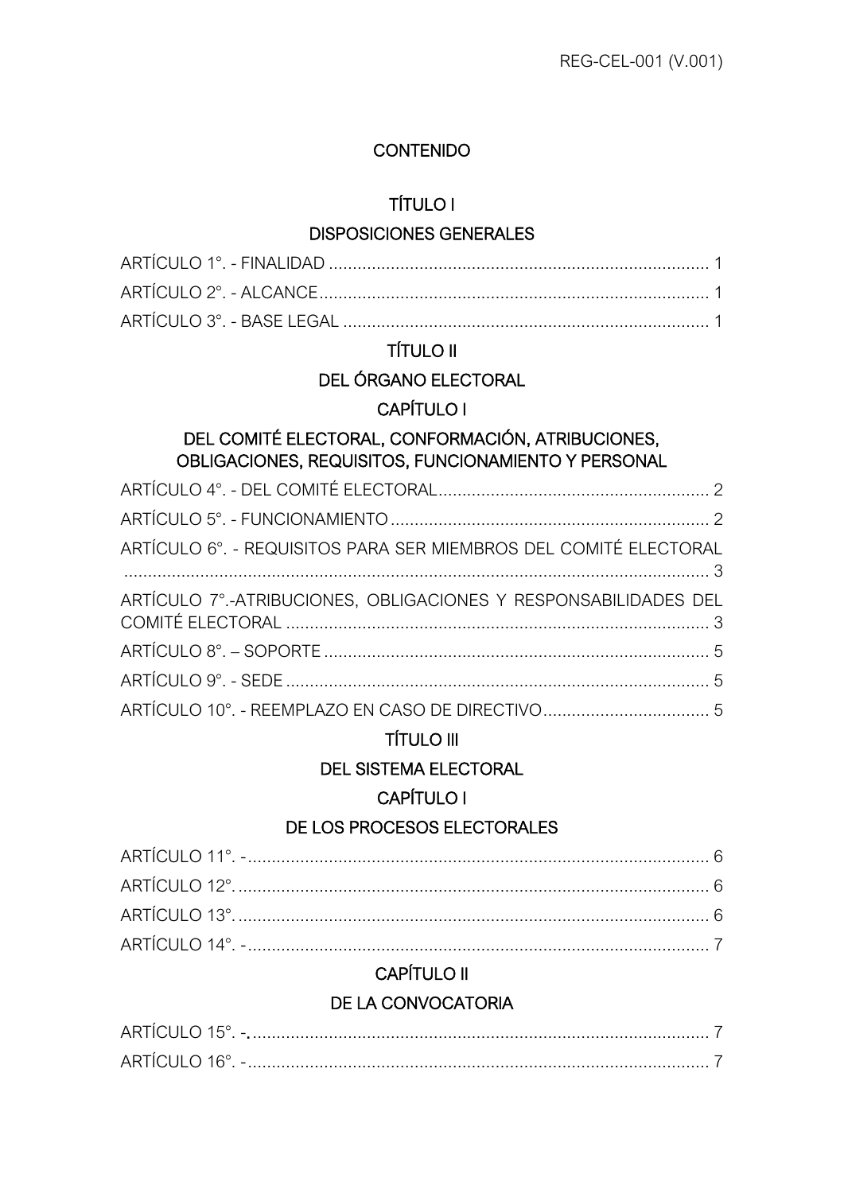# CONTENIDO

## TÍTULO I

## DISPOSICIONES GENERALES

ARTÍCULO 1°. - FINALIDAD ................................................................................ 1

ARTÍCULO 2°. - ALCANCE.................................................................................. 1

ARTÍCULO 3°. - BASE LEGAL ............................................................................ 1

## TÍTULO II

## DEL ÓRGANO ELECTORAL

### CAPÍTULO I

### DEL COMITÉ ELECTORAL, CONFORMACIÓN, ATRIBUCIONES, OBLIGACIONES, REQUISITOS, FUNCIONAMIENTO Y PERSONAL

ARTÍCULO 4°. - DEL COMITÉ ELECTORAL......................................................... 2

ARTÍCULO 5°. - FUNCIONAMIENTO ................................................................... 2

ARTÍCULO 6°. - REQUISITOS PARA SER MIEMBROS DEL COMITÉ ELECTORAL ........................................................................................................... 3

ARTÍCULO 7°.-ATRIBUCIONES, OBLIGACIONES Y RESPONSABILIDADES DEL COMITÉ ELECTORAL ......................................................................................... 3

ARTÍCULO 8°. – SOPORTE ................................................................................. 5

ARTÍCULO 9°. - SEDE ......................................................................................... 5

ARTÍCULO 10°. - REEMPLAZO EN CASO DE DIRECTIVO................................... 5

## TÍTULO III

## DEL SISTEMA ELECTORAL

### CAPÍTULO I

### DE LOS PROCESOS ELECTORALES

ARTÍCULO 11°. - ................................................................................................. 6

ARTÍCULO 12°. .................................................................................................. 6

ARTÍCULO 13°. .................................................................................................. 6

ARTÍCULO 14°. - ................................................................................................. 7

### CAPÍTULO II

### DE LA CONVOCATORIA

ARTÍCULO 15°. -. ................................................................................................ 7

ARTÍCULO 16°. - ................................................................................................. 7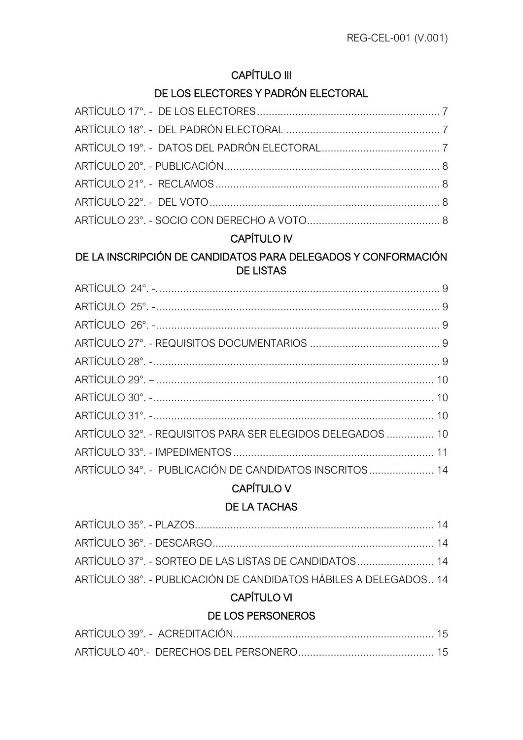## CAPÍTULO III

## DE LOS ELECTORES Y PADRÓN ELECTORAL

ARTÍCULO 17°. - DE LOS ELECTORES ........................................................... 7

ARTÍCULO 18°. - DEL PADRÓN ELECTORAL .................................................. 7

ARTÍCULO 19°. - DATOS DEL PADRÓN ELECTORAL ....................................... 7

ARTÍCULO 20°. - PUBLICACIÓN ....................................................................... 8

ARTÍCULO 21°. - RECLAMOS ........................................................................... 8

ARTÍCULO 22°. - DEL VOTO ............................................................................ 8

ARTÍCULO 23°. - SOCIO CON DERECHO A VOTO ............................................ 8

## CAPÍTULO IV

## DE LA INSCRIPCIÓN DE CANDIDATOS PARA DELEGADOS Y CONFORMACIÓN DE LISTAS

ARTÍCULO 24°. -. ............................................................................................. 9

ARTÍCULO 25°. - .............................................................................................. 9

ARTÍCULO 26°. - .............................................................................................. 9

ARTÍCULO 27°. - REQUISITOS DOCUMENTARIOS ........................................... 9

ARTÍCULO 28°. - .............................................................................................. 9

ARTÍCULO 29°. – ............................................................................................ 10

ARTÍCULO 30°. - ............................................................................................ 10

ARTÍCULO 31°. - ............................................................................................ 10

ARTÍCULO 32°. - REQUISITOS PARA SER ELEGIDOS DELEGADOS ............... 10

ARTÍCULO 33°. - IMPEDIMENTOS .................................................................. 11

ARTÍCULO 34°. - PUBLICACIÓN DE CANDIDATOS INSCRITOS ..................... 14

## CAPÍTULO V

## DE LA TACHAS

ARTÍCULO 35°. - PLAZOS ............................................................................... 14

ARTÍCULO 36°. - DESCARGO ......................................................................... 14

ARTÍCULO 37°. - SORTEO DE LAS LISTAS DE CANDIDATOS ......................... 14

ARTÍCULO 38°. - PUBLICACIÓN DE CANDIDATOS HÁBILES A DELEGADOS .. 14

## CAPÍTULO VI

## DE LOS PERSONEROS

ARTÍCULO 39°. - ACREDITACIÓN .................................................................. 15

ARTÍCULO 40°.- DERECHOS DEL PERSONERO ............................................. 15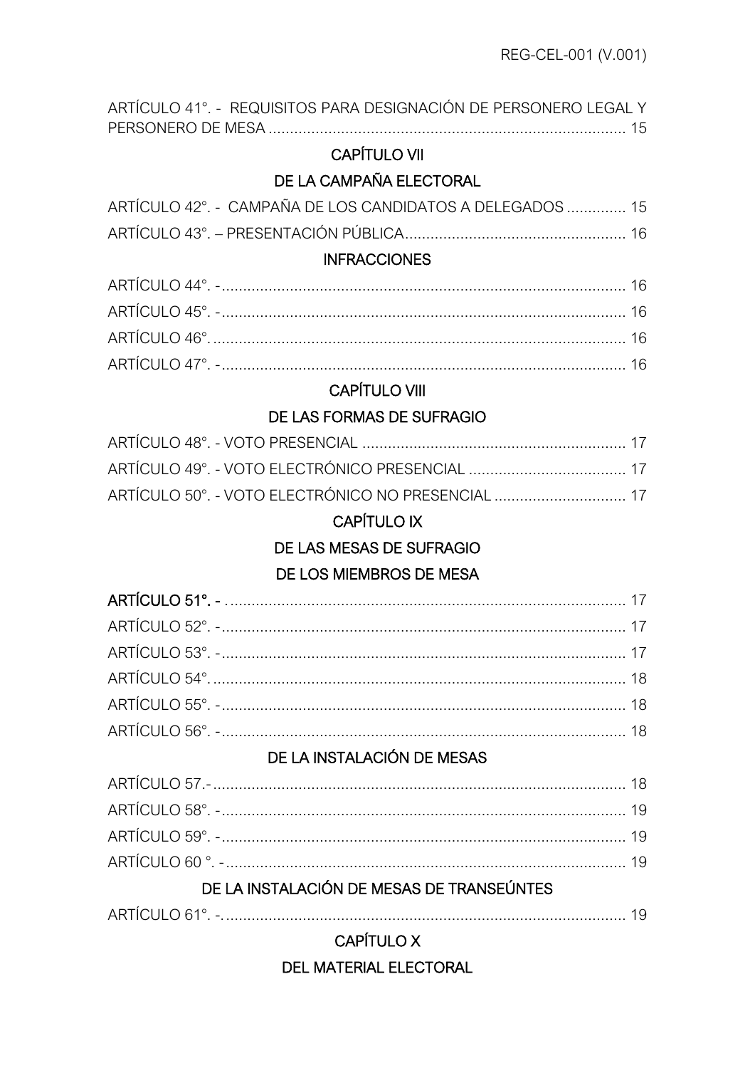ARTÍCULO 41°. - REQUISITOS PARA DESIGNACIÓN DE PERSONERO LEGAL Y PERSONERO DE MESA .................................................................................... 15

CAPÍTULO VII

DE LA CAMPAÑA ELECTORAL

ARTÍCULO 42°. - CAMPAÑA DE LOS CANDIDATOS A DELEGADOS .............. 15

ARTÍCULO 43°. – PRESENTACIÓN PÚBLICA.................................................... 16

INFRACCIONES

ARTÍCULO 44°. -............................................................................................... 16

ARTÍCULO 45°. -............................................................................................... 16

ARTÍCULO 46°.................................................................................................. 16

ARTÍCULO 47°. -............................................................................................... 16

CAPÍTULO VIII

DE LAS FORMAS DE SUFRAGIO

ARTÍCULO 48°. - VOTO PRESENCIAL .............................................................. 17

ARTÍCULO 49°. - VOTO ELECTRÓNICO PRESENCIAL ..................................... 17

ARTÍCULO 50°. - VOTO ELECTRÓNICO NO PRESENCIAL ............................... 17

CAPÍTULO IX

DE LAS MESAS DE SUFRAGIO

DE LOS MIEMBROS DE MESA

**ARTÍCULO 51°. -** ............................................................................................. 17

ARTÍCULO 52°. -............................................................................................... 17

ARTÍCULO 53°. -............................................................................................... 17

ARTÍCULO 54°.................................................................................................. 18

ARTÍCULO 55°. -............................................................................................... 18

ARTÍCULO 56°. -............................................................................................... 18

DE LA INSTALACIÓN DE MESAS

ARTÍCULO 57.-.................................................................................................. 18

ARTÍCULO 58°. -............................................................................................... 19

ARTÍCULO 59°. -............................................................................................... 19

ARTÍCULO 60 °. -.............................................................................................. 19

DE LA INSTALACIÓN DE MESAS DE TRANSEÚNTES

ARTÍCULO 61°. -............................................................................................... 19

CAPÍTULO X

DEL MATERIAL ELECTORAL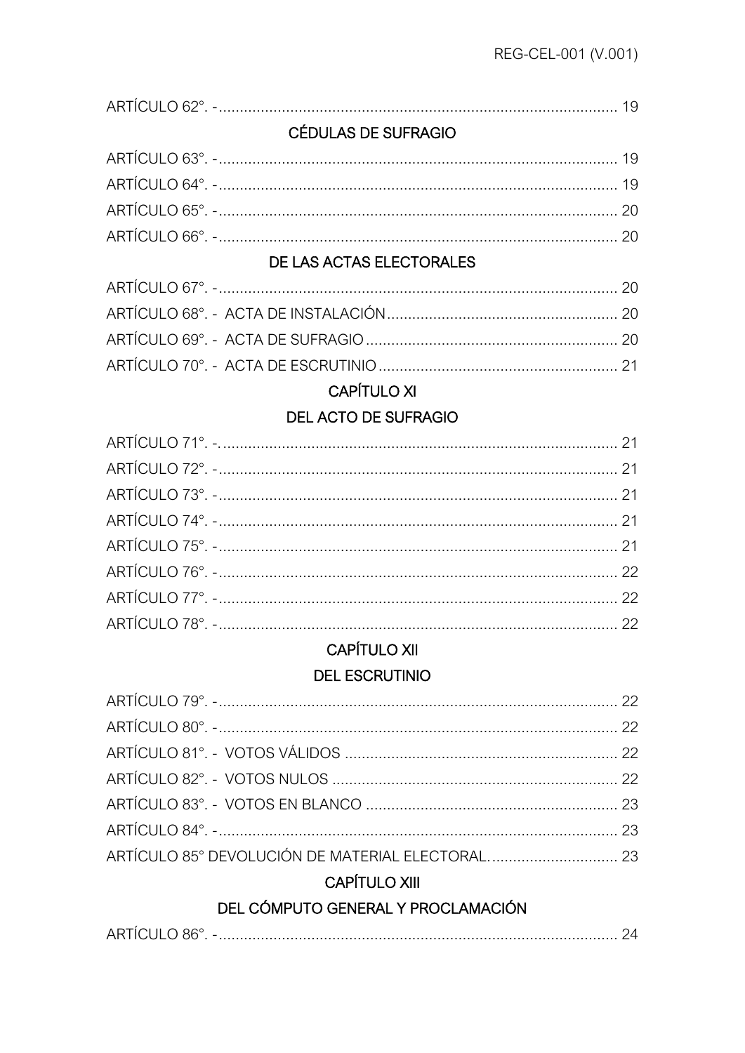ARTÍCULO 62°. - ............................................................................................. 19

CÉDULAS DE SUFRAGIO

ARTÍCULO 63°. - ............................................................................................. 19

ARTÍCULO 64°. - ............................................................................................. 19

ARTÍCULO 65°. - ............................................................................................. 20

ARTÍCULO 66°. - ............................................................................................. 20

DE LAS ACTAS ELECTORALES

ARTÍCULO 67°. - ............................................................................................. 20

ARTÍCULO 68°. - ACTA DE INSTALACIÓN ....................................................... 20

ARTÍCULO 69°. - ACTA DE SUFRAGIO ............................................................ 20

ARTÍCULO 70°. - ACTA DE ESCRUTINIO ......................................................... 21

CAPÍTULO XI

DEL ACTO DE SUFRAGIO

ARTÍCULO 71°. -. ............................................................................................ 21

ARTÍCULO 72°. - ............................................................................................. 21

ARTÍCULO 73°. - ............................................................................................. 21

ARTÍCULO 74°. - ............................................................................................. 21

ARTÍCULO 75°. - ............................................................................................. 21

ARTÍCULO 76°. - ............................................................................................. 22

ARTÍCULO 77°. - ............................................................................................. 22

ARTÍCULO 78°. - ............................................................................................. 22

CAPÍTULO XII

DEL ESCRUTINIO

ARTÍCULO 79°. - ............................................................................................. 22

ARTÍCULO 80°. - ............................................................................................. 22

ARTÍCULO 81°. - VOTOS VÁLIDOS ................................................................. 22

ARTÍCULO 82°. - VOTOS NULOS .................................................................... 22

ARTÍCULO 83°. - VOTOS EN BLANCO ............................................................ 23

ARTÍCULO 84°. - ............................................................................................. 23

ARTÍCULO 85° DEVOLUCIÓN DE MATERIAL ELECTORAL. .............................. 23

CAPÍTULO XIII

DEL CÓMPUTO GENERAL Y PROCLAMACIÓN

ARTÍCULO 86°. - ............................................................................................. 24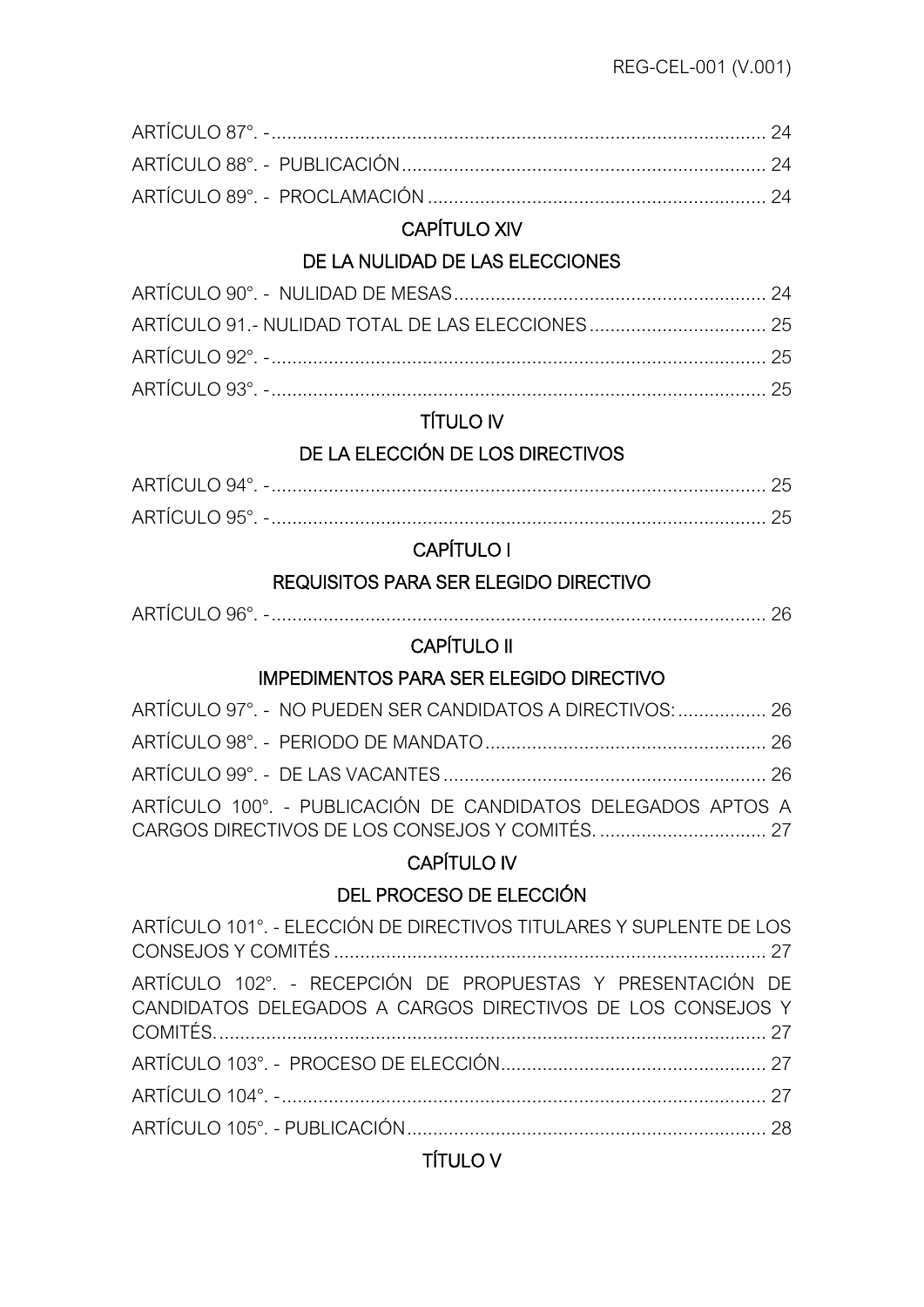ARTÍCULO 87°. - ................................................................................................ 24

ARTÍCULO 88°. - PUBLICACIÓN ...................................................................... 24

ARTÍCULO 89°. - PROCLAMACIÓN ................................................................. 24

## CAPÍTULO XIV

## DE LA NULIDAD DE LAS ELECCIONES

ARTÍCULO 90°. - NULIDAD DE MESAS ............................................................ 24

ARTÍCULO 91.- NULIDAD TOTAL DE LAS ELECCIONES .................................. 25

ARTÍCULO 92°. - ................................................................................................ 25

ARTÍCULO 93°. - ................................................................................................ 25

## TÍTULO IV

## DE LA ELECCIÓN DE LOS DIRECTIVOS

ARTÍCULO 94°. - ................................................................................................ 25

ARTÍCULO 95°. - ................................................................................................ 25

## CAPÍTULO I

## REQUISITOS PARA SER ELEGIDO DIRECTIVO

ARTÍCULO 96°. - ................................................................................................ 26

## CAPÍTULO II

## IMPEDIMENTOS PARA SER ELEGIDO DIRECTIVO

ARTÍCULO 97°. - NO PUEDEN SER CANDIDATOS A DIRECTIVOS: ................. 26

ARTÍCULO 98°. - PERIODO DE MANDATO ...................................................... 26

ARTÍCULO 99°. - DE LAS VACANTES .............................................................. 26

ARTÍCULO 100°. - PUBLICACIÓN DE CANDIDATOS DELEGADOS APTOS A CARGOS DIRECTIVOS DE LOS CONSEJOS Y COMITÉS. ................................ 27

## CAPÍTULO IV

## DEL PROCESO DE ELECCIÓN

ARTÍCULO 101°. - ELECCIÓN DE DIRECTIVOS TITULARES Y SUPLENTE DE LOS CONSEJOS Y COMITÉS ................................................................................... 27

ARTÍCULO 102°. - RECEPCIÓN DE PROPUESTAS Y PRESENTACIÓN DE CANDIDATOS DELEGADOS A CARGOS DIRECTIVOS DE LOS CONSEJOS Y COMITÉS. .......................................................................................................... 27

ARTÍCULO 103°. - PROCESO DE ELECCIÓN ................................................... 27

ARTÍCULO 104°. - .............................................................................................. 27

ARTÍCULO 105°. - PUBLICACIÓN ..................................................................... 28

## TÍTULO V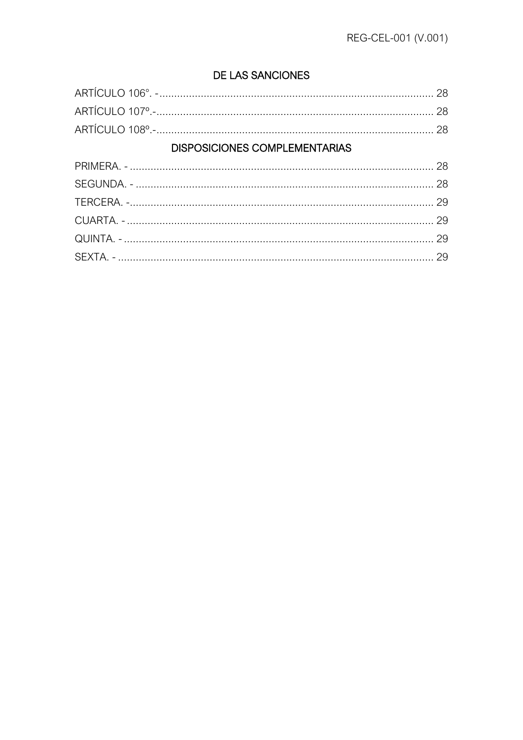## DE LAS SANCIONES

ARTÍCULO 106°. - ........................................................................................... 28
ARTÍCULO 107º.-............................................................................................ 28
ARTÍCULO 108º.-............................................................................................ 28

## DISPOSICIONES COMPLEMENTARIAS

PRIMERA. - ..................................................................................................... 28
SEGUNDA. - .................................................................................................... 28
TERCERA. -...................................................................................................... 29
CUARTA. - ....................................................................................................... 29
QUINTA. - ........................................................................................................ 29
SEXTA. - .......................................................................................................... 29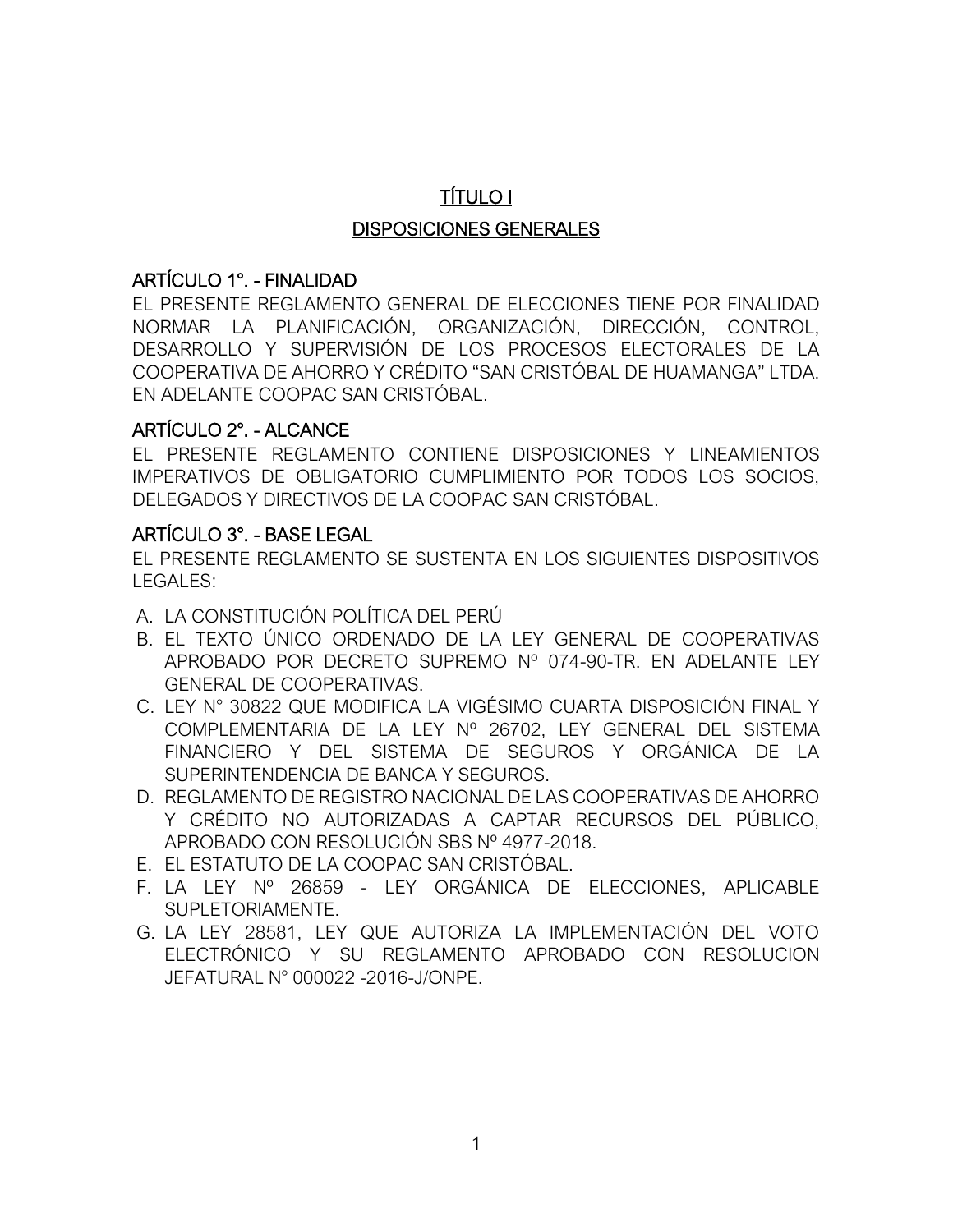# TÍTULO I

# DISPOSICIONES GENERALES

## ARTÍCULO 1°. - FINALIDAD

EL PRESENTE REGLAMENTO GENERAL DE ELECCIONES TIENE POR FINALIDAD NORMAR LA PLANIFICACIÓN, ORGANIZACIÓN, DIRECCIÓN, CONTROL, DESARROLLO Y SUPERVISIÓN DE LOS PROCESOS ELECTORALES DE LA COOPERATIVA DE AHORRO Y CRÉDITO "SAN CRISTÓBAL DE HUAMANGA" LTDA. EN ADELANTE COOPAC SAN CRISTÓBAL.

## ARTÍCULO 2°. - ALCANCE

EL PRESENTE REGLAMENTO CONTIENE DISPOSICIONES Y LINEAMIENTOS IMPERATIVOS DE OBLIGATORIO CUMPLIMIENTO POR TODOS LOS SOCIOS, DELEGADOS Y DIRECTIVOS DE LA COOPAC SAN CRISTÓBAL.

## ARTÍCULO 3°. - BASE LEGAL

EL PRESENTE REGLAMENTO SE SUSTENTA EN LOS SIGUIENTES DISPOSITIVOS LEGALES:

A. LA CONSTITUCIÓN POLÍTICA DEL PERÚ
B. EL TEXTO ÚNICO ORDENADO DE LA LEY GENERAL DE COOPERATIVAS APROBADO POR DECRETO SUPREMO Nº 074-90-TR. EN ADELANTE LEY GENERAL DE COOPERATIVAS.
C. LEY N° 30822 QUE MODIFICA LA VIGÉSIMO CUARTA DISPOSICIÓN FINAL Y COMPLEMENTARIA DE LA LEY Nº 26702, LEY GENERAL DEL SISTEMA FINANCIERO Y DEL SISTEMA DE SEGUROS Y ORGÁNICA DE LA SUPERINTENDENCIA DE BANCA Y SEGUROS.
D. REGLAMENTO DE REGISTRO NACIONAL DE LAS COOPERATIVAS DE AHORRO Y CRÉDITO NO AUTORIZADAS A CAPTAR RECURSOS DEL PÚBLICO, APROBADO CON RESOLUCIÓN SBS Nº 4977-2018.
E. EL ESTATUTO DE LA COOPAC SAN CRISTÓBAL.
F. LA LEY Nº 26859 - LEY ORGÁNICA DE ELECCIONES, APLICABLE SUPLETORIAMENTE.
G. LA LEY 28581, LEY QUE AUTORIZA LA IMPLEMENTACIÓN DEL VOTO ELECTRÓNICO Y SU REGLAMENTO APROBADO CON RESOLUCION JEFATURAL N° 000022 -2016-J/ONPE.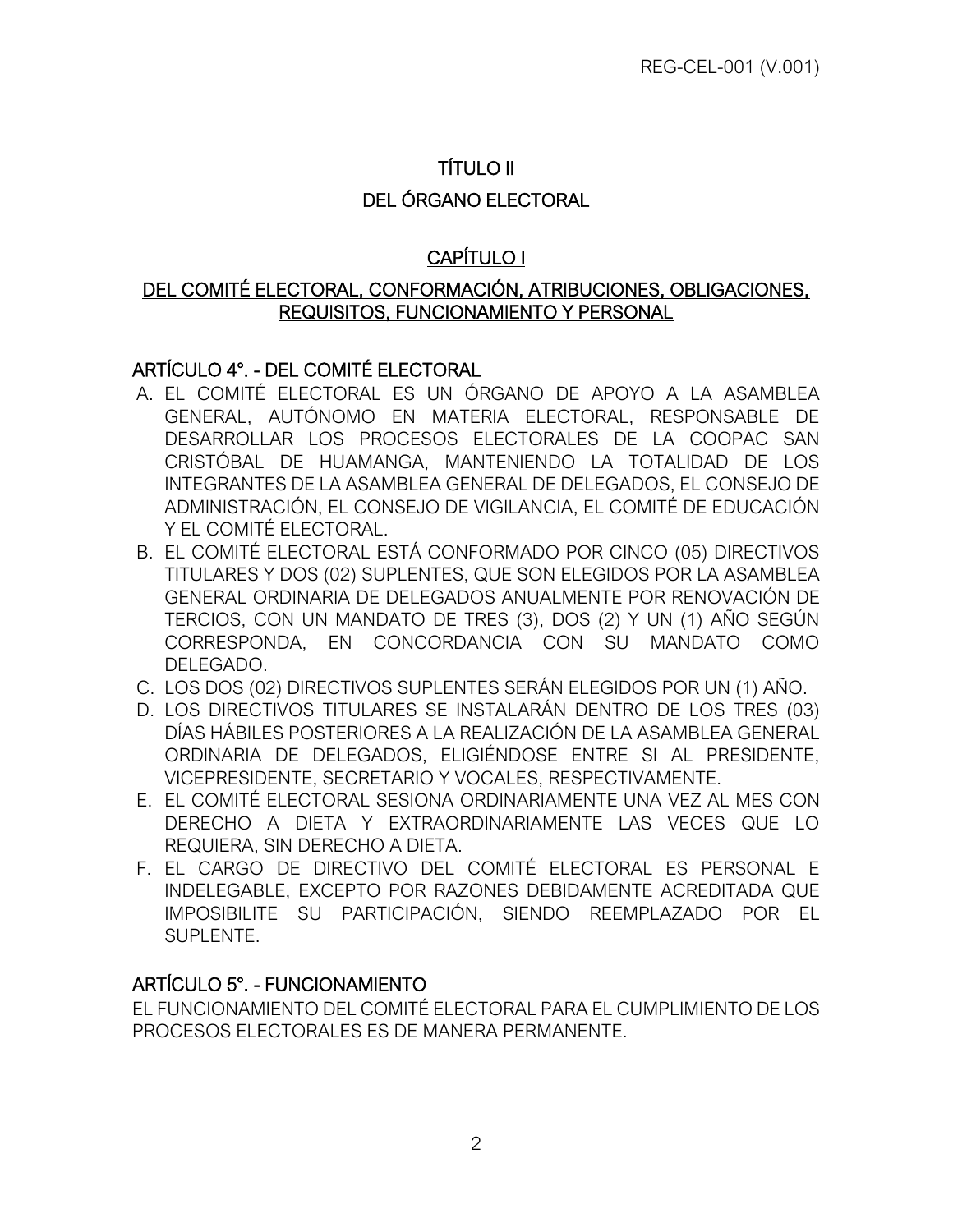# TÍTULO II

# DEL ÓRGANO ELECTORAL

## CAPÍTULO I

## DEL COMITÉ ELECTORAL, CONFORMACIÓN, ATRIBUCIONES, OBLIGACIONES, REQUISITOS, FUNCIONAMIENTO Y PERSONAL

### ARTÍCULO 4°. - DEL COMITÉ ELECTORAL

A. EL COMITÉ ELECTORAL ES UN ÓRGANO DE APOYO A LA ASAMBLEA GENERAL, AUTÓNOMO EN MATERIA ELECTORAL, RESPONSABLE DE DESARROLLAR LOS PROCESOS ELECTORALES DE LA COOPAC SAN CRISTÓBAL DE HUAMANGA, MANTENIENDO LA TOTALIDAD DE LOS INTEGRANTES DE LA ASAMBLEA GENERAL DE DELEGADOS, EL CONSEJO DE ADMINISTRACIÓN, EL CONSEJO DE VIGILANCIA, EL COMITÉ DE EDUCACIÓN Y EL COMITÉ ELECTORAL.

B. EL COMITÉ ELECTORAL ESTÁ CONFORMADO POR CINCO (05) DIRECTIVOS TITULARES Y DOS (02) SUPLENTES, QUE SON ELEGIDOS POR LA ASAMBLEA GENERAL ORDINARIA DE DELEGADOS ANUALMENTE POR RENOVACIÓN DE TERCIOS, CON UN MANDATO DE TRES (3), DOS (2) Y UN (1) AÑO SEGÚN CORRESPONDA, EN CONCORDANCIA CON SU MANDATO COMO DELEGADO.

C. LOS DOS (02) DIRECTIVOS SUPLENTES SERÁN ELEGIDOS POR UN (1) AÑO.

D. LOS DIRECTIVOS TITULARES SE INSTALARÁN DENTRO DE LOS TRES (03) DÍAS HÁBILES POSTERIORES A LA REALIZACIÓN DE LA ASAMBLEA GENERAL ORDINARIA DE DELEGADOS, ELIGIÉNDOSE ENTRE SI AL PRESIDENTE, VICEPRESIDENTE, SECRETARIO Y VOCALES, RESPECTIVAMENTE.

E. EL COMITÉ ELECTORAL SESIONA ORDINARIAMENTE UNA VEZ AL MES CON DERECHO A DIETA Y EXTRAORDINARIAMENTE LAS VECES QUE LO REQUIERA, SIN DERECHO A DIETA.

F. EL CARGO DE DIRECTIVO DEL COMITÉ ELECTORAL ES PERSONAL E INDELEGABLE, EXCEPTO POR RAZONES DEBIDAMENTE ACREDITADA QUE IMPOSIBILITE SU PARTICIPACIÓN, SIENDO REEMPLAZADO POR EL SUPLENTE.

### ARTÍCULO 5°. - FUNCIONAMIENTO

EL FUNCIONAMIENTO DEL COMITÉ ELECTORAL PARA EL CUMPLIMIENTO DE LOS PROCESOS ELECTORALES ES DE MANERA PERMANENTE.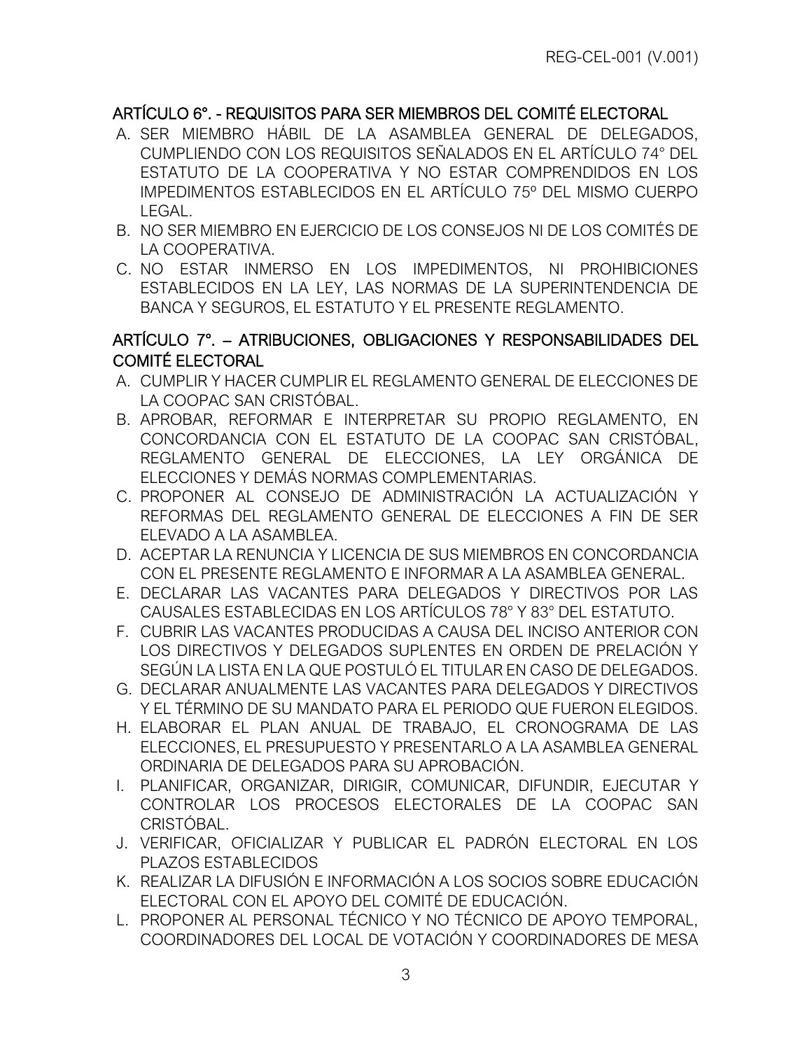## ARTÍCULO 6°. - REQUISITOS PARA SER MIEMBROS DEL COMITÉ ELECTORAL

A. SER MIEMBRO HÁBIL DE LA ASAMBLEA GENERAL DE DELEGADOS, CUMPLIENDO CON LOS REQUISITOS SEÑALADOS EN EL ARTÍCULO 74° DEL ESTATUTO DE LA COOPERATIVA Y NO ESTAR COMPRENDIDOS EN LOS IMPEDIMENTOS ESTABLECIDOS EN EL ARTÍCULO 75º DEL MISMO CUERPO LEGAL.
B. NO SER MIEMBRO EN EJERCICIO DE LOS CONSEJOS NI DE LOS COMITÉS DE LA COOPERATIVA.
C. NO ESTAR INMERSO EN LOS IMPEDIMENTOS, NI PROHIBICIONES ESTABLECIDOS EN LA LEY, LAS NORMAS DE LA SUPERINTENDENCIA DE BANCA Y SEGUROS, EL ESTATUTO Y EL PRESENTE REGLAMENTO.

## ARTÍCULO 7°. – ATRIBUCIONES, OBLIGACIONES Y RESPONSABILIDADES DEL COMITÉ ELECTORAL

A. CUMPLIR Y HACER CUMPLIR EL REGLAMENTO GENERAL DE ELECCIONES DE LA COOPAC SAN CRISTÓBAL.
B. APROBAR, REFORMAR E INTERPRETAR SU PROPIO REGLAMENTO, EN CONCORDANCIA CON EL ESTATUTO DE LA COOPAC SAN CRISTÓBAL, REGLAMENTO GENERAL DE ELECCIONES, LA LEY ORGÁNICA DE ELECCIONES Y DEMÁS NORMAS COMPLEMENTARIAS.
C. PROPONER AL CONSEJO DE ADMINISTRACIÓN LA ACTUALIZACIÓN Y REFORMAS DEL REGLAMENTO GENERAL DE ELECCIONES A FIN DE SER ELEVADO A LA ASAMBLEA.
D. ACEPTAR LA RENUNCIA Y LICENCIA DE SUS MIEMBROS EN CONCORDANCIA CON EL PRESENTE REGLAMENTO E INFORMAR A LA ASAMBLEA GENERAL.
E. DECLARAR LAS VACANTES PARA DELEGADOS Y DIRECTIVOS POR LAS CAUSALES ESTABLECIDAS EN LOS ARTÍCULOS 78° Y 83° DEL ESTATUTO.
F. CUBRIR LAS VACANTES PRODUCIDAS A CAUSA DEL INCISO ANTERIOR CON LOS DIRECTIVOS Y DELEGADOS SUPLENTES EN ORDEN DE PRELACIÓN Y SEGÚN LA LISTA EN LA QUE POSTULÓ EL TITULAR EN CASO DE DELEGADOS.
G. DECLARAR ANUALMENTE LAS VACANTES PARA DELEGADOS Y DIRECTIVOS Y EL TÉRMINO DE SU MANDATO PARA EL PERIODO QUE FUERON ELEGIDOS.
H. ELABORAR EL PLAN ANUAL DE TRABAJO, EL CRONOGRAMA DE LAS ELECCIONES, EL PRESUPUESTO Y PRESENTARLO A LA ASAMBLEA GENERAL ORDINARIA DE DELEGADOS PARA SU APROBACIÓN.
I. PLANIFICAR, ORGANIZAR, DIRIGIR, COMUNICAR, DIFUNDIR, EJECUTAR Y CONTROLAR LOS PROCESOS ELECTORALES DE LA COOPAC SAN CRISTÓBAL.
J. VERIFICAR, OFICIALIZAR Y PUBLICAR EL PADRÓN ELECTORAL EN LOS PLAZOS ESTABLECIDOS
K. REALIZAR LA DIFUSIÓN E INFORMACIÓN A LOS SOCIOS SOBRE EDUCACIÓN ELECTORAL CON EL APOYO DEL COMITÉ DE EDUCACIÓN.
L. PROPONER AL PERSONAL TÉCNICO Y NO TÉCNICO DE APOYO TEMPORAL, COORDINADORES DEL LOCAL DE VOTACIÓN Y COORDINADORES DE MESA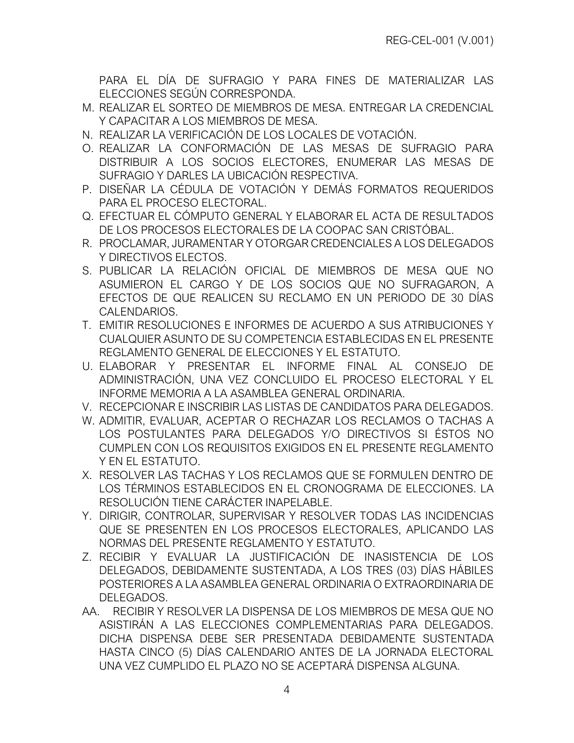PARA EL DÍA DE SUFRAGIO Y PARA FINES DE MATERIALIZAR LAS ELECCIONES SEGÚN CORRESPONDA.

M. REALIZAR EL SORTEO DE MIEMBROS DE MESA. ENTREGAR LA CREDENCIAL Y CAPACITAR A LOS MIEMBROS DE MESA.

N. REALIZAR LA VERIFICACIÓN DE LOS LOCALES DE VOTACIÓN.

O. REALIZAR LA CONFORMACIÓN DE LAS MESAS DE SUFRAGIO PARA DISTRIBUIR A LOS SOCIOS ELECTORES, ENUMERAR LAS MESAS DE SUFRAGIO Y DARLES LA UBICACIÓN RESPECTIVA.

P. DISEÑAR LA CÉDULA DE VOTACIÓN Y DEMÁS FORMATOS REQUERIDOS PARA EL PROCESO ELECTORAL.

Q. EFECTUAR EL CÓMPUTO GENERAL Y ELABORAR EL ACTA DE RESULTADOS DE LOS PROCESOS ELECTORALES DE LA COOPAC SAN CRISTÓBAL.

R. PROCLAMAR, JURAMENTAR Y OTORGAR CREDENCIALES A LOS DELEGADOS Y DIRECTIVOS ELECTOS.

S. PUBLICAR LA RELACIÓN OFICIAL DE MIEMBROS DE MESA QUE NO ASUMIERON EL CARGO Y DE LOS SOCIOS QUE NO SUFRAGARON, A EFECTOS DE QUE REALICEN SU RECLAMO EN UN PERIODO DE 30 DÍAS CALENDARIOS.

T. EMITIR RESOLUCIONES E INFORMES DE ACUERDO A SUS ATRIBUCIONES Y CUALQUIER ASUNTO DE SU COMPETENCIA ESTABLECIDAS EN EL PRESENTE REGLAMENTO GENERAL DE ELECCIONES Y EL ESTATUTO.

U. ELABORAR Y PRESENTAR EL INFORME FINAL AL CONSEJO DE ADMINISTRACIÓN, UNA VEZ CONCLUIDO EL PROCESO ELECTORAL Y EL INFORME MEMORIA A LA ASAMBLEA GENERAL ORDINARIA.

V. RECEPCIONAR E INSCRIBIR LAS LISTAS DE CANDIDATOS PARA DELEGADOS.

W. ADMITIR, EVALUAR, ACEPTAR O RECHAZAR LOS RECLAMOS O TACHAS A LOS POSTULANTES PARA DELEGADOS Y/O DIRECTIVOS SI ÉSTOS NO CUMPLEN CON LOS REQUISITOS EXIGIDOS EN EL PRESENTE REGLAMENTO Y EN EL ESTATUTO.

X. RESOLVER LAS TACHAS Y LOS RECLAMOS QUE SE FORMULEN DENTRO DE LOS TÉRMINOS ESTABLECIDOS EN EL CRONOGRAMA DE ELECCIONES. LA RESOLUCIÓN TIENE CARÁCTER INAPELABLE.

Y. DIRIGIR, CONTROLAR, SUPERVISAR Y RESOLVER TODAS LAS INCIDENCIAS QUE SE PRESENTEN EN LOS PROCESOS ELECTORALES, APLICANDO LAS NORMAS DEL PRESENTE REGLAMENTO Y ESTATUTO.

Z. RECIBIR Y EVALUAR LA JUSTIFICACIÓN DE INASISTENCIA DE LOS DELEGADOS, DEBIDAMENTE SUSTENTADA, A LOS TRES (03) DÍAS HÁBILES POSTERIORES A LA ASAMBLEA GENERAL ORDINARIA O EXTRAORDINARIA DE DELEGADOS.

AA. RECIBIR Y RESOLVER LA DISPENSA DE LOS MIEMBROS DE MESA QUE NO ASISTIRÁN A LAS ELECCIONES COMPLEMENTARIAS PARA DELEGADOS. DICHA DISPENSA DEBE SER PRESENTADA DEBIDAMENTE SUSTENTADA HASTA CINCO (5) DÍAS CALENDARIO ANTES DE LA JORNADA ELECTORAL UNA VEZ CUMPLIDO EL PLAZO NO SE ACEPTARÁ DISPENSA ALGUNA.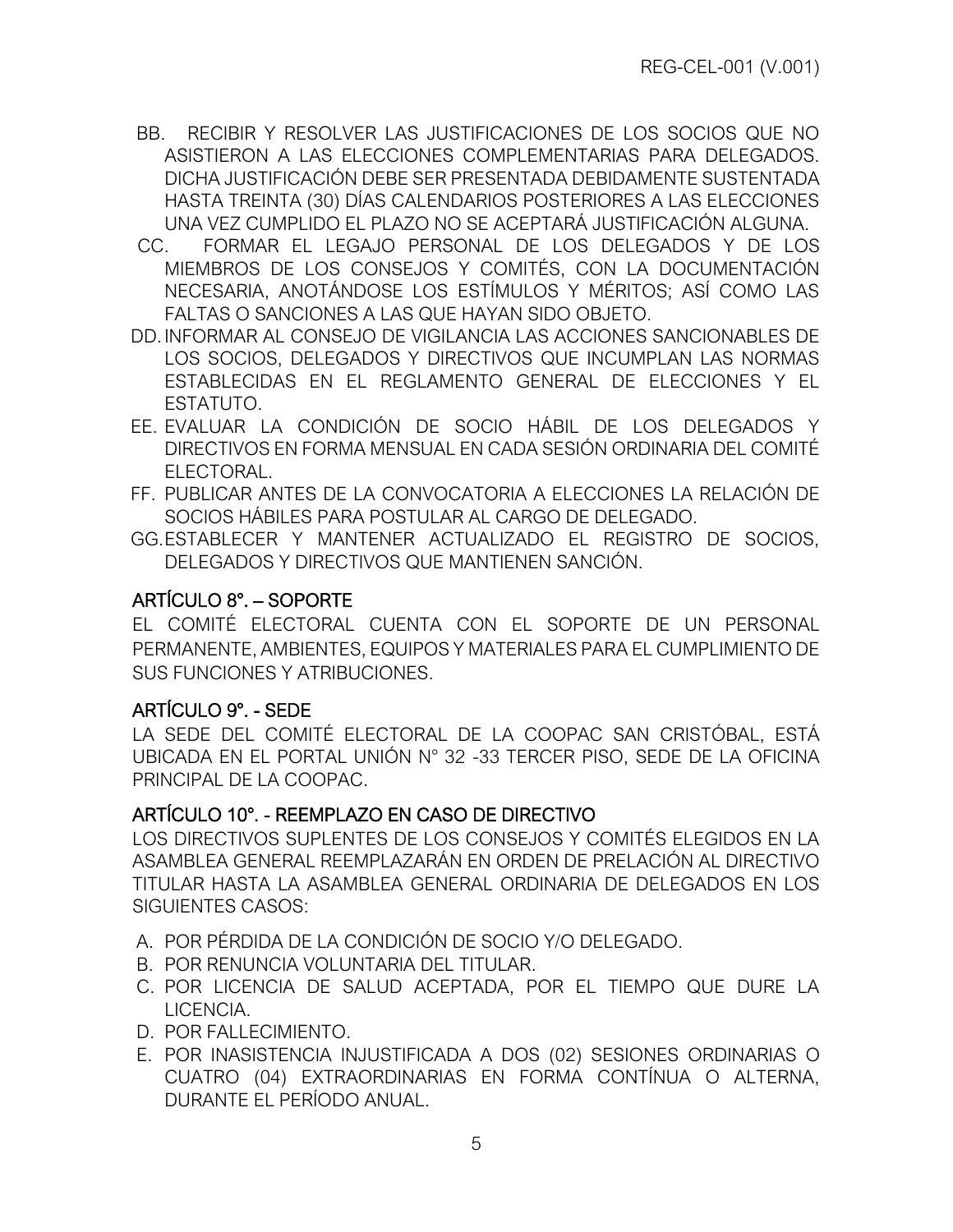BB. RECIBIR Y RESOLVER LAS JUSTIFICACIONES DE LOS SOCIOS QUE NO ASISTIERON A LAS ELECCIONES COMPLEMENTARIAS PARA DELEGADOS. DICHA JUSTIFICACIÓN DEBE SER PRESENTADA DEBIDAMENTE SUSTENTADA HASTA TREINTA (30) DÍAS CALENDARIOS POSTERIORES A LAS ELECCIONES UNA VEZ CUMPLIDO EL PLAZO NO SE ACEPTARÁ JUSTIFICACIÓN ALGUNA.

CC. FORMAR EL LEGAJO PERSONAL DE LOS DELEGADOS Y DE LOS MIEMBROS DE LOS CONSEJOS Y COMITÉS, CON LA DOCUMENTACIÓN NECESARIA, ANOTÁNDOSE LOS ESTÍMULOS Y MÉRITOS; ASÍ COMO LAS FALTAS O SANCIONES A LAS QUE HAYAN SIDO OBJETO.

DD. INFORMAR AL CONSEJO DE VIGILANCIA LAS ACCIONES SANCIONABLES DE LOS SOCIOS, DELEGADOS Y DIRECTIVOS QUE INCUMPLAN LAS NORMAS ESTABLECIDAS EN EL REGLAMENTO GENERAL DE ELECCIONES Y EL ESTATUTO.

EE. EVALUAR LA CONDICIÓN DE SOCIO HÁBIL DE LOS DELEGADOS Y DIRECTIVOS EN FORMA MENSUAL EN CADA SESIÓN ORDINARIA DEL COMITÉ ELECTORAL.

FF. PUBLICAR ANTES DE LA CONVOCATORIA A ELECCIONES LA RELACIÓN DE SOCIOS HÁBILES PARA POSTULAR AL CARGO DE DELEGADO.

GG. ESTABLECER Y MANTENER ACTUALIZADO EL REGISTRO DE SOCIOS, DELEGADOS Y DIRECTIVOS QUE MANTIENEN SANCIÓN.

## ARTÍCULO 8°. – SOPORTE

EL COMITÉ ELECTORAL CUENTA CON EL SOPORTE DE UN PERSONAL PERMANENTE, AMBIENTES, EQUIPOS Y MATERIALES PARA EL CUMPLIMIENTO DE SUS FUNCIONES Y ATRIBUCIONES.

## ARTÍCULO 9°. - SEDE

LA SEDE DEL COMITÉ ELECTORAL DE LA COOPAC SAN CRISTÓBAL, ESTÁ UBICADA EN EL PORTAL UNIÓN N° 32 -33 TERCER PISO, SEDE DE LA OFICINA PRINCIPAL DE LA COOPAC.

## ARTÍCULO 10°. - REEMPLAZO EN CASO DE DIRECTIVO

LOS DIRECTIVOS SUPLENTES DE LOS CONSEJOS Y COMITÉS ELEGIDOS EN LA ASAMBLEA GENERAL REEMPLAZARÁN EN ORDEN DE PRELACIÓN AL DIRECTIVO TITULAR HASTA LA ASAMBLEA GENERAL ORDINARIA DE DELEGADOS EN LOS SIGUIENTES CASOS:

A. POR PÉRDIDA DE LA CONDICIÓN DE SOCIO Y/O DELEGADO.
B. POR RENUNCIA VOLUNTARIA DEL TITULAR.
C. POR LICENCIA DE SALUD ACEPTADA, POR EL TIEMPO QUE DURE LA LICENCIA.
D. POR FALLECIMIENTO.
E. POR INASISTENCIA INJUSTIFICADA A DOS (02) SESIONES ORDINARIAS O CUATRO (04) EXTRAORDINARIAS EN FORMA CONTÍNUA O ALTERNA, DURANTE EL PERÍODO ANUAL.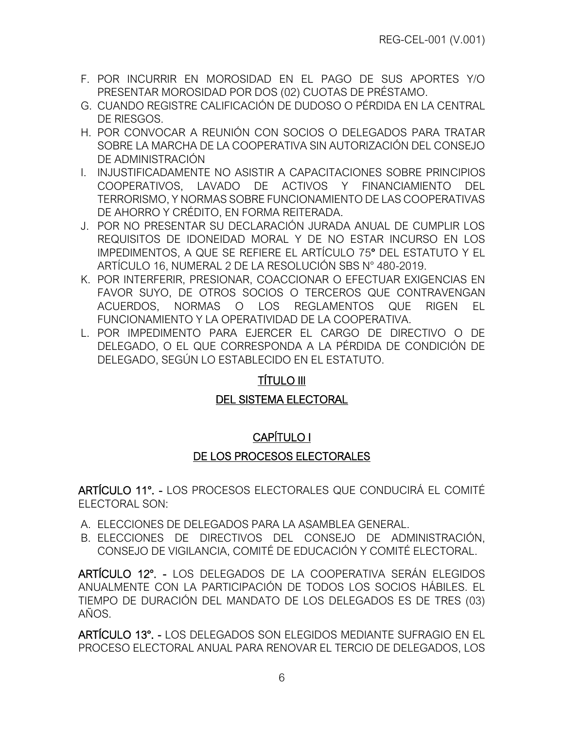F. POR INCURRIR EN MOROSIDAD EN EL PAGO DE SUS APORTES Y/O PRESENTAR MOROSIDAD POR DOS (02) CUOTAS DE PRÉSTAMO.
G. CUANDO REGISTRE CALIFICACIÓN DE DUDOSO O PÉRDIDA EN LA CENTRAL DE RIESGOS.
H. POR CONVOCAR A REUNIÓN CON SOCIOS O DELEGADOS PARA TRATAR SOBRE LA MARCHA DE LA COOPERATIVA SIN AUTORIZACIÓN DEL CONSEJO DE ADMINISTRACIÓN
I. INJUSTIFICADAMENTE NO ASISTIR A CAPACITACIONES SOBRE PRINCIPIOS COOPERATIVOS, LAVADO DE ACTIVOS Y FINANCIAMIENTO DEL TERRORISMO, Y NORMAS SOBRE FUNCIONAMIENTO DE LAS COOPERATIVAS DE AHORRO Y CRÉDITO, EN FORMA REITERADA.
J. POR NO PRESENTAR SU DECLARACIÓN JURADA ANUAL DE CUMPLIR LOS REQUISITOS DE IDONEIDAD MORAL Y DE NO ESTAR INCURSO EN LOS IMPEDIMENTOS, A QUE SE REFIERE EL ARTÍCULO 75° DEL ESTATUTO Y EL ARTÍCULO 16, NUMERAL 2 DE LA RESOLUCIÓN SBS N° 480-2019.
K. POR INTERFERIR, PRESIONAR, COACCIONAR O EFECTUAR EXIGENCIAS EN FAVOR SUYO, DE OTROS SOCIOS O TERCEROS QUE CONTRAVENGAN ACUERDOS, NORMAS O LOS REGLAMENTOS QUE RIGEN EL FUNCIONAMIENTO Y LA OPERATIVIDAD DE LA COOPERATIVA.
L. POR IMPEDIMENTO PARA EJERCER EL CARGO DE DIRECTIVO O DE DELEGADO, O EL QUE CORRESPONDA A LA PÉRDIDA DE CONDICIÓN DE DELEGADO, SEGÚN LO ESTABLECIDO EN EL ESTATUTO.

# TÍTULO III

# DEL SISTEMA ELECTORAL

## CAPÍTULO I

## DE LOS PROCESOS ELECTORALES

**ARTÍCULO 11°. -** LOS PROCESOS ELECTORALES QUE CONDUCIRÁ EL COMITÉ ELECTORAL SON:

A. ELECCIONES DE DELEGADOS PARA LA ASAMBLEA GENERAL.
B. ELECCIONES DE DIRECTIVOS DEL CONSEJO DE ADMINISTRACIÓN, CONSEJO DE VIGILANCIA, COMITÉ DE EDUCACIÓN Y COMITÉ ELECTORAL.

**ARTÍCULO 12°. -** LOS DELEGADOS DE LA COOPERATIVA SERÁN ELEGIDOS ANUALMENTE CON LA PARTICIPACIÓN DE TODOS LOS SOCIOS HÁBILES. EL TIEMPO DE DURACIÓN DEL MANDATO DE LOS DELEGADOS ES DE TRES (03) AÑOS.

**ARTÍCULO 13°. -** LOS DELEGADOS SON ELEGIDOS MEDIANTE SUFRAGIO EN EL PROCESO ELECTORAL ANUAL PARA RENOVAR EL TERCIO DE DELEGADOS, LOS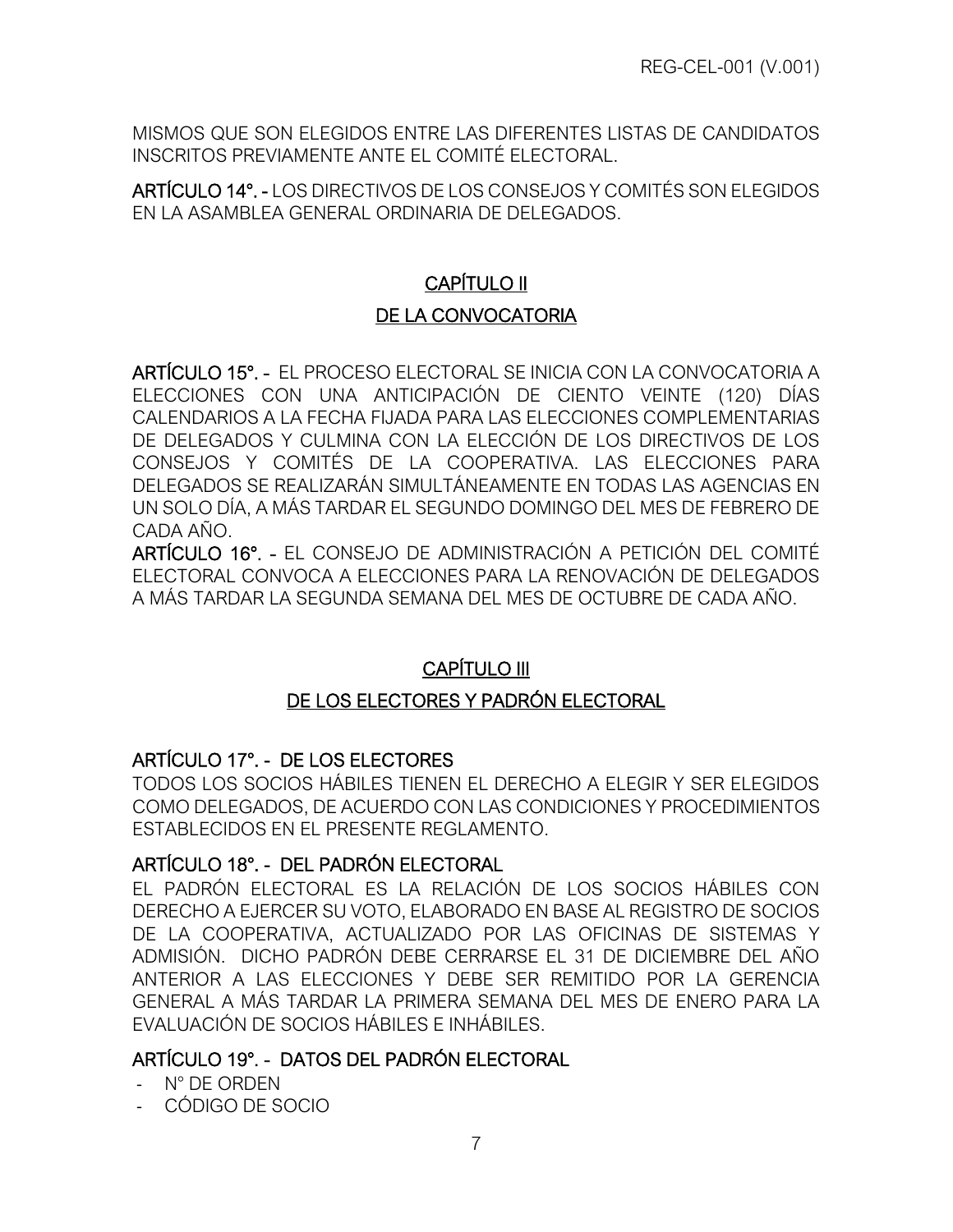MISMOS QUE SON ELEGIDOS ENTRE LAS DIFERENTES LISTAS DE CANDIDATOS INSCRITOS PREVIAMENTE ANTE EL COMITÉ ELECTORAL.

**ARTÍCULO 14°. -** LOS DIRECTIVOS DE LOS CONSEJOS Y COMITÉS SON ELEGIDOS EN LA ASAMBLEA GENERAL ORDINARIA DE DELEGADOS.

## CAPÍTULO II

## DE LA CONVOCATORIA

**ARTÍCULO 15°. -** EL PROCESO ELECTORAL SE INICIA CON LA CONVOCATORIA A ELECCIONES CON UNA ANTICIPACIÓN DE CIENTO VEINTE (120) DÍAS CALENDARIOS A LA FECHA FIJADA PARA LAS ELECCIONES COMPLEMENTARIAS DE DELEGADOS Y CULMINA CON LA ELECCIÓN DE LOS DIRECTIVOS DE LOS CONSEJOS Y COMITÉS DE LA COOPERATIVA. LAS ELECCIONES PARA DELEGADOS SE REALIZARÁN SIMULTÁNEAMENTE EN TODAS LAS AGENCIAS EN UN SOLO DÍA, A MÁS TARDAR EL SEGUNDO DOMINGO DEL MES DE FEBRERO DE CADA AÑO.

**ARTÍCULO 16°. -** EL CONSEJO DE ADMINISTRACIÓN A PETICIÓN DEL COMITÉ ELECTORAL CONVOCA A ELECCIONES PARA LA RENOVACIÓN DE DELEGADOS A MÁS TARDAR LA SEGUNDA SEMANA DEL MES DE OCTUBRE DE CADA AÑO.

## CAPÍTULO III

## DE LOS ELECTORES Y PADRÓN ELECTORAL

### ARTÍCULO 17°. - DE LOS ELECTORES

TODOS LOS SOCIOS HÁBILES TIENEN EL DERECHO A ELEGIR Y SER ELEGIDOS COMO DELEGADOS, DE ACUERDO CON LAS CONDICIONES Y PROCEDIMIENTOS ESTABLECIDOS EN EL PRESENTE REGLAMENTO.

### ARTÍCULO 18°. - DEL PADRÓN ELECTORAL

EL PADRÓN ELECTORAL ES LA RELACIÓN DE LOS SOCIOS HÁBILES CON DERECHO A EJERCER SU VOTO, ELABORADO EN BASE AL REGISTRO DE SOCIOS DE LA COOPERATIVA, ACTUALIZADO POR LAS OFICINAS DE SISTEMAS Y ADMISIÓN. DICHO PADRÓN DEBE CERRARSE EL 31 DE DICIEMBRE DEL AÑO ANTERIOR A LAS ELECCIONES Y DEBE SER REMITIDO POR LA GERENCIA GENERAL A MÁS TARDAR LA PRIMERA SEMANA DEL MES DE ENERO PARA LA EVALUACIÓN DE SOCIOS HÁBILES E INHÁBILES.

### ARTÍCULO 19°. - DATOS DEL PADRÓN ELECTORAL

- N° DE ORDEN
- CÓDIGO DE SOCIO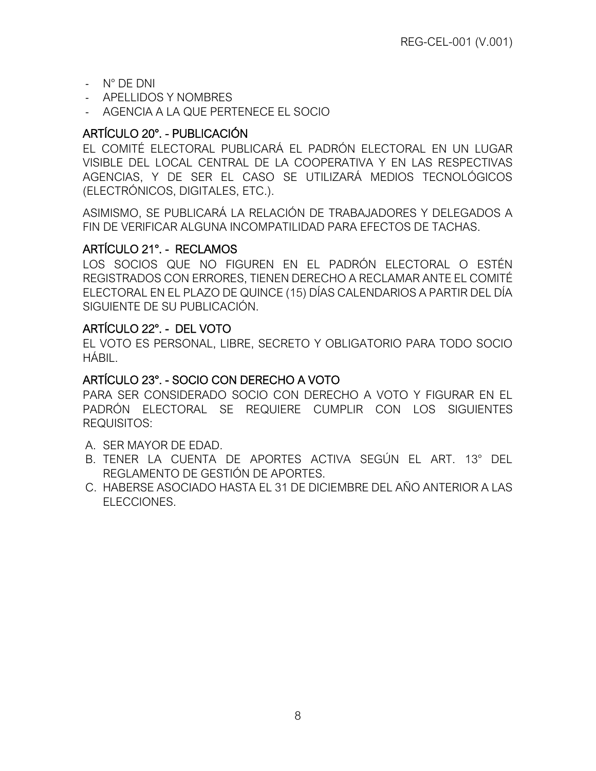- N° DE DNI
- APELLIDOS Y NOMBRES
- AGENCIA A LA QUE PERTENECE EL SOCIO

### ARTÍCULO 20°. - PUBLICACIÓN

EL COMITÉ ELECTORAL PUBLICARÁ EL PADRÓN ELECTORAL EN UN LUGAR VISIBLE DEL LOCAL CENTRAL DE LA COOPERATIVA Y EN LAS RESPECTIVAS AGENCIAS, Y DE SER EL CASO SE UTILIZARÁ MEDIOS TECNOLÓGICOS (ELECTRÓNICOS, DIGITALES, ETC.).

ASIMISMO, SE PUBLICARÁ LA RELACIÓN DE TRABAJADORES Y DELEGADOS A FIN DE VERIFICAR ALGUNA INCOMPATILIDAD PARA EFECTOS DE TACHAS.

### ARTÍCULO 21°. - RECLAMOS

LOS SOCIOS QUE NO FIGUREN EN EL PADRÓN ELECTORAL O ESTÉN REGISTRADOS CON ERRORES, TIENEN DERECHO A RECLAMAR ANTE EL COMITÉ ELECTORAL EN EL PLAZO DE QUINCE (15) DÍAS CALENDARIOS A PARTIR DEL DÍA SIGUIENTE DE SU PUBLICACIÓN.

### ARTÍCULO 22°. - DEL VOTO

EL VOTO ES PERSONAL, LIBRE, SECRETO Y OBLIGATORIO PARA TODO SOCIO HÁBIL.

### ARTÍCULO 23°. - SOCIO CON DERECHO A VOTO

PARA SER CONSIDERADO SOCIO CON DERECHO A VOTO Y FIGURAR EN EL PADRÓN ELECTORAL SE REQUIERE CUMPLIR CON LOS SIGUIENTES REQUISITOS:

A. SER MAYOR DE EDAD.
B. TENER LA CUENTA DE APORTES ACTIVA SEGÚN EL ART. 13° DEL REGLAMENTO DE GESTIÓN DE APORTES.
C. HABERSE ASOCIADO HASTA EL 31 DE DICIEMBRE DEL AÑO ANTERIOR A LAS ELECCIONES.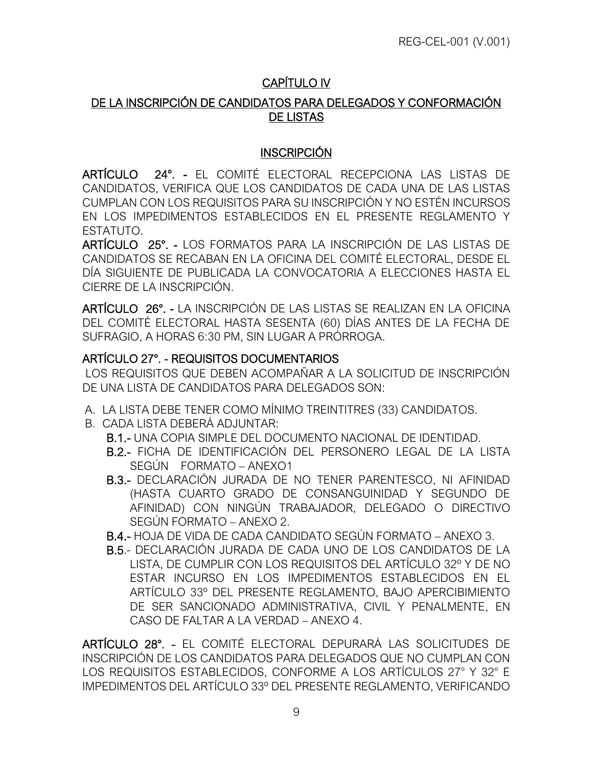## CAPÍTULO IV

## DE LA INSCRIPCIÓN DE CANDIDATOS PARA DELEGADOS Y CONFORMACIÓN DE LISTAS

### INSCRIPCIÓN

**ARTÍCULO 24°. -** EL COMITÉ ELECTORAL RECEPCIONA LAS LISTAS DE CANDIDATOS, VERIFICA QUE LOS CANDIDATOS DE CADA UNA DE LAS LISTAS CUMPLAN CON LOS REQUISITOS PARA SU INSCRIPCIÓN Y NO ESTÉN INCURSOS EN LOS IMPEDIMENTOS ESTABLECIDOS EN EL PRESENTE REGLAMENTO Y ESTATUTO.

**ARTÍCULO 25°. -** LOS FORMATOS PARA LA INSCRIPCIÓN DE LAS LISTAS DE CANDIDATOS SE RECABAN EN LA OFICINA DEL COMITÉ ELECTORAL, DESDE EL DÍA SIGUIENTE DE PUBLICADA LA CONVOCATORIA A ELECCIONES HASTA EL CIERRE DE LA INSCRIPCIÓN.

**ARTÍCULO 26°. -** LA INSCRIPCIÓN DE LAS LISTAS SE REALIZAN EN LA OFICINA DEL COMITÉ ELECTORAL HASTA SESENTA (60) DÍAS ANTES DE LA FECHA DE SUFRAGIO, A HORAS 6:30 PM, SIN LUGAR A PRÓRROGA.

**ARTÍCULO 27°. - REQUISITOS DOCUMENTARIOS**

LOS REQUISITOS QUE DEBEN ACOMPAÑAR A LA SOLICITUD DE INSCRIPCIÓN DE UNA LISTA DE CANDIDATOS PARA DELEGADOS SON:

A. LA LISTA DEBE TENER COMO MÍNIMO TREINTITRES (33) CANDIDATOS.
B. CADA LISTA DEBERÁ ADJUNTAR:
   - **B.1.-** UNA COPIA SIMPLE DEL DOCUMENTO NACIONAL DE IDENTIDAD.
   - **B.2.-** FICHA DE IDENTIFICACIÓN DEL PERSONERO LEGAL DE LA LISTA SEGÚN FORMATO – ANEXO1
   - **B.3.-** DECLARACIÓN JURADA DE NO TENER PARENTESCO, NI AFINIDAD (HASTA CUARTO GRADO DE CONSANGUINIDAD Y SEGUNDO DE AFINIDAD) CON NINGÚN TRABAJADOR, DELEGADO O DIRECTIVO SEGÚN FORMATO – ANEXO 2.
   - **B.4.-** HOJA DE VIDA DE CADA CANDIDATO SEGÚN FORMATO – ANEXO 3.
   - **B.5.-** DECLARACIÓN JURADA DE CADA UNO DE LOS CANDIDATOS DE LA LISTA, DE CUMPLIR CON LOS REQUISITOS DEL ARTÍCULO 32º Y DE NO ESTAR INCURSO EN LOS IMPEDIMENTOS ESTABLECIDOS EN EL ARTÍCULO 33º DEL PRESENTE REGLAMENTO, BAJO APERCIBIMIENTO DE SER SANCIONADO ADMINISTRATIVA, CIVIL Y PENALMENTE, EN CASO DE FALTAR A LA VERDAD – ANEXO 4.

**ARTÍCULO 28°. -** EL COMITÉ ELECTORAL DEPURARÁ LAS SOLICITUDES DE INSCRIPCIÓN DE LOS CANDIDATOS PARA DELEGADOS QUE NO CUMPLAN CON LOS REQUISITOS ESTABLECIDOS, CONFORME A LOS ARTÍCULOS 27° Y 32° E IMPEDIMENTOS DEL ARTÍCULO 33º DEL PRESENTE REGLAMENTO, VERIFICANDO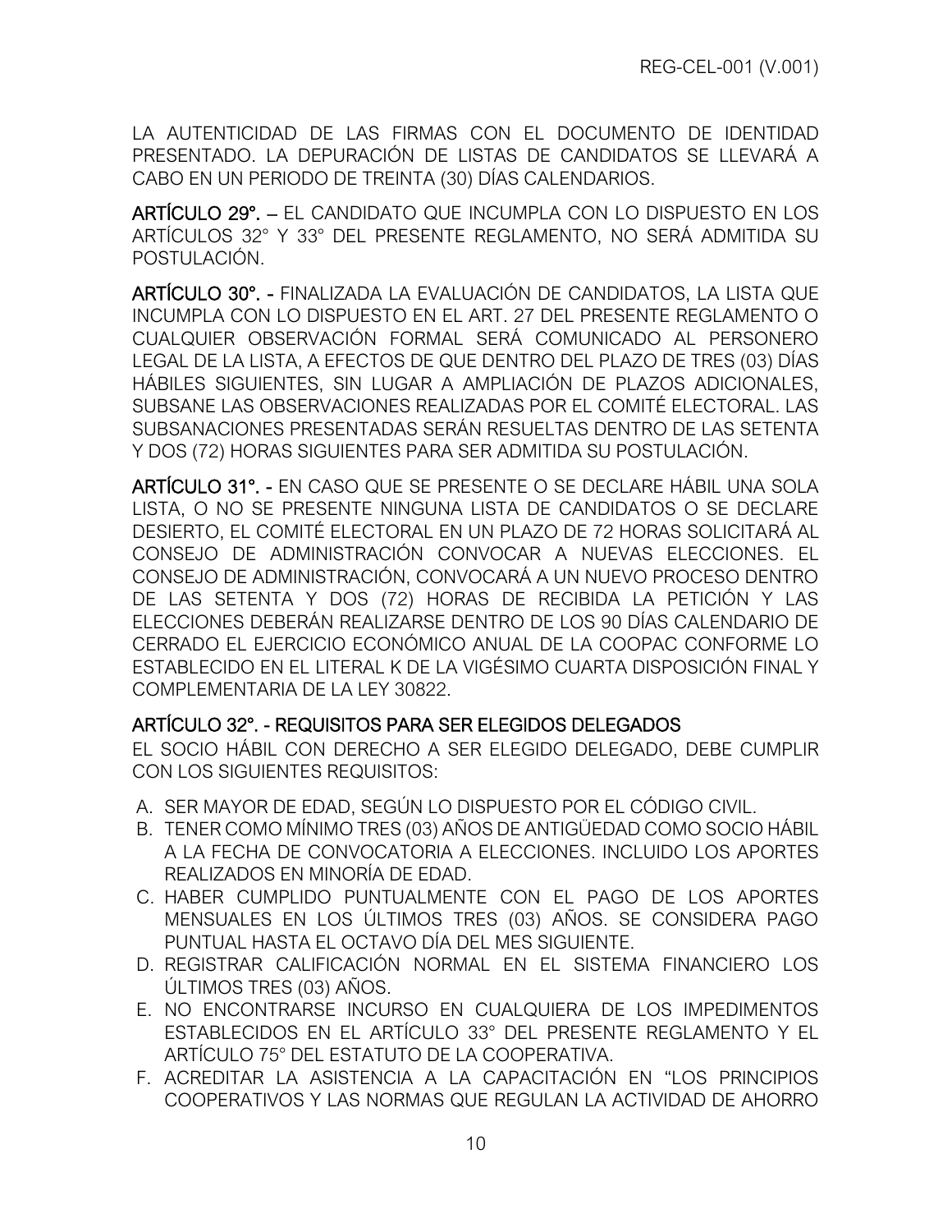LA AUTENTICIDAD DE LAS FIRMAS CON EL DOCUMENTO DE IDENTIDAD PRESENTADO. LA DEPURACIÓN DE LISTAS DE CANDIDATOS SE LLEVARÁ A CABO EN UN PERIODO DE TREINTA (30) DÍAS CALENDARIOS.

**ARTÍCULO 29°. –** EL CANDIDATO QUE INCUMPLA CON LO DISPUESTO EN LOS ARTÍCULOS 32° Y 33° DEL PRESENTE REGLAMENTO, NO SERÁ ADMITIDA SU POSTULACIÓN.

**ARTÍCULO 30°. -** FINALIZADA LA EVALUACIÓN DE CANDIDATOS, LA LISTA QUE INCUMPLA CON LO DISPUESTO EN EL ART. 27 DEL PRESENTE REGLAMENTO O CUALQUIER OBSERVACIÓN FORMAL SERÁ COMUNICADO AL PERSONERO LEGAL DE LA LISTA, A EFECTOS DE QUE DENTRO DEL PLAZO DE TRES (03) DÍAS HÁBILES SIGUIENTES, SIN LUGAR A AMPLIACIÓN DE PLAZOS ADICIONALES, SUBSANE LAS OBSERVACIONES REALIZADAS POR EL COMITÉ ELECTORAL. LAS SUBSANACIONES PRESENTADAS SERÁN RESUELTAS DENTRO DE LAS SETENTA Y DOS (72) HORAS SIGUIENTES PARA SER ADMITIDA SU POSTULACIÓN.

**ARTÍCULO 31°. -** EN CASO QUE SE PRESENTE O SE DECLARE HÁBIL UNA SOLA LISTA, O NO SE PRESENTE NINGUNA LISTA DE CANDIDATOS O SE DECLARE DESIERTO, EL COMITÉ ELECTORAL EN UN PLAZO DE 72 HORAS SOLICITARÁ AL CONSEJO DE ADMINISTRACIÓN CONVOCAR A NUEVAS ELECCIONES. EL CONSEJO DE ADMINISTRACIÓN, CONVOCARÁ A UN NUEVO PROCESO DENTRO DE LAS SETENTA Y DOS (72) HORAS DE RECIBIDA LA PETICIÓN Y LAS ELECCIONES DEBERÁN REALIZARSE DENTRO DE LOS 90 DÍAS CALENDARIO DE CERRADO EL EJERCICIO ECONÓMICO ANUAL DE LA COOPAC CONFORME LO ESTABLECIDO EN EL LITERAL K DE LA VIGÉSIMO CUARTA DISPOSICIÓN FINAL Y COMPLEMENTARIA DE LA LEY 30822.

**ARTÍCULO 32°. - REQUISITOS PARA SER ELEGIDOS DELEGADOS**

EL SOCIO HÁBIL CON DERECHO A SER ELEGIDO DELEGADO, DEBE CUMPLIR CON LOS SIGUIENTES REQUISITOS:

A. SER MAYOR DE EDAD, SEGÚN LO DISPUESTO POR EL CÓDIGO CIVIL.
B. TENER COMO MÍNIMO TRES (03) AÑOS DE ANTIGÜEDAD COMO SOCIO HÁBIL A LA FECHA DE CONVOCATORIA A ELECCIONES. INCLUIDO LOS APORTES REALIZADOS EN MINORÍA DE EDAD.
C. HABER CUMPLIDO PUNTUALMENTE CON EL PAGO DE LOS APORTES MENSUALES EN LOS ÚLTIMOS TRES (03) AÑOS. SE CONSIDERA PAGO PUNTUAL HASTA EL OCTAVO DÍA DEL MES SIGUIENTE.
D. REGISTRAR CALIFICACIÓN NORMAL EN EL SISTEMA FINANCIERO LOS ÚLTIMOS TRES (03) AÑOS.
E. NO ENCONTRARSE INCURSO EN CUALQUIERA DE LOS IMPEDIMENTOS ESTABLECIDOS EN EL ARTÍCULO 33° DEL PRESENTE REGLAMENTO Y EL ARTÍCULO 75° DEL ESTATUTO DE LA COOPERATIVA.
F. ACREDITAR LA ASISTENCIA A LA CAPACITACIÓN EN "LOS PRINCIPIOS COOPERATIVOS Y LAS NORMAS QUE REGULAN LA ACTIVIDAD DE AHORRO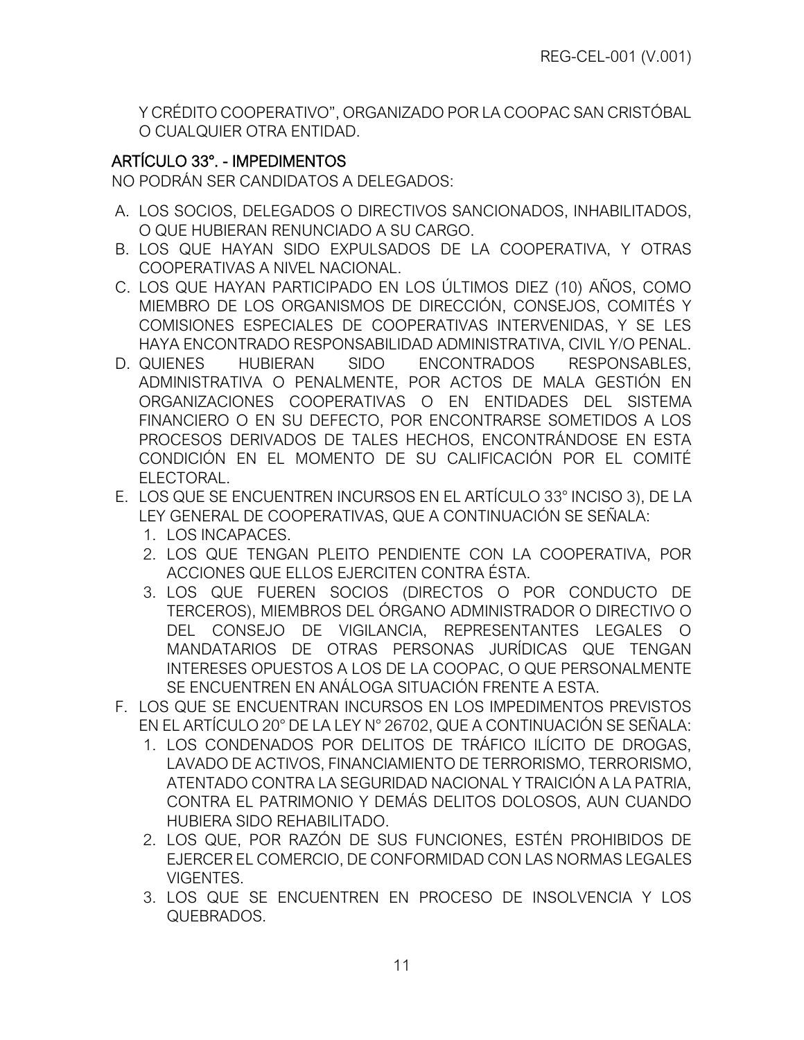Y CRÉDITO COOPERATIVO", ORGANIZADO POR LA COOPAC SAN CRISTÓBAL O CUALQUIER OTRA ENTIDAD.

## ARTÍCULO 33°. - IMPEDIMENTOS

NO PODRÁN SER CANDIDATOS A DELEGADOS:

A. LOS SOCIOS, DELEGADOS O DIRECTIVOS SANCIONADOS, INHABILITADOS, O QUE HUBIERAN RENUNCIADO A SU CARGO.
B. LOS QUE HAYAN SIDO EXPULSADOS DE LA COOPERATIVA, Y OTRAS COOPERATIVAS A NIVEL NACIONAL.
C. LOS QUE HAYAN PARTICIPADO EN LOS ÚLTIMOS DIEZ (10) AÑOS, COMO MIEMBRO DE LOS ORGANISMOS DE DIRECCIÓN, CONSEJOS, COMITÉS Y COMISIONES ESPECIALES DE COOPERATIVAS INTERVENIDAS, Y SE LES HAYA ENCONTRADO RESPONSABILIDAD ADMINISTRATIVA, CIVIL Y/O PENAL.
D. QUIENES HUBIERAN SIDO ENCONTRADOS RESPONSABLES, ADMINISTRATIVA O PENALMENTE, POR ACTOS DE MALA GESTIÓN EN ORGANIZACIONES COOPERATIVAS O EN ENTIDADES DEL SISTEMA FINANCIERO O EN SU DEFECTO, POR ENCONTRARSE SOMETIDOS A LOS PROCESOS DERIVADOS DE TALES HECHOS, ENCONTRÁNDOSE EN ESTA CONDICIÓN EN EL MOMENTO DE SU CALIFICACIÓN POR EL COMITÉ ELECTORAL.
E. LOS QUE SE ENCUENTREN INCURSOS EN EL ARTÍCULO 33° INCISO 3), DE LA LEY GENERAL DE COOPERATIVAS, QUE A CONTINUACIÓN SE SEÑALA:
   1. LOS INCAPACES.
   2. LOS QUE TENGAN PLEITO PENDIENTE CON LA COOPERATIVA, POR ACCIONES QUE ELLOS EJERCITEN CONTRA ÉSTA.
   3. LOS QUE FUEREN SOCIOS (DIRECTOS O POR CONDUCTO DE TERCEROS), MIEMBROS DEL ÓRGANO ADMINISTRADOR O DIRECTIVO O DEL CONSEJO DE VIGILANCIA, REPRESENTANTES LEGALES O MANDATARIOS DE OTRAS PERSONAS JURÍDICAS QUE TENGAN INTERESES OPUESTOS A LOS DE LA COOPAC, O QUE PERSONALMENTE SE ENCUENTREN EN ANÁLOGA SITUACIÓN FRENTE A ESTA.
F. LOS QUE SE ENCUENTRAN INCURSOS EN LOS IMPEDIMENTOS PREVISTOS EN EL ARTÍCULO 20° DE LA LEY N° 26702, QUE A CONTINUACIÓN SE SEÑALA:
   1. LOS CONDENADOS POR DELITOS DE TRÁFICO ILÍCITO DE DROGAS, LAVADO DE ACTIVOS, FINANCIAMIENTO DE TERRORISMO, TERRORISMO, ATENTADO CONTRA LA SEGURIDAD NACIONAL Y TRAICIÓN A LA PATRIA, CONTRA EL PATRIMONIO Y DEMÁS DELITOS DOLOSOS, AUN CUANDO HUBIERA SIDO REHABILITADO.
   2. LOS QUE, POR RAZÓN DE SUS FUNCIONES, ESTÉN PROHIBIDOS DE EJERCER EL COMERCIO, DE CONFORMIDAD CON LAS NORMAS LEGALES VIGENTES.
   3. LOS QUE SE ENCUENTREN EN PROCESO DE INSOLVENCIA Y LOS QUEBRADOS.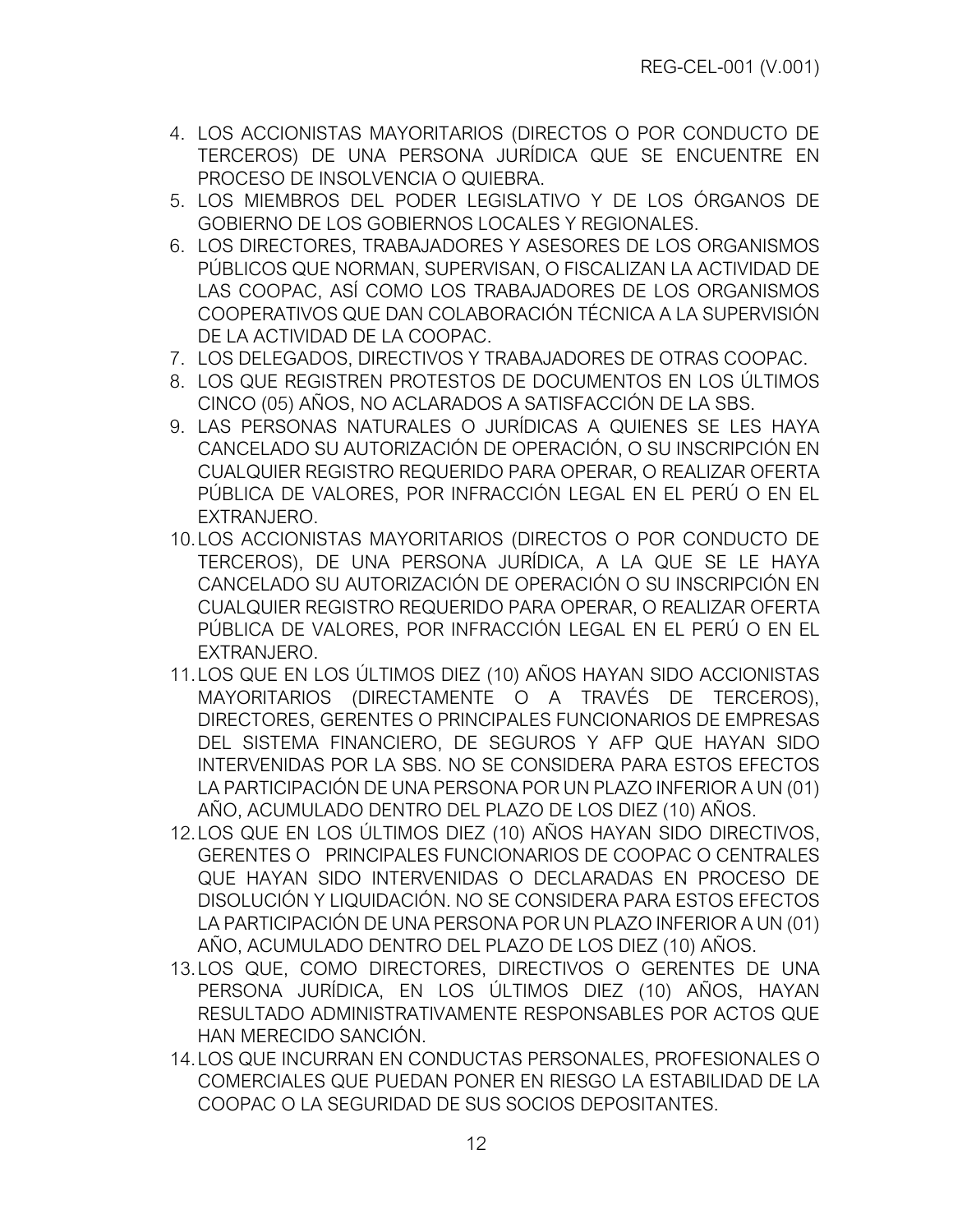4. LOS ACCIONISTAS MAYORITARIOS (DIRECTOS O POR CONDUCTO DE TERCEROS) DE UNA PERSONA JURÍDICA QUE SE ENCUENTRE EN PROCESO DE INSOLVENCIA O QUIEBRA.
5. LOS MIEMBROS DEL PODER LEGISLATIVO Y DE LOS ÓRGANOS DE GOBIERNO DE LOS GOBIERNOS LOCALES Y REGIONALES.
6. LOS DIRECTORES, TRABAJADORES Y ASESORES DE LOS ORGANISMOS PÚBLICOS QUE NORMAN, SUPERVISAN, O FISCALIZAN LA ACTIVIDAD DE LAS COOPAC, ASÍ COMO LOS TRABAJADORES DE LOS ORGANISMOS COOPERATIVOS QUE DAN COLABORACIÓN TÉCNICA A LA SUPERVISIÓN DE LA ACTIVIDAD DE LA COOPAC.
7. LOS DELEGADOS, DIRECTIVOS Y TRABAJADORES DE OTRAS COOPAC.
8. LOS QUE REGISTREN PROTESTOS DE DOCUMENTOS EN LOS ÚLTIMOS CINCO (05) AÑOS, NO ACLARADOS A SATISFACCIÓN DE LA SBS.
9. LAS PERSONAS NATURALES O JURÍDICAS A QUIENES SE LES HAYA CANCELADO SU AUTORIZACIÓN DE OPERACIÓN, O SU INSCRIPCIÓN EN CUALQUIER REGISTRO REQUERIDO PARA OPERAR, O REALIZAR OFERTA PÚBLICA DE VALORES, POR INFRACCIÓN LEGAL EN EL PERÚ O EN EL EXTRANJERO.
10. LOS ACCIONISTAS MAYORITARIOS (DIRECTOS O POR CONDUCTO DE TERCEROS), DE UNA PERSONA JURÍDICA, A LA QUE SE LE HAYA CANCELADO SU AUTORIZACIÓN DE OPERACIÓN O SU INSCRIPCIÓN EN CUALQUIER REGISTRO REQUERIDO PARA OPERAR, O REALIZAR OFERTA PÚBLICA DE VALORES, POR INFRACCIÓN LEGAL EN EL PERÚ O EN EL EXTRANJERO.
11. LOS QUE EN LOS ÚLTIMOS DIEZ (10) AÑOS HAYAN SIDO ACCIONISTAS MAYORITARIOS (DIRECTAMENTE O A TRAVÉS DE TERCEROS), DIRECTORES, GERENTES O PRINCIPALES FUNCIONARIOS DE EMPRESAS DEL SISTEMA FINANCIERO, DE SEGUROS Y AFP QUE HAYAN SIDO INTERVENIDAS POR LA SBS. NO SE CONSIDERA PARA ESTOS EFECTOS LA PARTICIPACIÓN DE UNA PERSONA POR UN PLAZO INFERIOR A UN (01) AÑO, ACUMULADO DENTRO DEL PLAZO DE LOS DIEZ (10) AÑOS.
12. LOS QUE EN LOS ÚLTIMOS DIEZ (10) AÑOS HAYAN SIDO DIRECTIVOS, GERENTES O PRINCIPALES FUNCIONARIOS DE COOPAC O CENTRALES QUE HAYAN SIDO INTERVENIDAS O DECLARADAS EN PROCESO DE DISOLUCIÓN Y LIQUIDACIÓN. NO SE CONSIDERA PARA ESTOS EFECTOS LA PARTICIPACIÓN DE UNA PERSONA POR UN PLAZO INFERIOR A UN (01) AÑO, ACUMULADO DENTRO DEL PLAZO DE LOS DIEZ (10) AÑOS.
13. LOS QUE, COMO DIRECTORES, DIRECTIVOS O GERENTES DE UNA PERSONA JURÍDICA, EN LOS ÚLTIMOS DIEZ (10) AÑOS, HAYAN RESULTADO ADMINISTRATIVAMENTE RESPONSABLES POR ACTOS QUE HAN MERECIDO SANCIÓN.
14. LOS QUE INCURRAN EN CONDUCTAS PERSONALES, PROFESIONALES O COMERCIALES QUE PUEDAN PONER EN RIESGO LA ESTABILIDAD DE LA COOPAC O LA SEGURIDAD DE SUS SOCIOS DEPOSITANTES.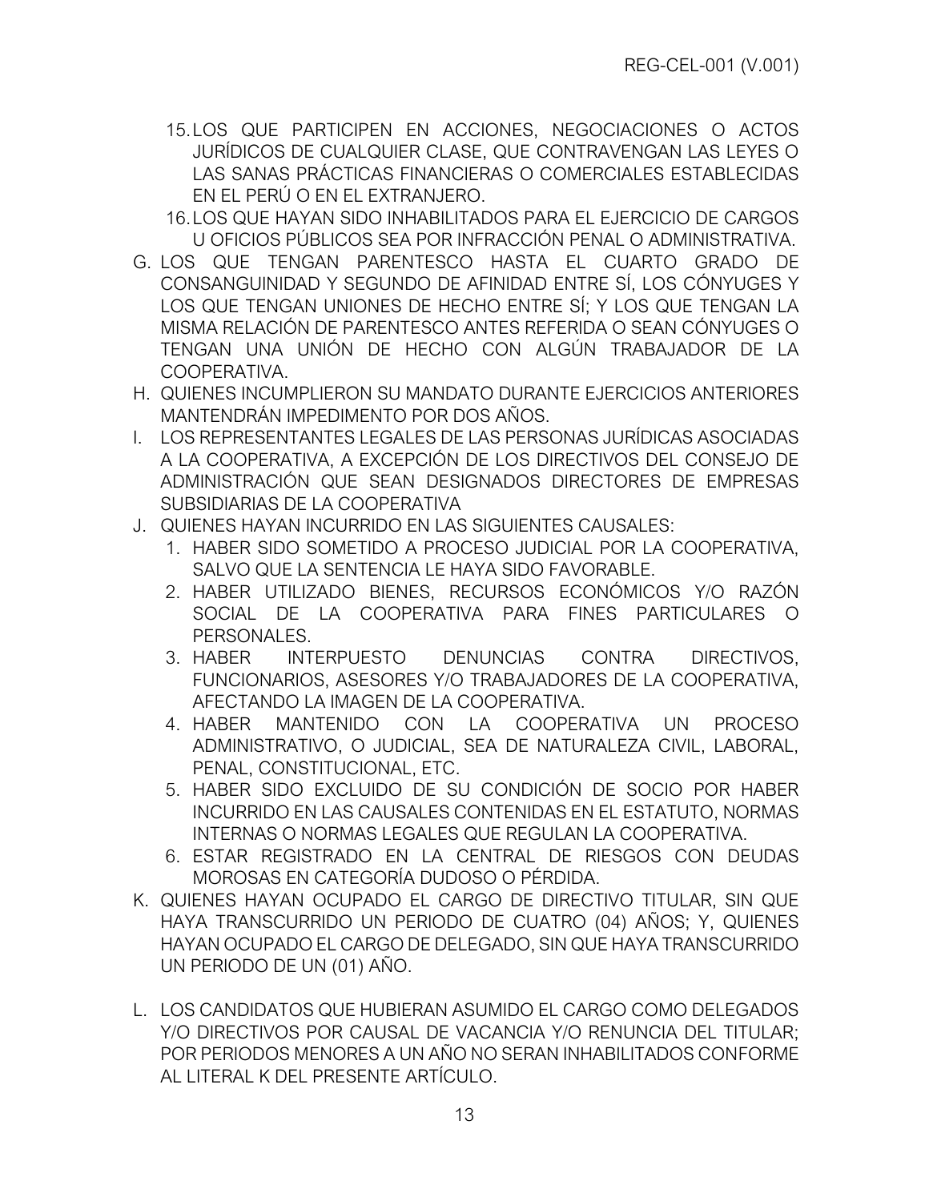15. LOS QUE PARTICIPEN EN ACCIONES, NEGOCIACIONES O ACTOS JURÍDICOS DE CUALQUIER CLASE, QUE CONTRAVENGAN LAS LEYES O LAS SANAS PRÁCTICAS FINANCIERAS O COMERCIALES ESTABLECIDAS EN EL PERÚ O EN EL EXTRANJERO.
16. LOS QUE HAYAN SIDO INHABILITADOS PARA EL EJERCICIO DE CARGOS U OFICIOS PÚBLICOS SEA POR INFRACCIÓN PENAL O ADMINISTRATIVA.

G. LOS QUE TENGAN PARENTESCO HASTA EL CUARTO GRADO DE CONSANGUINIDAD Y SEGUNDO DE AFINIDAD ENTRE SÍ, LOS CÓNYUGES Y LOS QUE TENGAN UNIONES DE HECHO ENTRE SÍ; Y LOS QUE TENGAN LA MISMA RELACIÓN DE PARENTESCO ANTES REFERIDA O SEAN CÓNYUGES O TENGAN UNA UNIÓN DE HECHO CON ALGÚN TRABAJADOR DE LA COOPERATIVA.

H. QUIENES INCUMPLIERON SU MANDATO DURANTE EJERCICIOS ANTERIORES MANTENDRÁN IMPEDIMENTO POR DOS AÑOS.

I. LOS REPRESENTANTES LEGALES DE LAS PERSONAS JURÍDICAS ASOCIADAS A LA COOPERATIVA, A EXCEPCIÓN DE LOS DIRECTIVOS DEL CONSEJO DE ADMINISTRACIÓN QUE SEAN DESIGNADOS DIRECTORES DE EMPRESAS SUBSIDIARIAS DE LA COOPERATIVA

J. QUIENES HAYAN INCURRIDO EN LAS SIGUIENTES CAUSALES:
   1. HABER SIDO SOMETIDO A PROCESO JUDICIAL POR LA COOPERATIVA, SALVO QUE LA SENTENCIA LE HAYA SIDO FAVORABLE.
   2. HABER UTILIZADO BIENES, RECURSOS ECONÓMICOS Y/O RAZÓN SOCIAL DE LA COOPERATIVA PARA FINES PARTICULARES O PERSONALES.
   3. HABER INTERPUESTO DENUNCIAS CONTRA DIRECTIVOS, FUNCIONARIOS, ASESORES Y/O TRABAJADORES DE LA COOPERATIVA, AFECTANDO LA IMAGEN DE LA COOPERATIVA.
   4. HABER MANTENIDO CON LA COOPERATIVA UN PROCESO ADMINISTRATIVO, O JUDICIAL, SEA DE NATURALEZA CIVIL, LABORAL, PENAL, CONSTITUCIONAL, ETC.
   5. HABER SIDO EXCLUIDO DE SU CONDICIÓN DE SOCIO POR HABER INCURRIDO EN LAS CAUSALES CONTENIDAS EN EL ESTATUTO, NORMAS INTERNAS O NORMAS LEGALES QUE REGULAN LA COOPERATIVA.
   6. ESTAR REGISTRADO EN LA CENTRAL DE RIESGOS CON DEUDAS MOROSAS EN CATEGORÍA DUDOSO O PÉRDIDA.

K. QUIENES HAYAN OCUPADO EL CARGO DE DIRECTIVO TITULAR, SIN QUE HAYA TRANSCURRIDO UN PERIODO DE CUATRO (04) AÑOS; Y, QUIENES HAYAN OCUPADO EL CARGO DE DELEGADO, SIN QUE HAYA TRANSCURRIDO UN PERIODO DE UN (01) AÑO.

L. LOS CANDIDATOS QUE HUBIERAN ASUMIDO EL CARGO COMO DELEGADOS Y/O DIRECTIVOS POR CAUSAL DE VACANCIA Y/O RENUNCIA DEL TITULAR; POR PERIODOS MENORES A UN AÑO NO SERAN INHABILITADOS CONFORME AL LITERAL K DEL PRESENTE ARTÍCULO.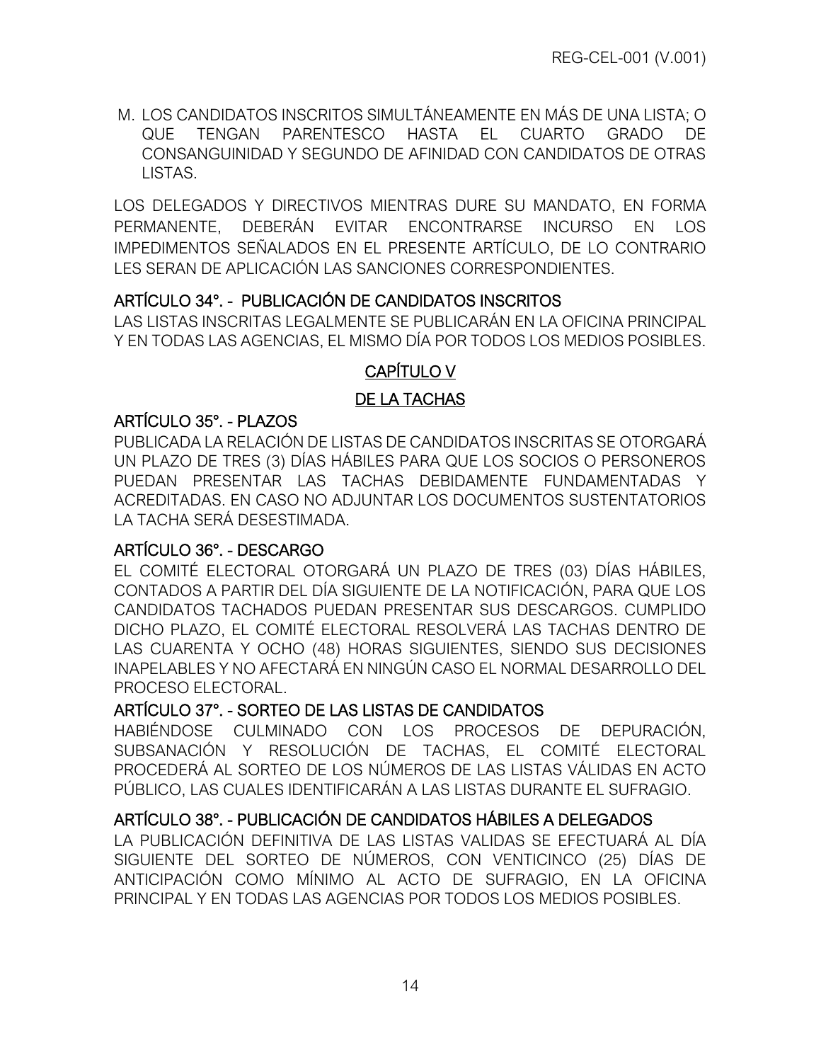M. LOS CANDIDATOS INSCRITOS SIMULTÁNEAMENTE EN MÁS DE UNA LISTA; O QUE TENGAN PARENTESCO HASTA EL CUARTO GRADO DE CONSANGUINIDAD Y SEGUNDO DE AFINIDAD CON CANDIDATOS DE OTRAS LISTAS.

LOS DELEGADOS Y DIRECTIVOS MIENTRAS DURE SU MANDATO, EN FORMA PERMANENTE, DEBERÁN EVITAR ENCONTRARSE INCURSO EN LOS IMPEDIMENTOS SEÑALADOS EN EL PRESENTE ARTÍCULO, DE LO CONTRARIO LES SERAN DE APLICACIÓN LAS SANCIONES CORRESPONDIENTES.

### ARTÍCULO 34°. - PUBLICACIÓN DE CANDIDATOS INSCRITOS

LAS LISTAS INSCRITAS LEGALMENTE SE PUBLICARÁN EN LA OFICINA PRINCIPAL Y EN TODAS LAS AGENCIAS, EL MISMO DÍA POR TODOS LOS MEDIOS POSIBLES.

## CAPÍTULO V

## DE LA TACHAS

### ARTÍCULO 35°. - PLAZOS

PUBLICADA LA RELACIÓN DE LISTAS DE CANDIDATOS INSCRITAS SE OTORGARÁ UN PLAZO DE TRES (3) DÍAS HÁBILES PARA QUE LOS SOCIOS O PERSONEROS PUEDAN PRESENTAR LAS TACHAS DEBIDAMENTE FUNDAMENTADAS Y ACREDITADAS. EN CASO NO ADJUNTAR LOS DOCUMENTOS SUSTENTATORIOS LA TACHA SERÁ DESESTIMADA.

### ARTÍCULO 36°. - DESCARGO

EL COMITÉ ELECTORAL OTORGARÁ UN PLAZO DE TRES (03) DÍAS HÁBILES, CONTADOS A PARTIR DEL DÍA SIGUIENTE DE LA NOTIFICACIÓN, PARA QUE LOS CANDIDATOS TACHADOS PUEDAN PRESENTAR SUS DESCARGOS. CUMPLIDO DICHO PLAZO, EL COMITÉ ELECTORAL RESOLVERÁ LAS TACHAS DENTRO DE LAS CUARENTA Y OCHO (48) HORAS SIGUIENTES, SIENDO SUS DECISIONES INAPELABLES Y NO AFECTARÁ EN NINGÚN CASO EL NORMAL DESARROLLO DEL PROCESO ELECTORAL.

### ARTÍCULO 37°. - SORTEO DE LAS LISTAS DE CANDIDATOS

HABIÉNDOSE CULMINADO CON LOS PROCESOS DE DEPURACIÓN, SUBSANACIÓN Y RESOLUCIÓN DE TACHAS, EL COMITÉ ELECTORAL PROCEDERÁ AL SORTEO DE LOS NÚMEROS DE LAS LISTAS VÁLIDAS EN ACTO PÚBLICO, LAS CUALES IDENTIFICARÁN A LAS LISTAS DURANTE EL SUFRAGIO.

### ARTÍCULO 38°. - PUBLICACIÓN DE CANDIDATOS HÁBILES A DELEGADOS

LA PUBLICACIÓN DEFINITIVA DE LAS LISTAS VALIDAS SE EFECTUARÁ AL DÍA SIGUIENTE DEL SORTEO DE NÚMEROS, CON VENTICINCO (25) DÍAS DE ANTICIPACIÓN COMO MÍNIMO AL ACTO DE SUFRAGIO, EN LA OFICINA PRINCIPAL Y EN TODAS LAS AGENCIAS POR TODOS LOS MEDIOS POSIBLES.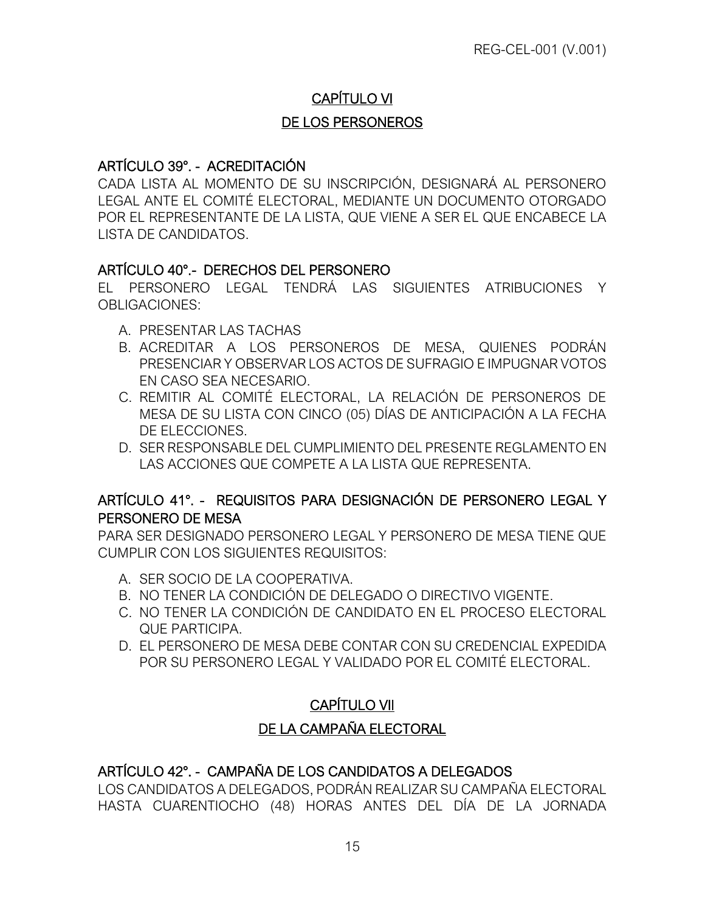## CAPÍTULO VI

## DE LOS PERSONEROS

### ARTÍCULO 39°. - ACREDITACIÓN

CADA LISTA AL MOMENTO DE SU INSCRIPCIÓN, DESIGNARÁ AL PERSONERO LEGAL ANTE EL COMITÉ ELECTORAL, MEDIANTE UN DOCUMENTO OTORGADO POR EL REPRESENTANTE DE LA LISTA, QUE VIENE A SER EL QUE ENCABECE LA LISTA DE CANDIDATOS.

### ARTÍCULO 40°.- DERECHOS DEL PERSONERO

EL PERSONERO LEGAL TENDRÁ LAS SIGUIENTES ATRIBUCIONES Y OBLIGACIONES:

A. PRESENTAR LAS TACHAS
B. ACREDITAR A LOS PERSONEROS DE MESA, QUIENES PODRÁN PRESENCIAR Y OBSERVAR LOS ACTOS DE SUFRAGIO E IMPUGNAR VOTOS EN CASO SEA NECESARIO.
C. REMITIR AL COMITÉ ELECTORAL, LA RELACIÓN DE PERSONEROS DE MESA DE SU LISTA CON CINCO (05) DÍAS DE ANTICIPACIÓN A LA FECHA DE ELECCIONES.
D. SER RESPONSABLE DEL CUMPLIMIENTO DEL PRESENTE REGLAMENTO EN LAS ACCIONES QUE COMPETE A LA LISTA QUE REPRESENTA.

### ARTÍCULO 41°. - REQUISITOS PARA DESIGNACIÓN DE PERSONERO LEGAL Y PERSONERO DE MESA

PARA SER DESIGNADO PERSONERO LEGAL Y PERSONERO DE MESA TIENE QUE CUMPLIR CON LOS SIGUIENTES REQUISITOS:

A. SER SOCIO DE LA COOPERATIVA.
B. NO TENER LA CONDICIÓN DE DELEGADO O DIRECTIVO VIGENTE.
C. NO TENER LA CONDICIÓN DE CANDIDATO EN EL PROCESO ELECTORAL QUE PARTICIPA.
D. EL PERSONERO DE MESA DEBE CONTAR CON SU CREDENCIAL EXPEDIDA POR SU PERSONERO LEGAL Y VALIDADO POR EL COMITÉ ELECTORAL.

## CAPÍTULO VII

## DE LA CAMPAÑA ELECTORAL

### ARTÍCULO 42°. - CAMPAÑA DE LOS CANDIDATOS A DELEGADOS

LOS CANDIDATOS A DELEGADOS, PODRÁN REALIZAR SU CAMPAÑA ELECTORAL HASTA CUARENTIOCHO (48) HORAS ANTES DEL DÍA DE LA JORNADA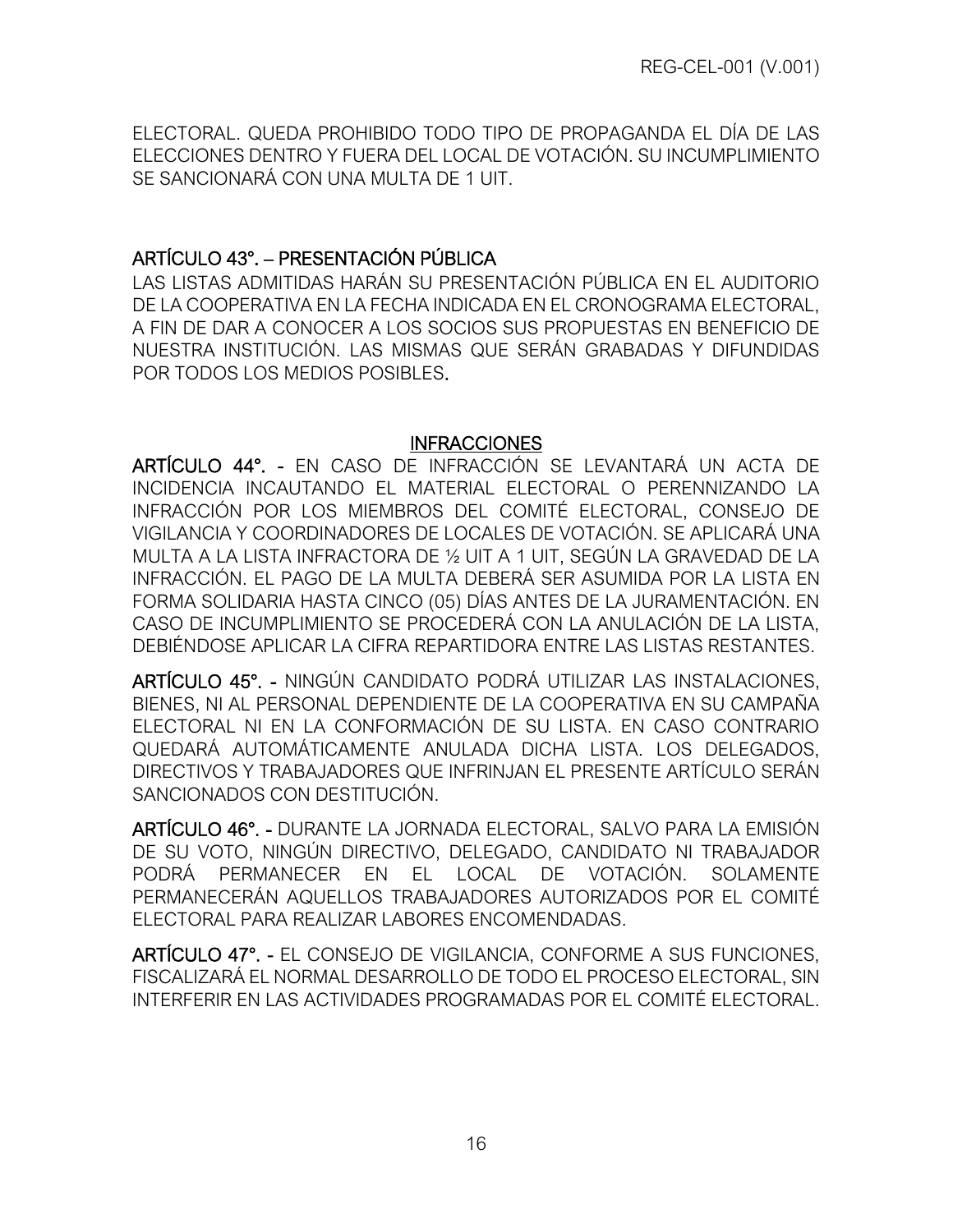ELECTORAL. QUEDA PROHIBIDO TODO TIPO DE PROPAGANDA EL DÍA DE LAS ELECCIONES DENTRO Y FUERA DEL LOCAL DE VOTACIÓN. SU INCUMPLIMIENTO SE SANCIONARÁ CON UNA MULTA DE 1 UIT.

## ARTÍCULO 43°. – PRESENTACIÓN PÚBLICA

LAS LISTAS ADMITIDAS HARÁN SU PRESENTACIÓN PÚBLICA EN EL AUDITORIO DE LA COOPERATIVA EN LA FECHA INDICADA EN EL CRONOGRAMA ELECTORAL, A FIN DE DAR A CONOCER A LOS SOCIOS SUS PROPUESTAS EN BENEFICIO DE NUESTRA INSTITUCIÓN. LAS MISMAS QUE SERÁN GRABADAS Y DIFUNDIDAS POR TODOS LOS MEDIOS POSIBLES.

## INFRACCIONES

**ARTÍCULO 44°. -** EN CASO DE INFRACCIÓN SE LEVANTARÁ UN ACTA DE INCIDENCIA INCAUTANDO EL MATERIAL ELECTORAL O PERENNIZANDO LA INFRACCIÓN POR LOS MIEMBROS DEL COMITÉ ELECTORAL, CONSEJO DE VIGILANCIA Y COORDINADORES DE LOCALES DE VOTACIÓN. SE APLICARÁ UNA MULTA A LA LISTA INFRACTORA DE ½ UIT A 1 UIT, SEGÚN LA GRAVEDAD DE LA INFRACCIÓN. EL PAGO DE LA MULTA DEBERÁ SER ASUMIDA POR LA LISTA EN FORMA SOLIDARIA HASTA CINCO (05) DÍAS ANTES DE LA JURAMENTACIÓN. EN CASO DE INCUMPLIMIENTO SE PROCEDERÁ CON LA ANULACIÓN DE LA LISTA, DEBIÉNDOSE APLICAR LA CIFRA REPARTIDORA ENTRE LAS LISTAS RESTANTES.

**ARTÍCULO 45°. -** NINGÚN CANDIDATO PODRÁ UTILIZAR LAS INSTALACIONES, BIENES, NI AL PERSONAL DEPENDIENTE DE LA COOPERATIVA EN SU CAMPAÑA ELECTORAL NI EN LA CONFORMACIÓN DE SU LISTA. EN CASO CONTRARIO QUEDARÁ AUTOMÁTICAMENTE ANULADA DICHA LISTA. LOS DELEGADOS, DIRECTIVOS Y TRABAJADORES QUE INFRINJAN EL PRESENTE ARTÍCULO SERÁN SANCIONADOS CON DESTITUCIÓN.

**ARTÍCULO 46°. -** DURANTE LA JORNADA ELECTORAL, SALVO PARA LA EMISIÓN DE SU VOTO, NINGÚN DIRECTIVO, DELEGADO, CANDIDATO NI TRABAJADOR PODRÁ PERMANECER EN EL LOCAL DE VOTACIÓN. SOLAMENTE PERMANECERÁN AQUELLOS TRABAJADORES AUTORIZADOS POR EL COMITÉ ELECTORAL PARA REALIZAR LABORES ENCOMENDADAS.

**ARTÍCULO 47°. -** EL CONSEJO DE VIGILANCIA, CONFORME A SUS FUNCIONES, FISCALIZARÁ EL NORMAL DESARROLLO DE TODO EL PROCESO ELECTORAL, SIN INTERFERIR EN LAS ACTIVIDADES PROGRAMADAS POR EL COMITÉ ELECTORAL.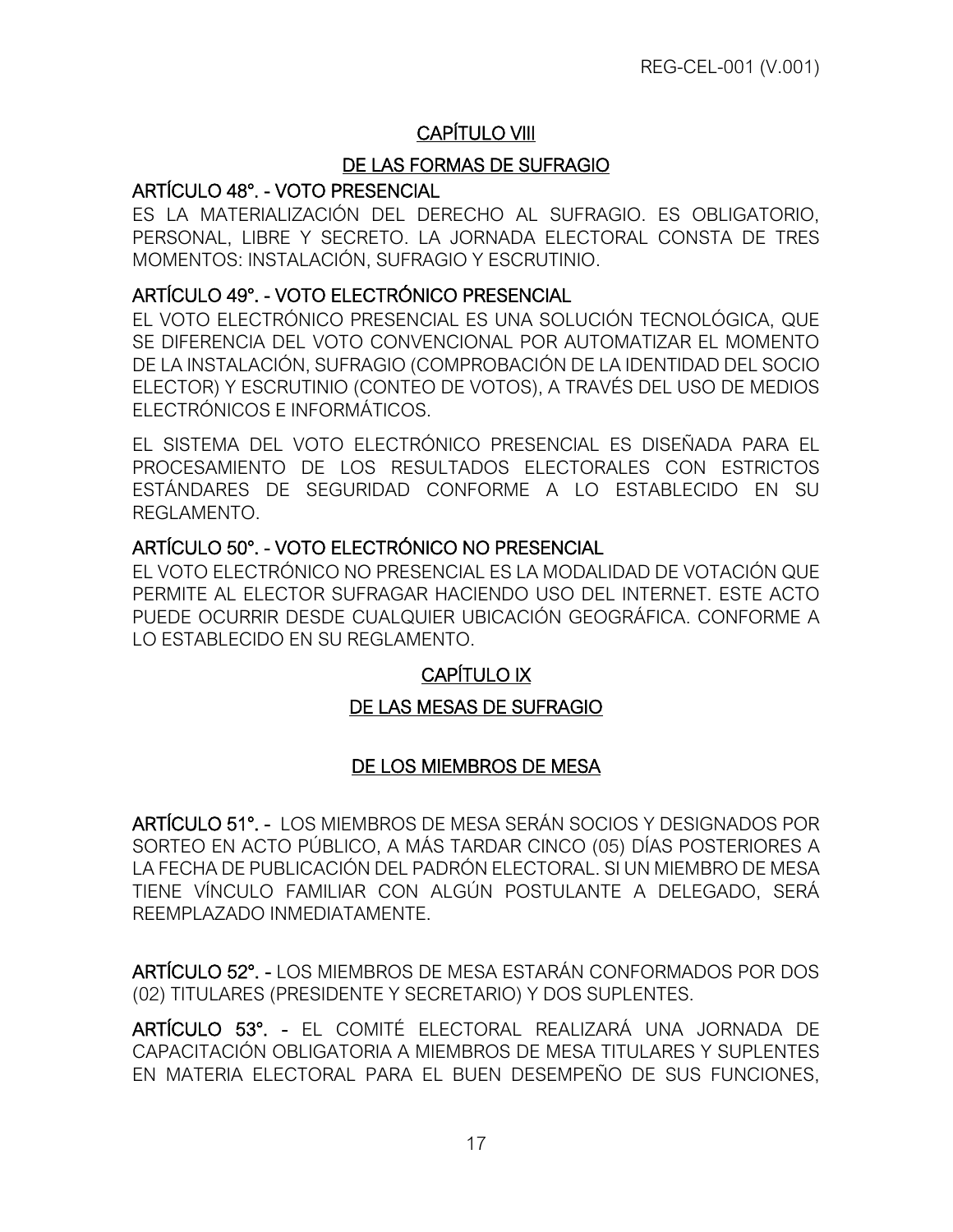## CAPÍTULO VIII

## DE LAS FORMAS DE SUFRAGIO

### ARTÍCULO 48°. - VOTO PRESENCIAL

ES LA MATERIALIZACIÓN DEL DERECHO AL SUFRAGIO. ES OBLIGATORIO, PERSONAL, LIBRE Y SECRETO. LA JORNADA ELECTORAL CONSTA DE TRES MOMENTOS: INSTALACIÓN, SUFRAGIO Y ESCRUTINIO.

### ARTÍCULO 49°. - VOTO ELECTRÓNICO PRESENCIAL

EL VOTO ELECTRÓNICO PRESENCIAL ES UNA SOLUCIÓN TECNOLÓGICA, QUE SE DIFERENCIA DEL VOTO CONVENCIONAL POR AUTOMATIZAR EL MOMENTO DE LA INSTALACIÓN, SUFRAGIO (COMPROBACIÓN DE LA IDENTIDAD DEL SOCIO ELECTOR) Y ESCRUTINIO (CONTEO DE VOTOS), A TRAVÉS DEL USO DE MEDIOS ELECTRÓNICOS E INFORMÁTICOS.

EL SISTEMA DEL VOTO ELECTRÓNICO PRESENCIAL ES DISEÑADA PARA EL PROCESAMIENTO DE LOS RESULTADOS ELECTORALES CON ESTRICTOS ESTÁNDARES DE SEGURIDAD CONFORME A LO ESTABLECIDO EN SU REGLAMENTO.

### ARTÍCULO 50°. - VOTO ELECTRÓNICO NO PRESENCIAL

EL VOTO ELECTRÓNICO NO PRESENCIAL ES LA MODALIDAD DE VOTACIÓN QUE PERMITE AL ELECTOR SUFRAGAR HACIENDO USO DEL INTERNET. ESTE ACTO PUEDE OCURRIR DESDE CUALQUIER UBICACIÓN GEOGRÁFICA. CONFORME A LO ESTABLECIDO EN SU REGLAMENTO.

## CAPÍTULO IX

## DE LAS MESAS DE SUFRAGIO

## DE LOS MIEMBROS DE MESA

**ARTÍCULO 51°. -** LOS MIEMBROS DE MESA SERÁN SOCIOS Y DESIGNADOS POR SORTEO EN ACTO PÚBLICO, A MÁS TARDAR CINCO (05) DÍAS POSTERIORES A LA FECHA DE PUBLICACIÓN DEL PADRÓN ELECTORAL. SI UN MIEMBRO DE MESA TIENE VÍNCULO FAMILIAR CON ALGÚN POSTULANTE A DELEGADO, SERÁ REEMPLAZADO INMEDIATAMENTE.

**ARTÍCULO 52°. -** LOS MIEMBROS DE MESA ESTARÁN CONFORMADOS POR DOS (02) TITULARES (PRESIDENTE Y SECRETARIO) Y DOS SUPLENTES.

**ARTÍCULO 53°. -** EL COMITÉ ELECTORAL REALIZARÁ UNA JORNADA DE CAPACITACIÓN OBLIGATORIA A MIEMBROS DE MESA TITULARES Y SUPLENTES EN MATERIA ELECTORAL PARA EL BUEN DESEMPEÑO DE SUS FUNCIONES,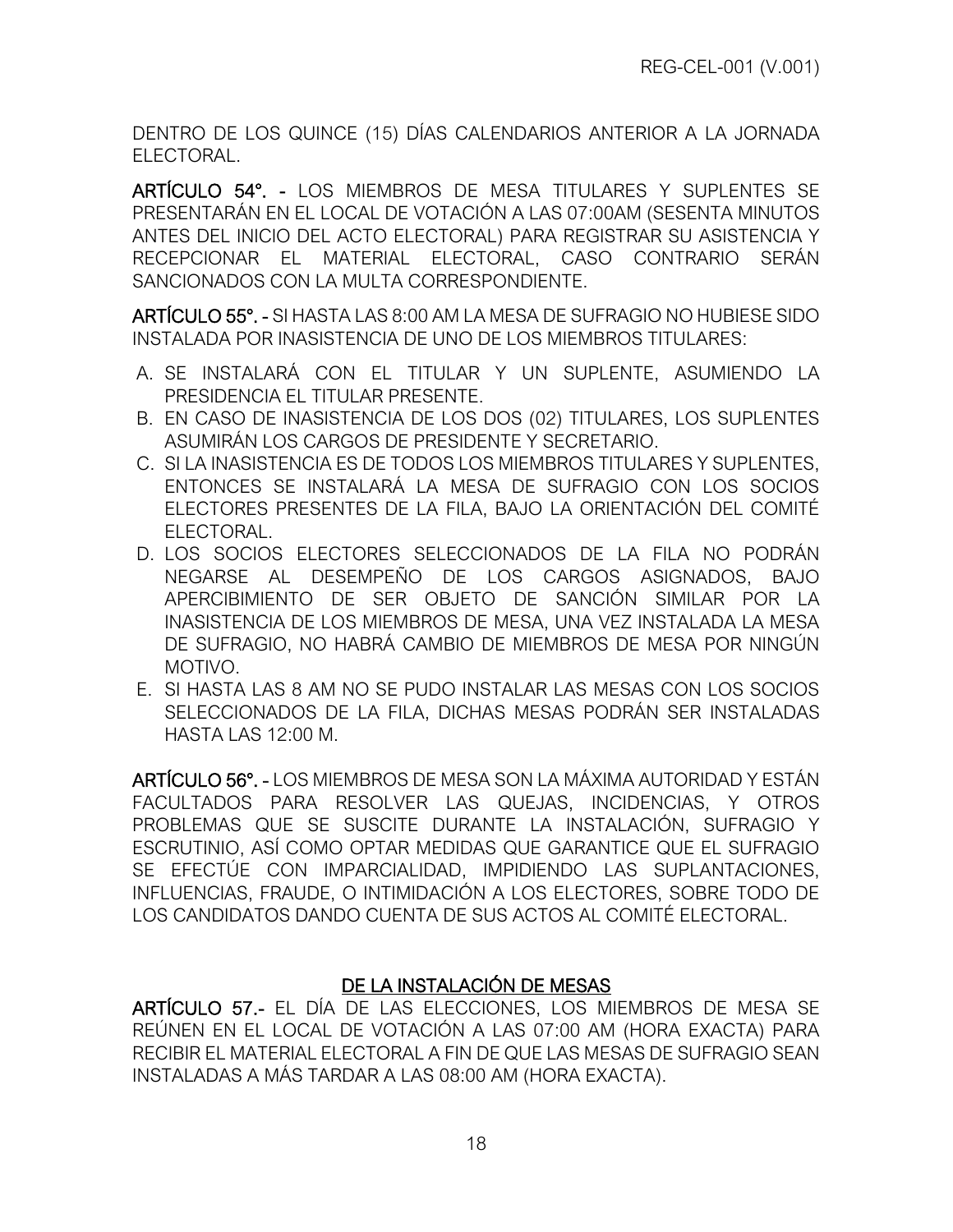DENTRO DE LOS QUINCE (15) DÍAS CALENDARIOS ANTERIOR A LA JORNADA ELECTORAL.

**ARTÍCULO 54°. -** LOS MIEMBROS DE MESA TITULARES Y SUPLENTES SE PRESENTARÁN EN EL LOCAL DE VOTACIÓN A LAS 07:00AM (SESENTA MINUTOS ANTES DEL INICIO DEL ACTO ELECTORAL) PARA REGISTRAR SU ASISTENCIA Y RECEPCIONAR EL MATERIAL ELECTORAL, CASO CONTRARIO SERÁN SANCIONADOS CON LA MULTA CORRESPONDIENTE.

**ARTÍCULO 55°. -** SI HASTA LAS 8:00 AM LA MESA DE SUFRAGIO NO HUBIESE SIDO INSTALADA POR INASISTENCIA DE UNO DE LOS MIEMBROS TITULARES:

A. SE INSTALARÁ CON EL TITULAR Y UN SUPLENTE, ASUMIENDO LA PRESIDENCIA EL TITULAR PRESENTE.
B. EN CASO DE INASISTENCIA DE LOS DOS (02) TITULARES, LOS SUPLENTES ASUMIRÁN LOS CARGOS DE PRESIDENTE Y SECRETARIO.
C. SI LA INASISTENCIA ES DE TODOS LOS MIEMBROS TITULARES Y SUPLENTES, ENTONCES SE INSTALARÁ LA MESA DE SUFRAGIO CON LOS SOCIOS ELECTORES PRESENTES DE LA FILA, BAJO LA ORIENTACIÓN DEL COMITÉ ELECTORAL.
D. LOS SOCIOS ELECTORES SELECCIONADOS DE LA FILA NO PODRÁN NEGARSE AL DESEMPEÑO DE LOS CARGOS ASIGNADOS, BAJO APERCIBIMIENTO DE SER OBJETO DE SANCIÓN SIMILAR POR LA INASISTENCIA DE LOS MIEMBROS DE MESA, UNA VEZ INSTALADA LA MESA DE SUFRAGIO, NO HABRÁ CAMBIO DE MIEMBROS DE MESA POR NINGÚN MOTIVO.
E. SI HASTA LAS 8 AM NO SE PUDO INSTALAR LAS MESAS CON LOS SOCIOS SELECCIONADOS DE LA FILA, DICHAS MESAS PODRÁN SER INSTALADAS HASTA LAS 12:00 M.

**ARTÍCULO 56°. -** LOS MIEMBROS DE MESA SON LA MÁXIMA AUTORIDAD Y ESTÁN FACULTADOS PARA RESOLVER LAS QUEJAS, INCIDENCIAS, Y OTROS PROBLEMAS QUE SE SUSCITE DURANTE LA INSTALACIÓN, SUFRAGIO Y ESCRUTINIO, ASÍ COMO OPTAR MEDIDAS QUE GARANTICE QUE EL SUFRAGIO SE EFECTÚE CON IMPARCIALIDAD, IMPIDIENDO LAS SUPLANTACIONES, INFLUENCIAS, FRAUDE, O INTIMIDACIÓN A LOS ELECTORES, SOBRE TODO DE LOS CANDIDATOS DANDO CUENTA DE SUS ACTOS AL COMITÉ ELECTORAL.

## DE LA INSTALACIÓN DE MESAS

**ARTÍCULO 57.-** EL DÍA DE LAS ELECCIONES, LOS MIEMBROS DE MESA SE REÚNEN EN EL LOCAL DE VOTACIÓN A LAS 07:00 AM (HORA EXACTA) PARA RECIBIR EL MATERIAL ELECTORAL A FIN DE QUE LAS MESAS DE SUFRAGIO SEAN INSTALADAS A MÁS TARDAR A LAS 08:00 AM (HORA EXACTA).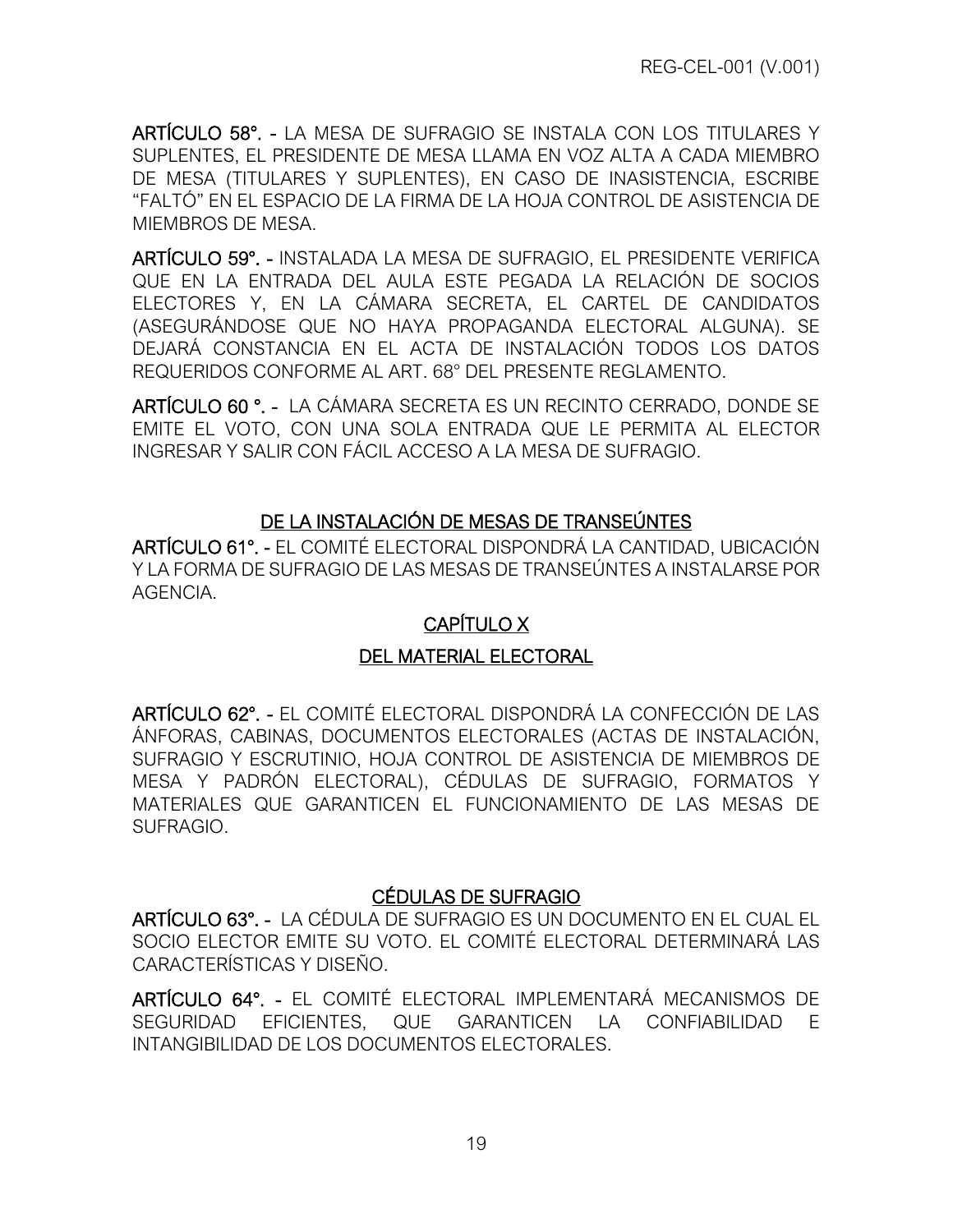**ARTÍCULO 58°. -** LA MESA DE SUFRAGIO SE INSTALA CON LOS TITULARES Y SUPLENTES, EL PRESIDENTE DE MESA LLAMA EN VOZ ALTA A CADA MIEMBRO DE MESA (TITULARES Y SUPLENTES), EN CASO DE INASISTENCIA, ESCRIBE "FALTÓ" EN EL ESPACIO DE LA FIRMA DE LA HOJA CONTROL DE ASISTENCIA DE MIEMBROS DE MESA.

**ARTÍCULO 59°. -** INSTALADA LA MESA DE SUFRAGIO, EL PRESIDENTE VERIFICA QUE EN LA ENTRADA DEL AULA ESTE PEGADA LA RELACIÓN DE SOCIOS ELECTORES Y, EN LA CÁMARA SECRETA, EL CARTEL DE CANDIDATOS (ASEGURÁNDOSE QUE NO HAYA PROPAGANDA ELECTORAL ALGUNA). SE DEJARÁ CONSTANCIA EN EL ACTA DE INSTALACIÓN TODOS LOS DATOS REQUERIDOS CONFORME AL ART. 68° DEL PRESENTE REGLAMENTO.

**ARTÍCULO 60 °. -** LA CÁMARA SECRETA ES UN RECINTO CERRADO, DONDE SE EMITE EL VOTO, CON UNA SOLA ENTRADA QUE LE PERMITA AL ELECTOR INGRESAR Y SALIR CON FÁCIL ACCESO A LA MESA DE SUFRAGIO.

### DE LA INSTALACIÓN DE MESAS DE TRANSEÚNTES

**ARTÍCULO 61°. -** EL COMITÉ ELECTORAL DISPONDRÁ LA CANTIDAD, UBICACIÓN Y LA FORMA DE SUFRAGIO DE LAS MESAS DE TRANSEÚNTES A INSTALARSE POR AGENCIA.

## CAPÍTULO X

## DEL MATERIAL ELECTORAL

**ARTÍCULO 62°. -** EL COMITÉ ELECTORAL DISPONDRÁ LA CONFECCIÓN DE LAS ÁNFORAS, CABINAS, DOCUMENTOS ELECTORALES (ACTAS DE INSTALACIÓN, SUFRAGIO Y ESCRUTINIO, HOJA CONTROL DE ASISTENCIA DE MIEMBROS DE MESA Y PADRÓN ELECTORAL), CÉDULAS DE SUFRAGIO, FORMATOS Y MATERIALES QUE GARANTICEN EL FUNCIONAMIENTO DE LAS MESAS DE SUFRAGIO.

### CÉDULAS DE SUFRAGIO

**ARTÍCULO 63°. -** LA CÉDULA DE SUFRAGIO ES UN DOCUMENTO EN EL CUAL EL SOCIO ELECTOR EMITE SU VOTO. EL COMITÉ ELECTORAL DETERMINARÁ LAS CARACTERÍSTICAS Y DISEÑO.

**ARTÍCULO 64°. -** EL COMITÉ ELECTORAL IMPLEMENTARÁ MECANISMOS DE SEGURIDAD EFICIENTES, QUE GARANTICEN LA CONFIABILIDAD E INTANGIBILIDAD DE LOS DOCUMENTOS ELECTORALES.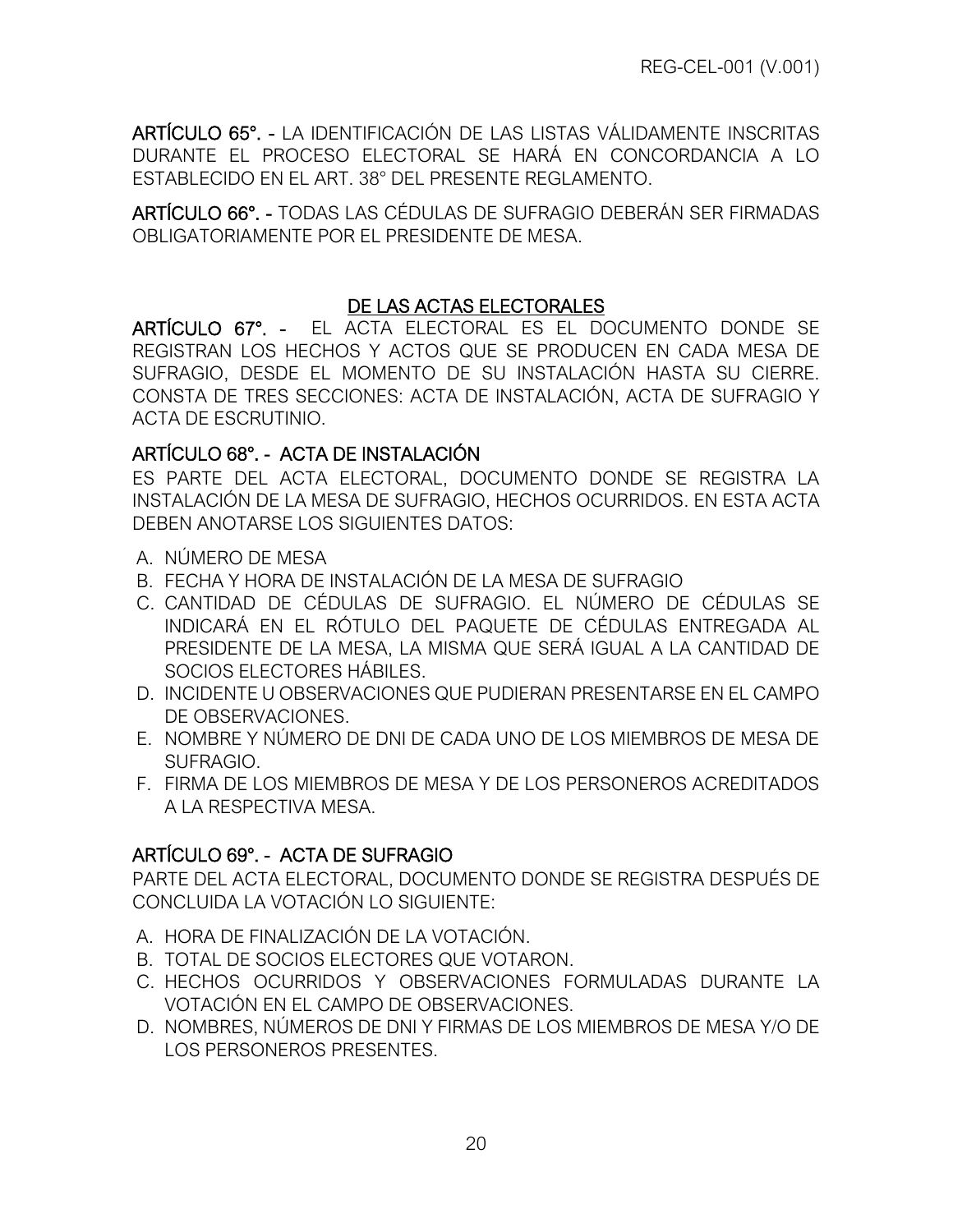**ARTÍCULO 65°. -** LA IDENTIFICACIÓN DE LAS LISTAS VÁLIDAMENTE INSCRITAS DURANTE EL PROCESO ELECTORAL SE HARÁ EN CONCORDANCIA A LO ESTABLECIDO EN EL ART. 38° DEL PRESENTE REGLAMENTO.

**ARTÍCULO 66°. -** TODAS LAS CÉDULAS DE SUFRAGIO DEBERÁN SER FIRMADAS OBLIGATORIAMENTE POR EL PRESIDENTE DE MESA.

## DE LAS ACTAS ELECTORALES

**ARTÍCULO 67°. -** EL ACTA ELECTORAL ES EL DOCUMENTO DONDE SE REGISTRAN LOS HECHOS Y ACTOS QUE SE PRODUCEN EN CADA MESA DE SUFRAGIO, DESDE EL MOMENTO DE SU INSTALACIÓN HASTA SU CIERRE. CONSTA DE TRES SECCIONES: ACTA DE INSTALACIÓN, ACTA DE SUFRAGIO Y ACTA DE ESCRUTINIO.

### ARTÍCULO 68°. - ACTA DE INSTALACIÓN

ES PARTE DEL ACTA ELECTORAL, DOCUMENTO DONDE SE REGISTRA LA INSTALACIÓN DE LA MESA DE SUFRAGIO, HECHOS OCURRIDOS. EN ESTA ACTA DEBEN ANOTARSE LOS SIGUIENTES DATOS:

A. NÚMERO DE MESA
B. FECHA Y HORA DE INSTALACIÓN DE LA MESA DE SUFRAGIO
C. CANTIDAD DE CÉDULAS DE SUFRAGIO. EL NÚMERO DE CÉDULAS SE INDICARÁ EN EL RÓTULO DEL PAQUETE DE CÉDULAS ENTREGADA AL PRESIDENTE DE LA MESA, LA MISMA QUE SERÁ IGUAL A LA CANTIDAD DE SOCIOS ELECTORES HÁBILES.
D. INCIDENTE U OBSERVACIONES QUE PUDIERAN PRESENTARSE EN EL CAMPO DE OBSERVACIONES.
E. NOMBRE Y NÚMERO DE DNI DE CADA UNO DE LOS MIEMBROS DE MESA DE SUFRAGIO.
F. FIRMA DE LOS MIEMBROS DE MESA Y DE LOS PERSONEROS ACREDITADOS A LA RESPECTIVA MESA.

### ARTÍCULO 69°. - ACTA DE SUFRAGIO

PARTE DEL ACTA ELECTORAL, DOCUMENTO DONDE SE REGISTRA DESPUÉS DE CONCLUIDA LA VOTACIÓN LO SIGUIENTE:

A. HORA DE FINALIZACIÓN DE LA VOTACIÓN.
B. TOTAL DE SOCIOS ELECTORES QUE VOTARON.
C. HECHOS OCURRIDOS Y OBSERVACIONES FORMULADAS DURANTE LA VOTACIÓN EN EL CAMPO DE OBSERVACIONES.
D. NOMBRES, NÚMEROS DE DNI Y FIRMAS DE LOS MIEMBROS DE MESA Y/O DE LOS PERSONEROS PRESENTES.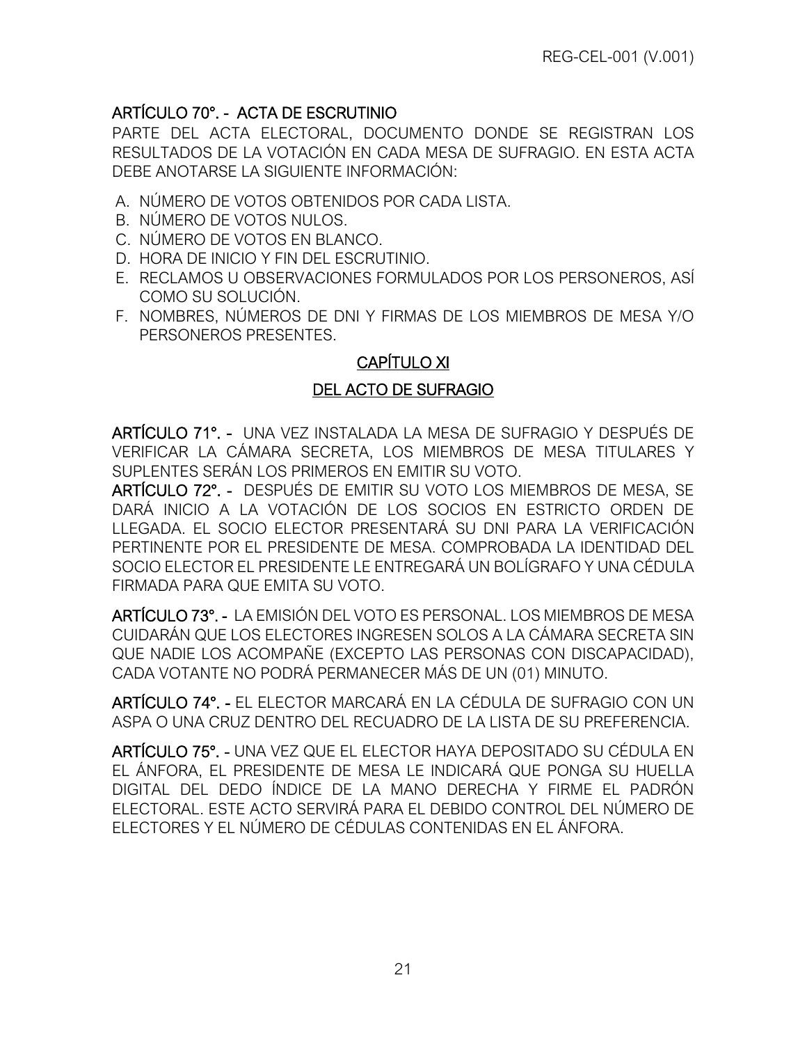**ARTÍCULO 70°. - ACTA DE ESCRUTINIO**

PARTE DEL ACTA ELECTORAL, DOCUMENTO DONDE SE REGISTRAN LOS RESULTADOS DE LA VOTACIÓN EN CADA MESA DE SUFRAGIO. EN ESTA ACTA DEBE ANOTARSE LA SIGUIENTE INFORMACIÓN:

A. NÚMERO DE VOTOS OBTENIDOS POR CADA LISTA.
B. NÚMERO DE VOTOS NULOS.
C. NÚMERO DE VOTOS EN BLANCO.
D. HORA DE INICIO Y FIN DEL ESCRUTINIO.
E. RECLAMOS U OBSERVACIONES FORMULADOS POR LOS PERSONEROS, ASÍ COMO SU SOLUCIÓN.
F. NOMBRES, NÚMEROS DE DNI Y FIRMAS DE LOS MIEMBROS DE MESA Y/O PERSONEROS PRESENTES.

## CAPÍTULO XI

## DEL ACTO DE SUFRAGIO

**ARTÍCULO 71°. -** UNA VEZ INSTALADA LA MESA DE SUFRAGIO Y DESPUÉS DE VERIFICAR LA CÁMARA SECRETA, LOS MIEMBROS DE MESA TITULARES Y SUPLENTES SERÁN LOS PRIMEROS EN EMITIR SU VOTO.

**ARTÍCULO 72°. -** DESPUÉS DE EMITIR SU VOTO LOS MIEMBROS DE MESA, SE DARÁ INICIO A LA VOTACIÓN DE LOS SOCIOS EN ESTRICTO ORDEN DE LLEGADA. EL SOCIO ELECTOR PRESENTARÁ SU DNI PARA LA VERIFICACIÓN PERTINENTE POR EL PRESIDENTE DE MESA. COMPROBADA LA IDENTIDAD DEL SOCIO ELECTOR EL PRESIDENTE LE ENTREGARÁ UN BOLÍGRAFO Y UNA CÉDULA FIRMADA PARA QUE EMITA SU VOTO.

**ARTÍCULO 73°. -** LA EMISIÓN DEL VOTO ES PERSONAL. LOS MIEMBROS DE MESA CUIDARÁN QUE LOS ELECTORES INGRESEN SOLOS A LA CÁMARA SECRETA SIN QUE NADIE LOS ACOMPAÑE (EXCEPTO LAS PERSONAS CON DISCAPACIDAD), CADA VOTANTE NO PODRÁ PERMANECER MÁS DE UN (01) MINUTO.

**ARTÍCULO 74°. -** EL ELECTOR MARCARÁ EN LA CÉDULA DE SUFRAGIO CON UN ASPA O UNA CRUZ DENTRO DEL RECUADRO DE LA LISTA DE SU PREFERENCIA.

**ARTÍCULO 75°. -** UNA VEZ QUE EL ELECTOR HAYA DEPOSITADO SU CÉDULA EN EL ÁNFORA, EL PRESIDENTE DE MESA LE INDICARÁ QUE PONGA SU HUELLA DIGITAL DEL DEDO ÍNDICE DE LA MANO DERECHA Y FIRME EL PADRÓN ELECTORAL. ESTE ACTO SERVIRÁ PARA EL DEBIDO CONTROL DEL NÚMERO DE ELECTORES Y EL NÚMERO DE CÉDULAS CONTENIDAS EN EL ÁNFORA.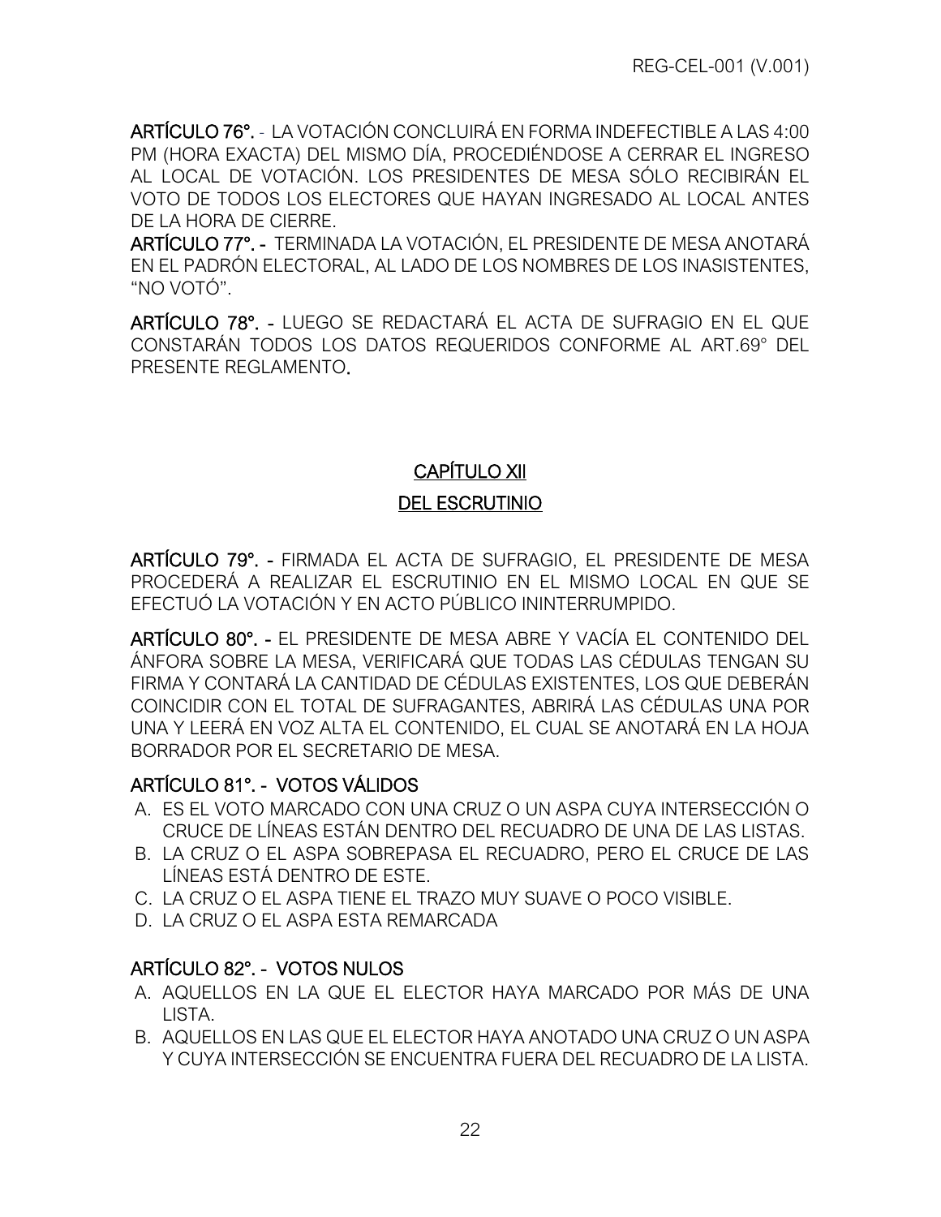**ARTÍCULO 76°.** - LA VOTACIÓN CONCLUIRÁ EN FORMA INDEFECTIBLE A LAS 4:00 PM (HORA EXACTA) DEL MISMO DÍA, PROCEDIÉNDOSE A CERRAR EL INGRESO AL LOCAL DE VOTACIÓN. LOS PRESIDENTES DE MESA SÓLO RECIBIRÁN EL VOTO DE TODOS LOS ELECTORES QUE HAYAN INGRESADO AL LOCAL ANTES DE LA HORA DE CIERRE.

**ARTÍCULO 77°. -** TERMINADA LA VOTACIÓN, EL PRESIDENTE DE MESA ANOTARÁ EN EL PADRÓN ELECTORAL, AL LADO DE LOS NOMBRES DE LOS INASISTENTES, "NO VOTÓ".

**ARTÍCULO 78°. -** LUEGO SE REDACTARÁ EL ACTA DE SUFRAGIO EN EL QUE CONSTARÁN TODOS LOS DATOS REQUERIDOS CONFORME AL ART.69° DEL PRESENTE REGLAMENTO.

## CAPÍTULO XII

## DEL ESCRUTINIO

**ARTÍCULO 79°. -** FIRMADA EL ACTA DE SUFRAGIO, EL PRESIDENTE DE MESA PROCEDERÁ A REALIZAR EL ESCRUTINIO EN EL MISMO LOCAL EN QUE SE EFECTUÓ LA VOTACIÓN Y EN ACTO PÚBLICO ININTERRUMPIDO.

**ARTÍCULO 80°. -** EL PRESIDENTE DE MESA ABRE Y VACÍA EL CONTENIDO DEL ÁNFORA SOBRE LA MESA, VERIFICARÁ QUE TODAS LAS CÉDULAS TENGAN SU FIRMA Y CONTARÁ LA CANTIDAD DE CÉDULAS EXISTENTES, LOS QUE DEBERÁN COINCIDIR CON EL TOTAL DE SUFRAGANTES, ABRIRÁ LAS CÉDULAS UNA POR UNA Y LEERÁ EN VOZ ALTA EL CONTENIDO, EL CUAL SE ANOTARÁ EN LA HOJA BORRADOR POR EL SECRETARIO DE MESA.

**ARTÍCULO 81°. - VOTOS VÁLIDOS**

A. ES EL VOTO MARCADO CON UNA CRUZ O UN ASPA CUYA INTERSECCIÓN O CRUCE DE LÍNEAS ESTÁN DENTRO DEL RECUADRO DE UNA DE LAS LISTAS.
B. LA CRUZ O EL ASPA SOBREPASA EL RECUADRO, PERO EL CRUCE DE LAS LÍNEAS ESTÁ DENTRO DE ESTE.
C. LA CRUZ O EL ASPA TIENE EL TRAZO MUY SUAVE O POCO VISIBLE.
D. LA CRUZ O EL ASPA ESTA REMARCADA

**ARTÍCULO 82°. - VOTOS NULOS**

A. AQUELLOS EN LA QUE EL ELECTOR HAYA MARCADO POR MÁS DE UNA LISTA.
B. AQUELLOS EN LAS QUE EL ELECTOR HAYA ANOTADO UNA CRUZ O UN ASPA Y CUYA INTERSECCIÓN SE ENCUENTRA FUERA DEL RECUADRO DE LA LISTA.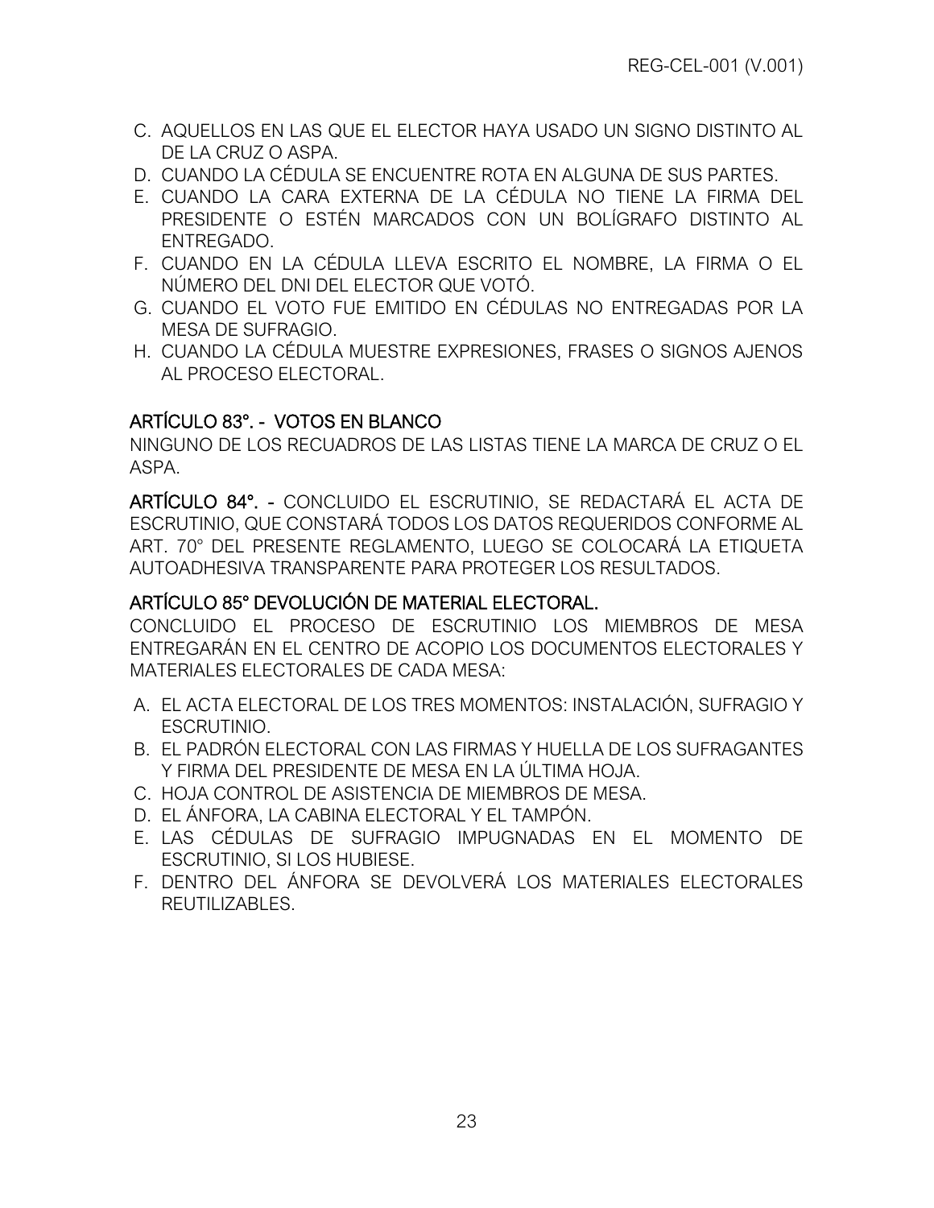C. AQUELLOS EN LAS QUE EL ELECTOR HAYA USADO UN SIGNO DISTINTO AL DE LA CRUZ O ASPA.
D. CUANDO LA CÉDULA SE ENCUENTRE ROTA EN ALGUNA DE SUS PARTES.
E. CUANDO LA CARA EXTERNA DE LA CÉDULA NO TIENE LA FIRMA DEL PRESIDENTE O ESTÉN MARCADOS CON UN BOLÍGRAFO DISTINTO AL ENTREGADO.
F. CUANDO EN LA CÉDULA LLEVA ESCRITO EL NOMBRE, LA FIRMA O EL NÚMERO DEL DNI DEL ELECTOR QUE VOTÓ.
G. CUANDO EL VOTO FUE EMITIDO EN CÉDULAS NO ENTREGADAS POR LA MESA DE SUFRAGIO.
H. CUANDO LA CÉDULA MUESTRE EXPRESIONES, FRASES O SIGNOS AJENOS AL PROCESO ELECTORAL.

## ARTÍCULO 83°. - VOTOS EN BLANCO

NINGUNO DE LOS RECUADROS DE LAS LISTAS TIENE LA MARCA DE CRUZ O EL ASPA.

**ARTÍCULO 84°. -** CONCLUIDO EL ESCRUTINIO, SE REDACTARÁ EL ACTA DE ESCRUTINIO, QUE CONSTARÁ TODOS LOS DATOS REQUERIDOS CONFORME AL ART. 70° DEL PRESENTE REGLAMENTO, LUEGO SE COLOCARÁ LA ETIQUETA AUTOADHESIVA TRANSPARENTE PARA PROTEGER LOS RESULTADOS.

## ARTÍCULO 85° DEVOLUCIÓN DE MATERIAL ELECTORAL.

CONCLUIDO EL PROCESO DE ESCRUTINIO LOS MIEMBROS DE MESA ENTREGARÁN EN EL CENTRO DE ACOPIO LOS DOCUMENTOS ELECTORALES Y MATERIALES ELECTORALES DE CADA MESA:

A. EL ACTA ELECTORAL DE LOS TRES MOMENTOS: INSTALACIÓN, SUFRAGIO Y ESCRUTINIO.
B. EL PADRÓN ELECTORAL CON LAS FIRMAS Y HUELLA DE LOS SUFRAGANTES Y FIRMA DEL PRESIDENTE DE MESA EN LA ÚLTIMA HOJA.
C. HOJA CONTROL DE ASISTENCIA DE MIEMBROS DE MESA.
D. EL ÁNFORA, LA CABINA ELECTORAL Y EL TAMPÓN.
E. LAS CÉDULAS DE SUFRAGIO IMPUGNADAS EN EL MOMENTO DE ESCRUTINIO, SI LOS HUBIESE.
F. DENTRO DEL ÁNFORA SE DEVOLVERÁ LOS MATERIALES ELECTORALES REUTILIZABLES.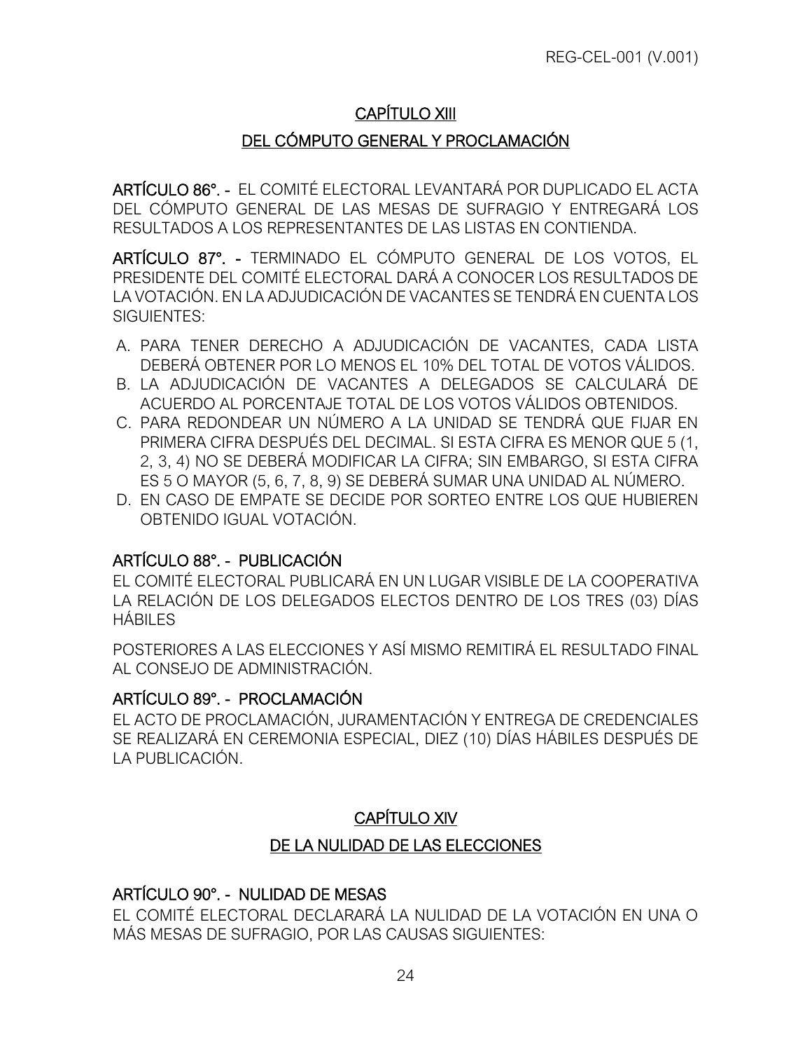## CAPÍTULO XIII

## DEL CÓMPUTO GENERAL Y PROCLAMACIÓN

**ARTÍCULO 86°. -** EL COMITÉ ELECTORAL LEVANTARÁ POR DUPLICADO EL ACTA DEL CÓMPUTO GENERAL DE LAS MESAS DE SUFRAGIO Y ENTREGARÁ LOS RESULTADOS A LOS REPRESENTANTES DE LAS LISTAS EN CONTIENDA.

**ARTÍCULO 87°. -** TERMINADO EL CÓMPUTO GENERAL DE LOS VOTOS, EL PRESIDENTE DEL COMITÉ ELECTORAL DARÁ A CONOCER LOS RESULTADOS DE LA VOTACIÓN. EN LA ADJUDICACIÓN DE VACANTES SE TENDRÁ EN CUENTA LOS SIGUIENTES:

A. PARA TENER DERECHO A ADJUDICACIÓN DE VACANTES, CADA LISTA DEBERÁ OBTENER POR LO MENOS EL 10% DEL TOTAL DE VOTOS VÁLIDOS.
B. LA ADJUDICACIÓN DE VACANTES A DELEGADOS SE CALCULARÁ DE ACUERDO AL PORCENTAJE TOTAL DE LOS VOTOS VÁLIDOS OBTENIDOS.
C. PARA REDONDEAR UN NÚMERO A LA UNIDAD SE TENDRÁ QUE FIJAR EN PRIMERA CIFRA DESPUÉS DEL DECIMAL. SI ESTA CIFRA ES MENOR QUE 5 (1, 2, 3, 4) NO SE DEBERÁ MODIFICAR LA CIFRA; SIN EMBARGO, SI ESTA CIFRA ES 5 O MAYOR (5, 6, 7, 8, 9) SE DEBERÁ SUMAR UNA UNIDAD AL NÚMERO.
D. EN CASO DE EMPATE SE DECIDE POR SORTEO ENTRE LOS QUE HUBIEREN OBTENIDO IGUAL VOTACIÓN.

### ARTÍCULO 88°. - PUBLICACIÓN

EL COMITÉ ELECTORAL PUBLICARÁ EN UN LUGAR VISIBLE DE LA COOPERATIVA LA RELACIÓN DE LOS DELEGADOS ELECTOS DENTRO DE LOS TRES (03) DÍAS HÁBILES

POSTERIORES A LAS ELECCIONES Y ASÍ MISMO REMITIRÁ EL RESULTADO FINAL AL CONSEJO DE ADMINISTRACIÓN.

### ARTÍCULO 89°. - PROCLAMACIÓN

EL ACTO DE PROCLAMACIÓN, JURAMENTACIÓN Y ENTREGA DE CREDENCIALES SE REALIZARÁ EN CEREMONIA ESPECIAL, DIEZ (10) DÍAS HÁBILES DESPUÉS DE LA PUBLICACIÓN.

## CAPÍTULO XIV

## DE LA NULIDAD DE LAS ELECCIONES

### ARTÍCULO 90°. - NULIDAD DE MESAS

EL COMITÉ ELECTORAL DECLARARÁ LA NULIDAD DE LA VOTACIÓN EN UNA O MÁS MESAS DE SUFRAGIO, POR LAS CAUSAS SIGUIENTES: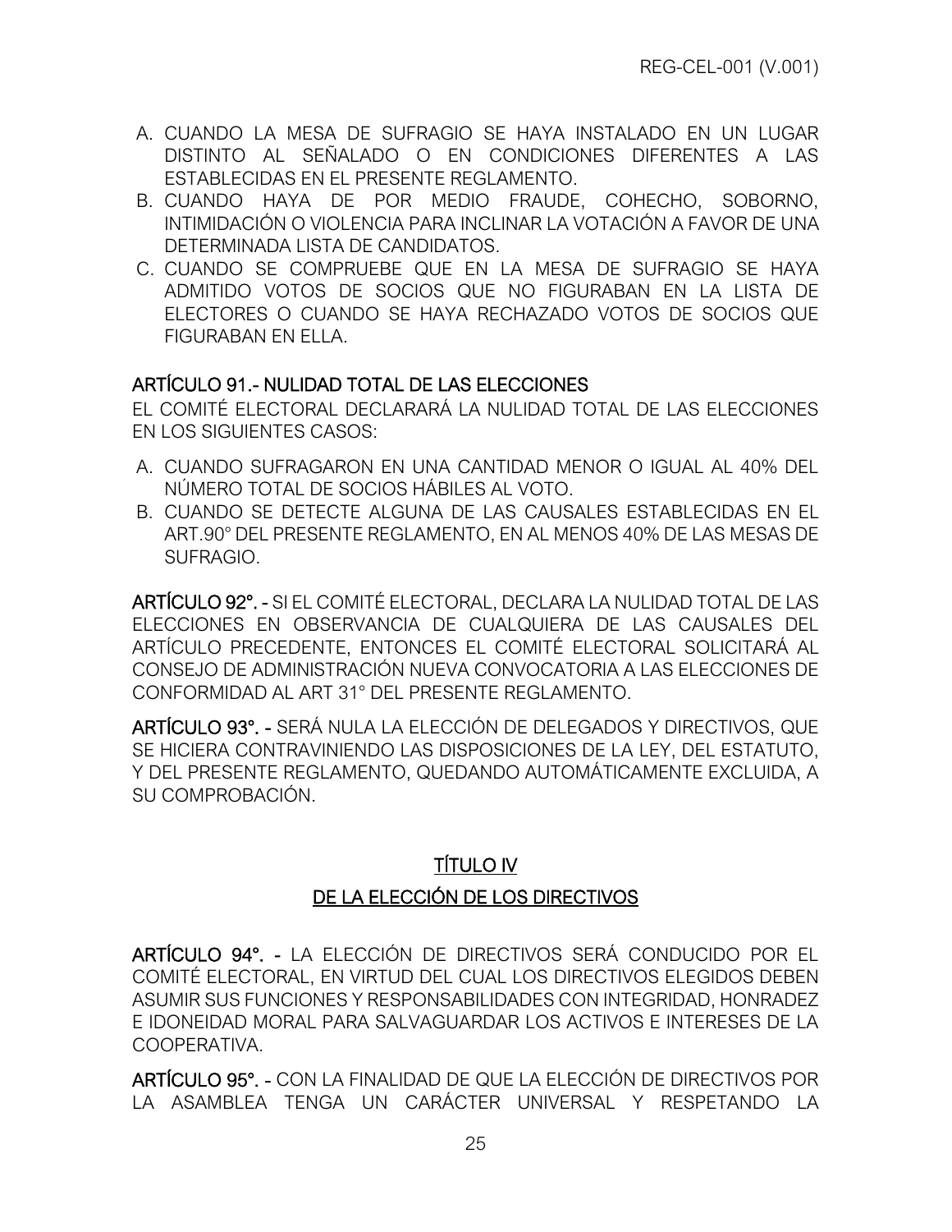A. CUANDO LA MESA DE SUFRAGIO SE HAYA INSTALADO EN UN LUGAR DISTINTO AL SEÑALADO O EN CONDICIONES DIFERENTES A LAS ESTABLECIDAS EN EL PRESENTE REGLAMENTO.
B. CUANDO HAYA DE POR MEDIO FRAUDE, COHECHO, SOBORNO, INTIMIDACIÓN O VIOLENCIA PARA INCLINAR LA VOTACIÓN A FAVOR DE UNA DETERMINADA LISTA DE CANDIDATOS.
C. CUANDO SE COMPRUEBE QUE EN LA MESA DE SUFRAGIO SE HAYA ADMITIDO VOTOS DE SOCIOS QUE NO FIGURABAN EN LA LISTA DE ELECTORES O CUANDO SE HAYA RECHAZADO VOTOS DE SOCIOS QUE FIGURABAN EN ELLA.

**ARTÍCULO 91.- NULIDAD TOTAL DE LAS ELECCIONES**

EL COMITÉ ELECTORAL DECLARARÁ LA NULIDAD TOTAL DE LAS ELECCIONES EN LOS SIGUIENTES CASOS:

A. CUANDO SUFRAGARON EN UNA CANTIDAD MENOR O IGUAL AL 40% DEL NÚMERO TOTAL DE SOCIOS HÁBILES AL VOTO.
B. CUANDO SE DETECTE ALGUNA DE LAS CAUSALES ESTABLECIDAS EN EL ART.90° DEL PRESENTE REGLAMENTO, EN AL MENOS 40% DE LAS MESAS DE SUFRAGIO.

**ARTÍCULO 92°. -** SI EL COMITÉ ELECTORAL, DECLARA LA NULIDAD TOTAL DE LAS ELECCIONES EN OBSERVANCIA DE CUALQUIERA DE LAS CAUSALES DEL ARTÍCULO PRECEDENTE, ENTONCES EL COMITÉ ELECTORAL SOLICITARÁ AL CONSEJO DE ADMINISTRACIÓN NUEVA CONVOCATORIA A LAS ELECCIONES DE CONFORMIDAD AL ART 31° DEL PRESENTE REGLAMENTO.

**ARTÍCULO 93°. -** SERÁ NULA LA ELECCIÓN DE DELEGADOS Y DIRECTIVOS, QUE SE HICIERA CONTRAVINIENDO LAS DISPOSICIONES DE LA LEY, DEL ESTATUTO, Y DEL PRESENTE REGLAMENTO, QUEDANDO AUTOMÁTICAMENTE EXCLUIDA, A SU COMPROBACIÓN.

## TÍTULO IV

## DE LA ELECCIÓN DE LOS DIRECTIVOS

**ARTÍCULO 94°. -** LA ELECCIÓN DE DIRECTIVOS SERÁ CONDUCIDO POR EL COMITÉ ELECTORAL, EN VIRTUD DEL CUAL LOS DIRECTIVOS ELEGIDOS DEBEN ASUMIR SUS FUNCIONES Y RESPONSABILIDADES CON INTEGRIDAD, HONRADEZ E IDONEIDAD MORAL PARA SALVAGUARDAR LOS ACTIVOS E INTERESES DE LA COOPERATIVA.

**ARTÍCULO 95°. -** CON LA FINALIDAD DE QUE LA ELECCIÓN DE DIRECTIVOS POR LA ASAMBLEA TENGA UN CARÁCTER UNIVERSAL Y RESPETANDO LA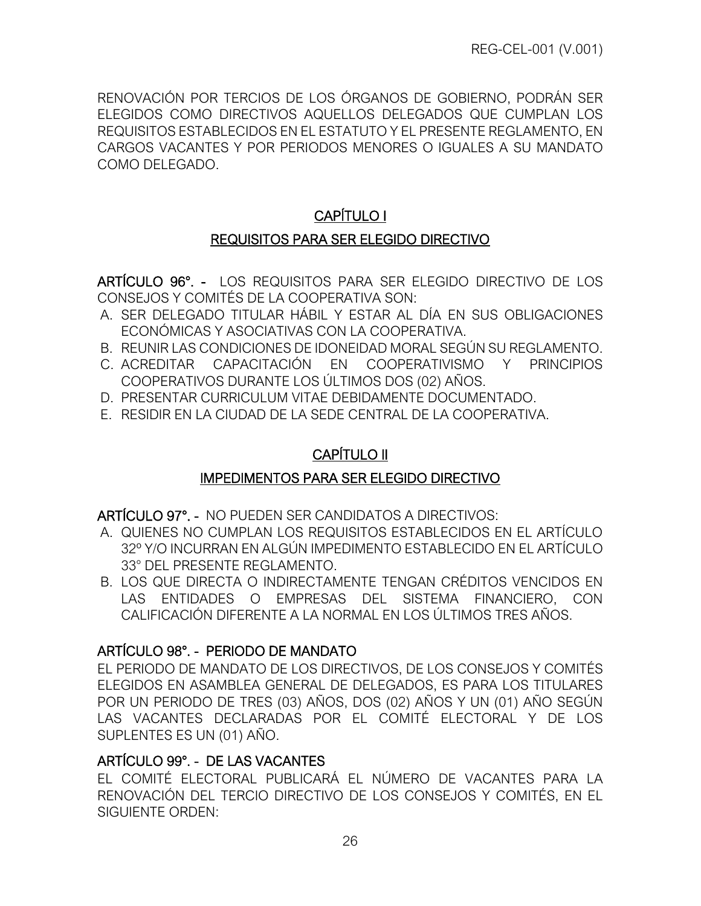RENOVACIÓN POR TERCIOS DE LOS ÓRGANOS DE GOBIERNO, PODRÁN SER ELEGIDOS COMO DIRECTIVOS AQUELLOS DELEGADOS QUE CUMPLAN LOS REQUISITOS ESTABLECIDOS EN EL ESTATUTO Y EL PRESENTE REGLAMENTO, EN CARGOS VACANTES Y POR PERIODOS MENORES O IGUALES A SU MANDATO COMO DELEGADO.

## CAPÍTULO I

## REQUISITOS PARA SER ELEGIDO DIRECTIVO

**ARTÍCULO 96°. -** LOS REQUISITOS PARA SER ELEGIDO DIRECTIVO DE LOS CONSEJOS Y COMITÉS DE LA COOPERATIVA SON:

A. SER DELEGADO TITULAR HÁBIL Y ESTAR AL DÍA EN SUS OBLIGACIONES ECONÓMICAS Y ASOCIATIVAS CON LA COOPERATIVA.
B. REUNIR LAS CONDICIONES DE IDONEIDAD MORAL SEGÚN SU REGLAMENTO.
C. ACREDITAR CAPACITACIÓN EN COOPERATIVISMO Y PRINCIPIOS COOPERATIVOS DURANTE LOS ÚLTIMOS DOS (02) AÑOS.
D. PRESENTAR CURRICULUM VITAE DEBIDAMENTE DOCUMENTADO.
E. RESIDIR EN LA CIUDAD DE LA SEDE CENTRAL DE LA COOPERATIVA.

## CAPÍTULO II

## IMPEDIMENTOS PARA SER ELEGIDO DIRECTIVO

**ARTÍCULO 97°. -** NO PUEDEN SER CANDIDATOS A DIRECTIVOS:

A. QUIENES NO CUMPLAN LOS REQUISITOS ESTABLECIDOS EN EL ARTÍCULO 32º Y/O INCURRAN EN ALGÚN IMPEDIMENTO ESTABLECIDO EN EL ARTÍCULO 33° DEL PRESENTE REGLAMENTO.
B. LOS QUE DIRECTA O INDIRECTAMENTE TENGAN CRÉDITOS VENCIDOS EN LAS ENTIDADES O EMPRESAS DEL SISTEMA FINANCIERO, CON CALIFICACIÓN DIFERENTE A LA NORMAL EN LOS ÚLTIMOS TRES AÑOS.

### ARTÍCULO 98°. - PERIODO DE MANDATO

EL PERIODO DE MANDATO DE LOS DIRECTIVOS, DE LOS CONSEJOS Y COMITÉS ELEGIDOS EN ASAMBLEA GENERAL DE DELEGADOS, ES PARA LOS TITULARES POR UN PERIODO DE TRES (03) AÑOS, DOS (02) AÑOS Y UN (01) AÑO SEGÚN LAS VACANTES DECLARADAS POR EL COMITÉ ELECTORAL Y DE LOS SUPLENTES ES UN (01) AÑO.

### ARTÍCULO 99°. - DE LAS VACANTES

EL COMITÉ ELECTORAL PUBLICARÁ EL NÚMERO DE VACANTES PARA LA RENOVACIÓN DEL TERCIO DIRECTIVO DE LOS CONSEJOS Y COMITÉS, EN EL SIGUIENTE ORDEN: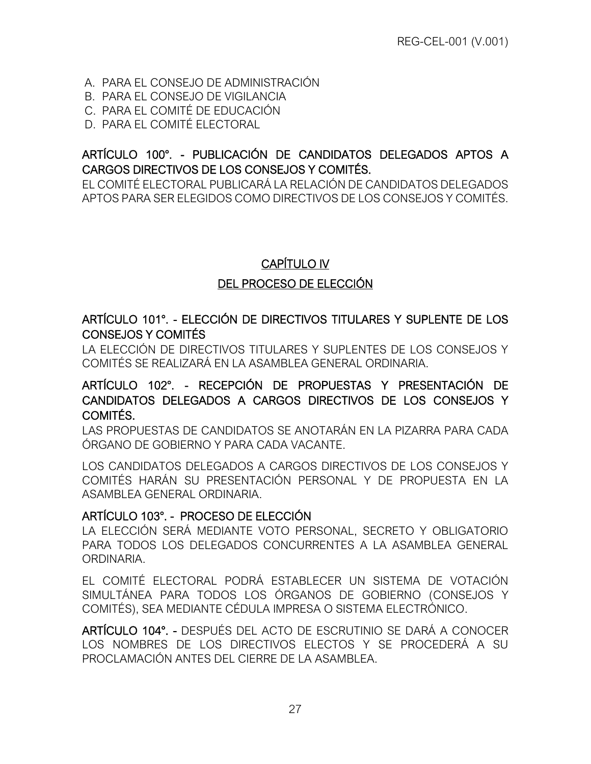A. PARA EL CONSEJO DE ADMINISTRACIÓN
B. PARA EL CONSEJO DE VIGILANCIA
C. PARA EL COMITÉ DE EDUCACIÓN
D. PARA EL COMITÉ ELECTORAL

### ARTÍCULO 100°. - PUBLICACIÓN DE CANDIDATOS DELEGADOS APTOS A CARGOS DIRECTIVOS DE LOS CONSEJOS Y COMITÉS.

EL COMITÉ ELECTORAL PUBLICARÁ LA RELACIÓN DE CANDIDATOS DELEGADOS APTOS PARA SER ELEGIDOS COMO DIRECTIVOS DE LOS CONSEJOS Y COMITÉS.

## CAPÍTULO IV

## DEL PROCESO DE ELECCIÓN

### ARTÍCULO 101°. - ELECCIÓN DE DIRECTIVOS TITULARES Y SUPLENTE DE LOS CONSEJOS Y COMITÉS

LA ELECCIÓN DE DIRECTIVOS TITULARES Y SUPLENTES DE LOS CONSEJOS Y COMITÉS SE REALIZARÁ EN LA ASAMBLEA GENERAL ORDINARIA.

### ARTÍCULO 102°. - RECEPCIÓN DE PROPUESTAS Y PRESENTACIÓN DE CANDIDATOS DELEGADOS A CARGOS DIRECTIVOS DE LOS CONSEJOS Y COMITÉS.

LAS PROPUESTAS DE CANDIDATOS SE ANOTARÁN EN LA PIZARRA PARA CADA ÓRGANO DE GOBIERNO Y PARA CADA VACANTE.

LOS CANDIDATOS DELEGADOS A CARGOS DIRECTIVOS DE LOS CONSEJOS Y COMITÉS HARÁN SU PRESENTACIÓN PERSONAL Y DE PROPUESTA EN LA ASAMBLEA GENERAL ORDINARIA.

### ARTÍCULO 103°. - PROCESO DE ELECCIÓN

LA ELECCIÓN SERÁ MEDIANTE VOTO PERSONAL, SECRETO Y OBLIGATORIO PARA TODOS LOS DELEGADOS CONCURRENTES A LA ASAMBLEA GENERAL ORDINARIA.

EL COMITÉ ELECTORAL PODRÁ ESTABLECER UN SISTEMA DE VOTACIÓN SIMULTÁNEA PARA TODOS LOS ÓRGANOS DE GOBIERNO (CONSEJOS Y COMITÉS), SEA MEDIANTE CÉDULA IMPRESA O SISTEMA ELECTRÓNICO.

**ARTÍCULO 104°. -** DESPUÉS DEL ACTO DE ESCRUTINIO SE DARÁ A CONOCER LOS NOMBRES DE LOS DIRECTIVOS ELECTOS Y SE PROCEDERÁ A SU PROCLAMACIÓN ANTES DEL CIERRE DE LA ASAMBLEA.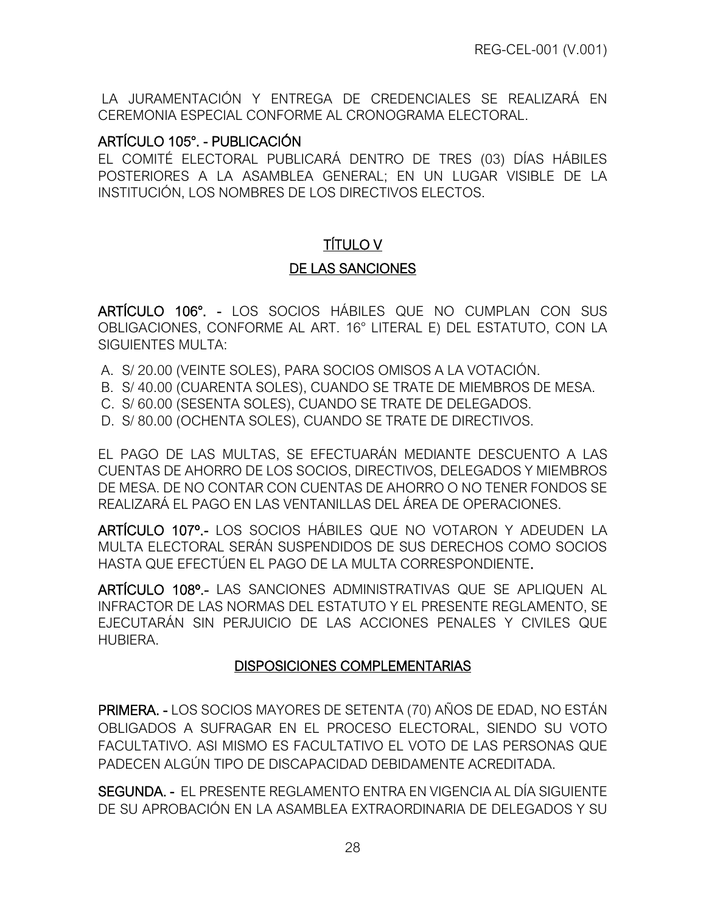LA JURAMENTACIÓN Y ENTREGA DE CREDENCIALES SE REALIZARÁ EN CEREMONIA ESPECIAL CONFORME AL CRONOGRAMA ELECTORAL.

### ARTÍCULO 105°. - PUBLICACIÓN

EL COMITÉ ELECTORAL PUBLICARÁ DENTRO DE TRES (03) DÍAS HÁBILES POSTERIORES A LA ASAMBLEA GENERAL; EN UN LUGAR VISIBLE DE LA INSTITUCIÓN, LOS NOMBRES DE LOS DIRECTIVOS ELECTOS.

## TÍTULO V

## DE LAS SANCIONES

**ARTÍCULO 106°. -** LOS SOCIOS HÁBILES QUE NO CUMPLAN CON SUS OBLIGACIONES, CONFORME AL ART. 16° LITERAL E) DEL ESTATUTO, CON LA SIGUIENTES MULTA:

A. S/ 20.00 (VEINTE SOLES), PARA SOCIOS OMISOS A LA VOTACIÓN.
B. S/ 40.00 (CUARENTA SOLES), CUANDO SE TRATE DE MIEMBROS DE MESA.
C. S/ 60.00 (SESENTA SOLES), CUANDO SE TRATE DE DELEGADOS.
D. S/ 80.00 (OCHENTA SOLES), CUANDO SE TRATE DE DIRECTIVOS.

EL PAGO DE LAS MULTAS, SE EFECTUARÁN MEDIANTE DESCUENTO A LAS CUENTAS DE AHORRO DE LOS SOCIOS, DIRECTIVOS, DELEGADOS Y MIEMBROS DE MESA. DE NO CONTAR CON CUENTAS DE AHORRO O NO TENER FONDOS SE REALIZARÁ EL PAGO EN LAS VENTANILLAS DEL ÁREA DE OPERACIONES.

**ARTÍCULO 107º.-** LOS SOCIOS HÁBILES QUE NO VOTARON Y ADEUDEN LA MULTA ELECTORAL SERÁN SUSPENDIDOS DE SUS DERECHOS COMO SOCIOS HASTA QUE EFECTÚEN EL PAGO DE LA MULTA CORRESPONDIENTE.

**ARTÍCULO 108º.-** LAS SANCIONES ADMINISTRATIVAS QUE SE APLIQUEN AL INFRACTOR DE LAS NORMAS DEL ESTATUTO Y EL PRESENTE REGLAMENTO, SE EJECUTARÁN SIN PERJUICIO DE LAS ACCIONES PENALES Y CIVILES QUE HUBIERA.

## DISPOSICIONES COMPLEMENTARIAS

**PRIMERA. -** LOS SOCIOS MAYORES DE SETENTA (70) AÑOS DE EDAD, NO ESTÁN OBLIGADOS A SUFRAGAR EN EL PROCESO ELECTORAL, SIENDO SU VOTO FACULTATIVO. ASI MISMO ES FACULTATIVO EL VOTO DE LAS PERSONAS QUE PADECEN ALGÚN TIPO DE DISCAPACIDAD DEBIDAMENTE ACREDITADA.

**SEGUNDA. -** EL PRESENTE REGLAMENTO ENTRA EN VIGENCIA AL DÍA SIGUIENTE DE SU APROBACIÓN EN LA ASAMBLEA EXTRAORDINARIA DE DELEGADOS Y SU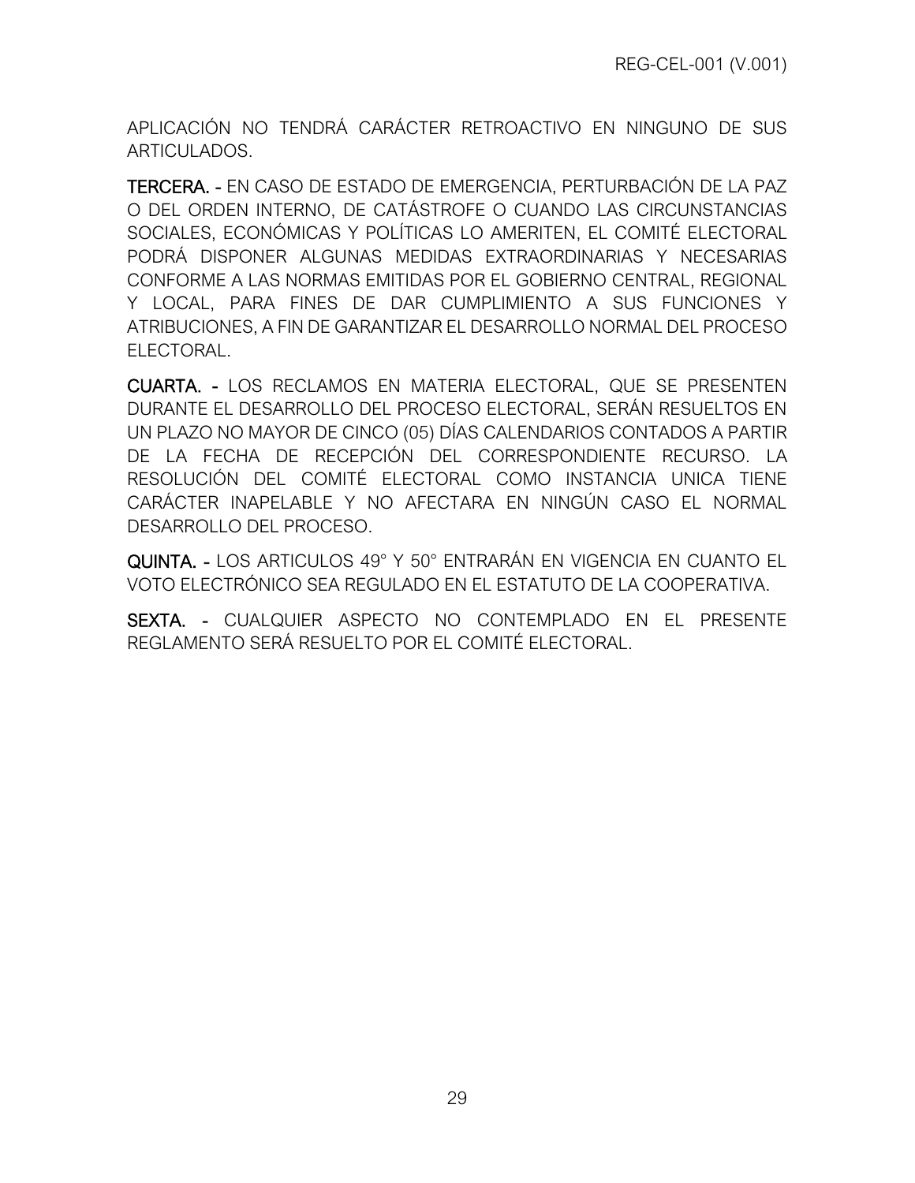APLICACIÓN NO TENDRÁ CARÁCTER RETROACTIVO EN NINGUNO DE SUS ARTICULADOS.

**TERCERA. -** EN CASO DE ESTADO DE EMERGENCIA, PERTURBACIÓN DE LA PAZ O DEL ORDEN INTERNO, DE CATÁSTROFE O CUANDO LAS CIRCUNSTANCIAS SOCIALES, ECONÓMICAS Y POLÍTICAS LO AMERITEN, EL COMITÉ ELECTORAL PODRÁ DISPONER ALGUNAS MEDIDAS EXTRAORDINARIAS Y NECESARIAS CONFORME A LAS NORMAS EMITIDAS POR EL GOBIERNO CENTRAL, REGIONAL Y LOCAL, PARA FINES DE DAR CUMPLIMIENTO A SUS FUNCIONES Y ATRIBUCIONES, A FIN DE GARANTIZAR EL DESARROLLO NORMAL DEL PROCESO ELECTORAL.

**CUARTA. -** LOS RECLAMOS EN MATERIA ELECTORAL, QUE SE PRESENTEN DURANTE EL DESARROLLO DEL PROCESO ELECTORAL, SERÁN RESUELTOS EN UN PLAZO NO MAYOR DE CINCO (05) DÍAS CALENDARIOS CONTADOS A PARTIR DE LA FECHA DE RECEPCIÓN DEL CORRESPONDIENTE RECURSO. LA RESOLUCIÓN DEL COMITÉ ELECTORAL COMO INSTANCIA UNICA TIENE CARÁCTER INAPELABLE Y NO AFECTARA EN NINGÚN CASO EL NORMAL DESARROLLO DEL PROCESO.

**QUINTA. -** LOS ARTICULOS 49° Y 50° ENTRARÁN EN VIGENCIA EN CUANTO EL VOTO ELECTRÓNICO SEA REGULADO EN EL ESTATUTO DE LA COOPERATIVA.

**SEXTA. -** CUALQUIER ASPECTO NO CONTEMPLADO EN EL PRESENTE REGLAMENTO SERÁ RESUELTO POR EL COMITÉ ELECTORAL.